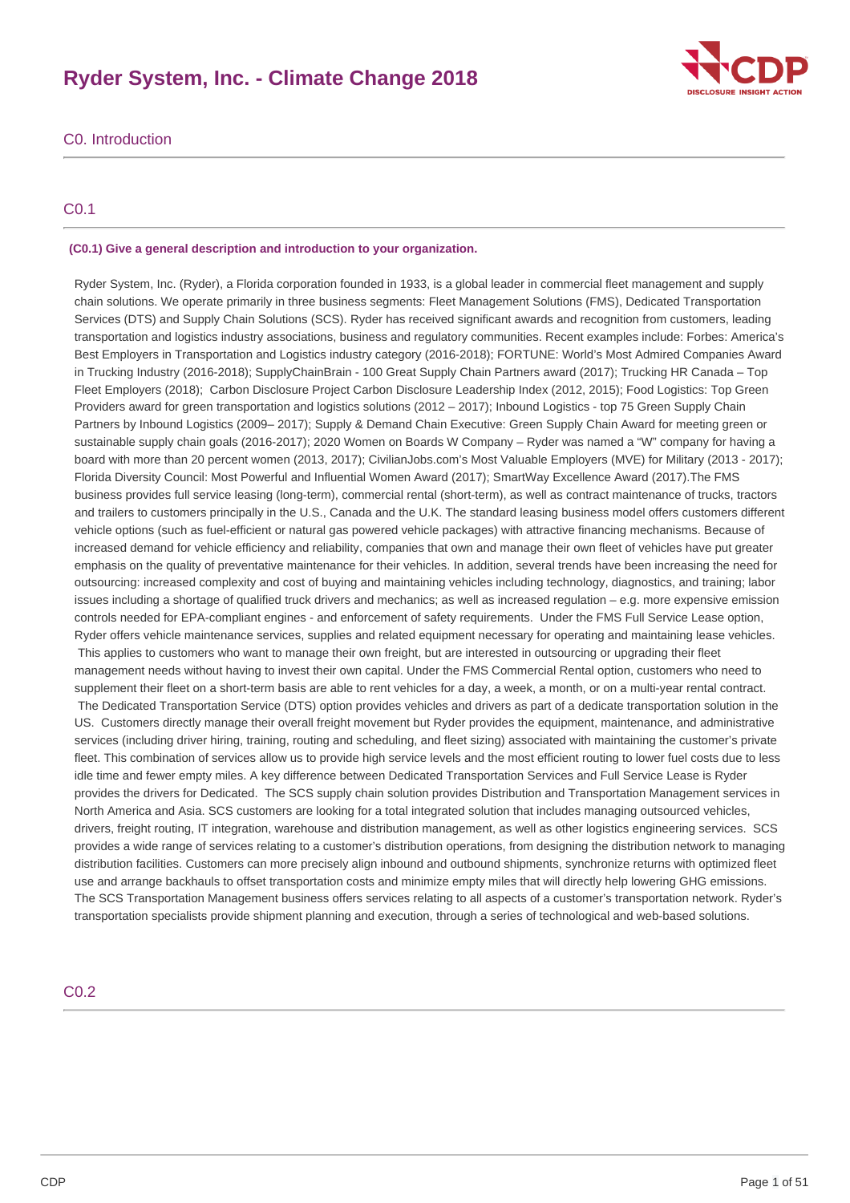# Ryder System, Inc. - Climate Change 2018

## C0. Introduction

### C0.1

**(C0.1) Give a general description and introduction to your organization.**

Ryder System, Inc. (Ryder), a Florida corporation founded in 1933, is a global leader in commercial fleet management and supply chain solutions. We operate primarily in three business segments: Fleet Management Solutions (FMS), Dedicated Transportation Services (DTS) and Supply Chain Solutions (SCS). Ryder has received significant awards and recognition from customers, leading transportation and logistics industry associations, business and regulatory communities. Recent examples include: Forbes: America's Best Employers in Transportation and Logistics industry category (2016-2018); FORTUNE: World's Most Admired Companies Award in Trucking Industry (2016-2018); SupplyChainBrain - 100 Great Supply Chain Partners award (2017); Trucking HR Canada – Top Fleet Employers (2018); Carbon Disclosure Project Carbon Disclosure Leadership Index (2012, 2015); Food Logistics: Top Green Providers award for green transportation and logistics solutions (2012 – 2017); Inbound Logistics - top 75 Green Supply Chain Partners by Inbound Logistics (2009– 2017); Supply & Demand Chain Executive: Green Supply Chain Award for meeting green or sustainable supply chain goals (2016-2017); 2020 Women on Boards W Company – Ryder was named a "W" company for having a board with more than 20 percent women (2013, 2017); CivilianJobs.com's Most Valuable Employers (MVE) for Military (2013 - 2017); Florida Diversity Council: Most Powerful and Influential Women Award (2017); SmartWay Excellence Award (2017).The FMS business provides full service leasing (long-term), commercial rental (short-term), as well as contract maintenance of trucks, tractors and trailers to customers principally in the U.S., Canada and the U.K. The standard leasing business model offers customers different vehicle options (such as fuel-efficient or natural gas powered vehicle packages) with attractive financing mechanisms. Because of increased demand for vehicle efficiency and reliability, companies that own and manage their own fleet of vehicles have put greater emphasis on the quality of preventative maintenance for their vehicles. In addition, several trends have been increasing the need for outsourcing: increased complexity and cost of buying and maintaining vehicles including technology, diagnostics, and training; labor issues including a shortage of qualified truck drivers and mechanics; as well as increased regulation – e.g. more expensive emission controls needed for EPA-compliant engines - and enforcement of safety requirements. Under the FMS Full Service Lease option, Ryder offers vehicle maintenance services, supplies and related equipment necessary for operating and maintaining lease vehicles. This applies to customers who want to manage their own freight, but are interested in outsourcing or upgrading their fleet management needs without having to invest their own capital. Under the FMS Commercial Rental option, customers who need to supplement their fleet on a short-term basis are able to rent vehicles for a day, a week, a month, or on a multi-year rental contract. The Dedicated Transportation Service (DTS) option provides vehicles and drivers as part of a dedicate transportation solution in the US. Customers directly manage their overall freight movement but Ryder provides the equipment, maintenance, and administrative services (including driver hiring, training, routing and scheduling, and fleet sizing) associated with maintaining the customer's private fleet. This combination of services allow us to provide high service levels and the most efficient routing to lower fuel costs due to less idle time and fewer empty miles. A key difference between Dedicated Transportation Services and Full Service Lease is Ryder provides the drivers for Dedicated. The SCS supply chain solution provides Distribution and Transportation Management services in North America and Asia. SCS customers are looking for a total integrated solution that includes managing outsourced vehicles, drivers, freight routing, IT integration, warehouse and distribution management, as well as other logistics engineering services. SCS provides a wide range of services relating to a customer's distribution operations, from designing the distribution network to managing distribution facilities. Customers can more precisely align inbound and outbound shipments, synchronize returns with optimized fleet use and arrange backhauls to offset transportation costs and minimize empty miles that will directly help lowering GHG emissions. The SCS Transportation Management business offers services relating to all aspects of a customer's transportation network. Ryder's transportation specialists provide shipment planning and execution, through a series of technological and web-based solutions.

### C0.2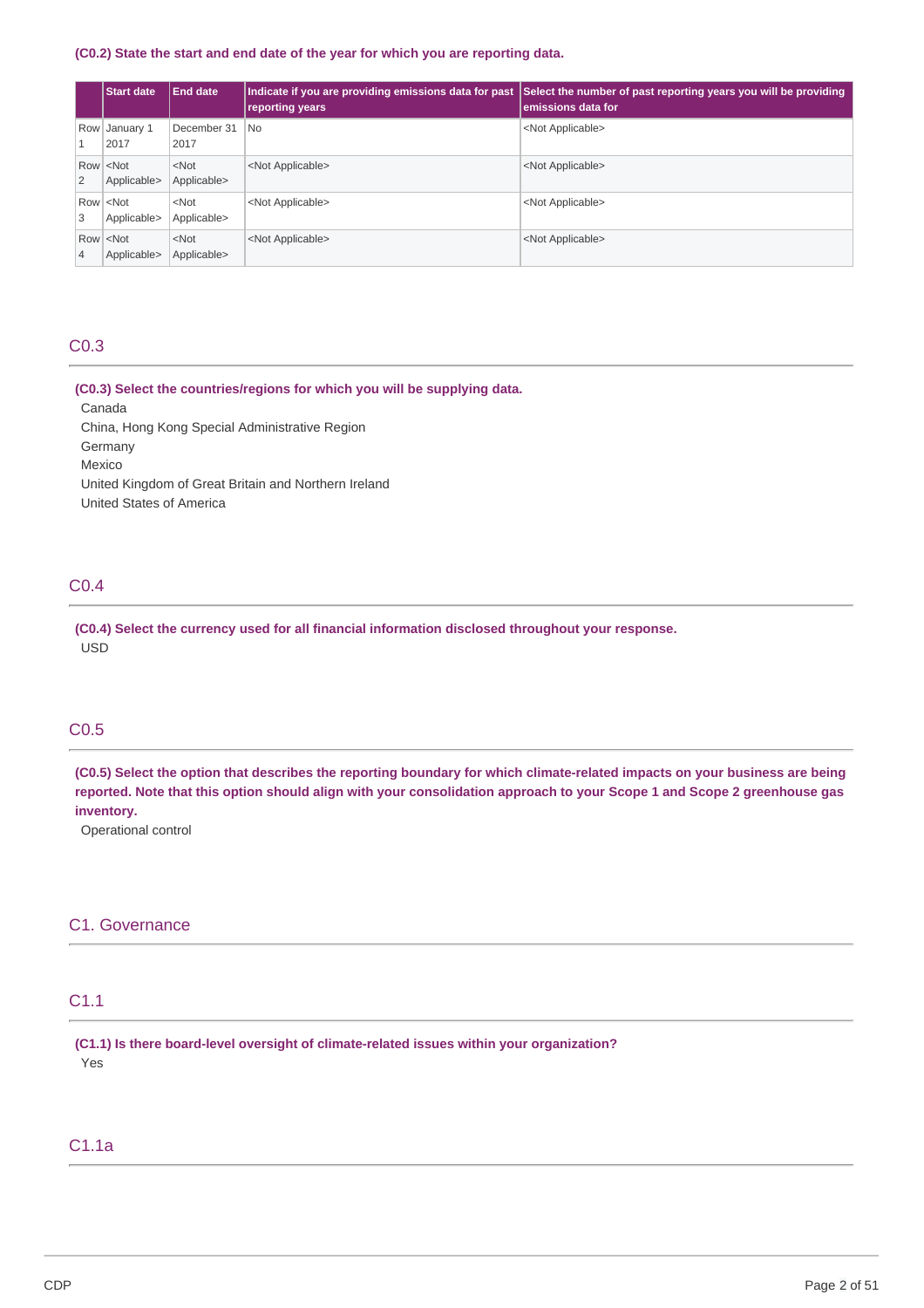**(C0.2) State the start and end date of the year for which you are reporting data.**

| | Start date | End date | Indicate if you are providing emissions data for past reporting years | Select the number of past reporting years you will be providing emissions data for |
|---|---|---|---|---|
| Row 1 | January 1 2017 | December 31 2017 | No | <Not Applicable> |
| Row 2 | <Not Applicable> | <Not Applicable> | <Not Applicable> | <Not Applicable> |
| Row 3 | <Not Applicable> | <Not Applicable> | <Not Applicable> | <Not Applicable> |
| Row 4 | <Not Applicable> | <Not Applicable> | <Not Applicable> | <Not Applicable> |

## C0.3

**(C0.3) Select the countries/regions for which you will be supplying data.**

Canada
China, Hong Kong Special Administrative Region
Germany
Mexico
United Kingdom of Great Britain and Northern Ireland
United States of America

## C0.4

**(C0.4) Select the currency used for all financial information disclosed throughout your response.**

USD

## C0.5

**(C0.5) Select the option that describes the reporting boundary for which climate-related impacts on your business are being reported. Note that this option should align with your consolidation approach to your Scope 1 and Scope 2 greenhouse gas inventory.**

Operational control

# C1. Governance

## C1.1

**(C1.1) Is there board-level oversight of climate-related issues within your organization?**

Yes

## C1.1a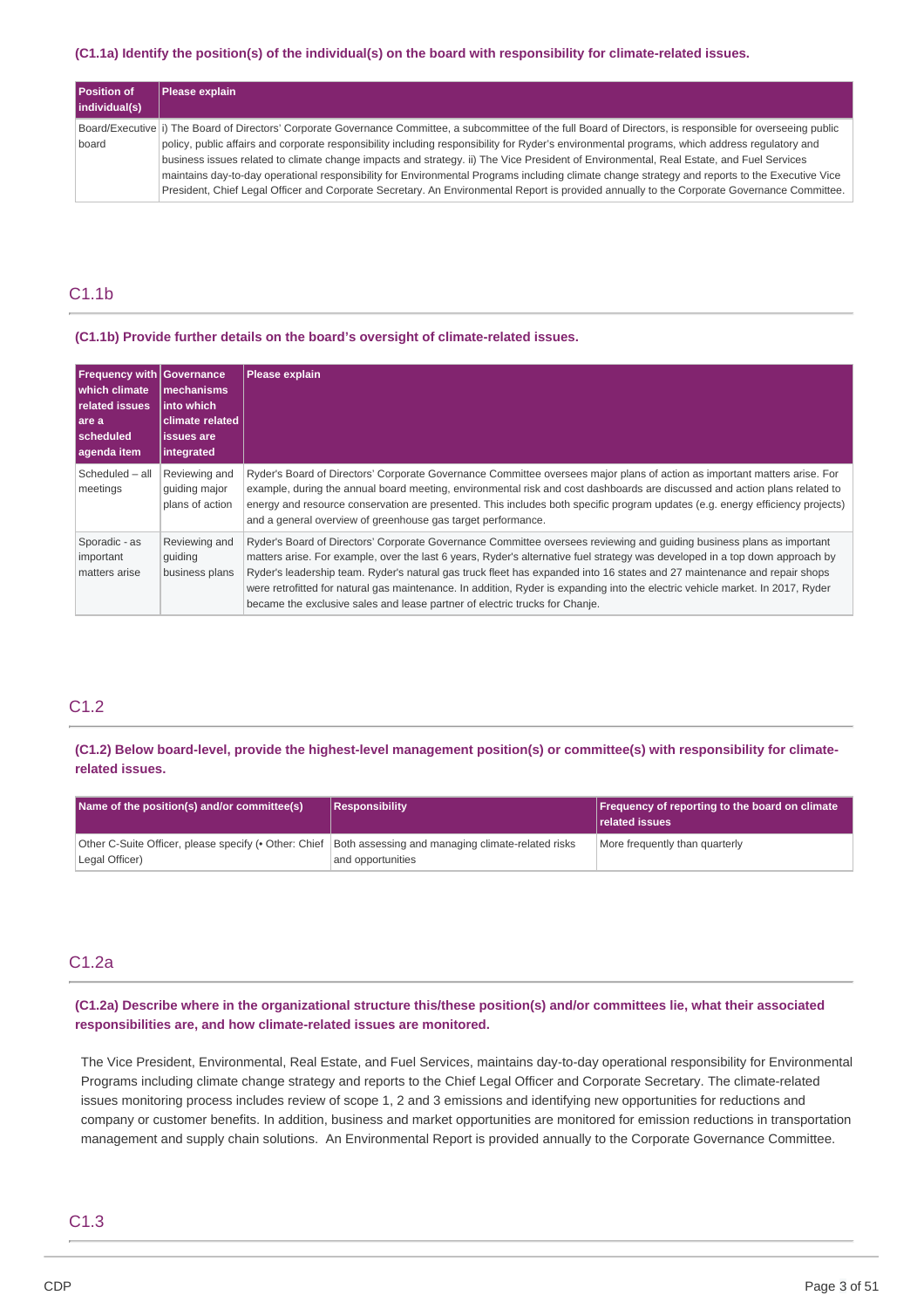#### (C1.1a) Identify the position(s) of the individual(s) on the board with responsibility for climate-related issues.

| Position of individual(s) | Please explain |
|---|---|
| Board/Executive board | i) The Board of Directors' Corporate Governance Committee, a subcommittee of the full Board of Directors, is responsible for overseeing public policy, public affairs and corporate responsibility including responsibility for Ryder's environmental programs, which address regulatory and business issues related to climate change impacts and strategy. ii) The Vice President of Environmental, Real Estate, and Fuel Services maintains day-to-day operational responsibility for Environmental Programs including climate change strategy and reports to the Executive Vice President, Chief Legal Officer and Corporate Secretary. An Environmental Report is provided annually to the Corporate Governance Committee. |

## C1.1b

#### (C1.1b) Provide further details on the board's oversight of climate-related issues.

| Frequency with which climate related issues are a scheduled agenda item | Governance mechanisms into which climate related issues are integrated | Please explain |
|---|---|---|
| Scheduled – all meetings | Reviewing and guiding major plans of action | Ryder's Board of Directors' Corporate Governance Committee oversees major plans of action as important matters arise. For example, during the annual board meeting, environmental risk and cost dashboards are discussed and action plans related to energy and resource conservation are presented. This includes both specific program updates (e.g. energy efficiency projects) and a general overview of greenhouse gas target performance. |
| Sporadic - as important matters arise | Reviewing and guiding business plans | Ryder's Board of Directors' Corporate Governance Committee oversees reviewing and guiding business plans as important matters arise. For example, over the last 6 years, Ryder's alternative fuel strategy was developed in a top down approach by Ryder's leadership team. Ryder's natural gas truck fleet has expanded into 16 states and 27 maintenance and repair shops were retrofitted for natural gas maintenance. In addition, Ryder is expanding into the electric vehicle market. In 2017, Ryder became the exclusive sales and lease partner of electric trucks for Chanje. |

## C1.2

#### (C1.2) Below board-level, provide the highest-level management position(s) or committee(s) with responsibility for climate-related issues.

| Name of the position(s) and/or committee(s) | Responsibility | Frequency of reporting to the board on climate related issues |
|---|---|---|
| Other C-Suite Officer, please specify (• Other: Chief Legal Officer) | Both assessing and managing climate-related risks and opportunities | More frequently than quarterly |

## C1.2a

#### (C1.2a) Describe where in the organizational structure this/these position(s) and/or committees lie, what their associated responsibilities are, and how climate-related issues are monitored.

The Vice President, Environmental, Real Estate, and Fuel Services, maintains day-to-day operational responsibility for Environmental Programs including climate change strategy and reports to the Chief Legal Officer and Corporate Secretary. The climate-related issues monitoring process includes review of scope 1, 2 and 3 emissions and identifying new opportunities for reductions and company or customer benefits. In addition, business and market opportunities are monitored for emission reductions in transportation management and supply chain solutions. An Environmental Report is provided annually to the Corporate Governance Committee.

## C1.3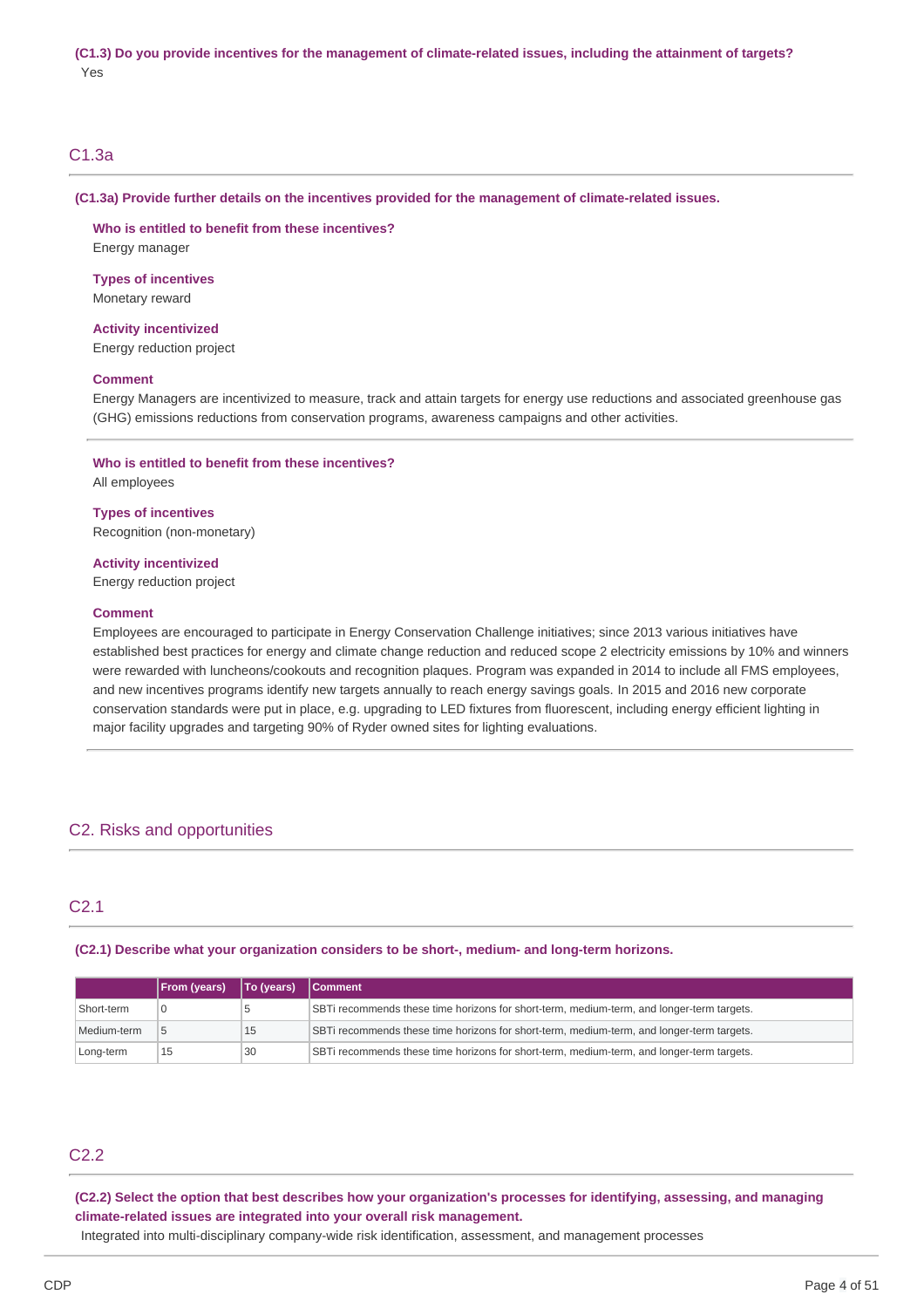**(C1.3) Do you provide incentives for the management of climate-related issues, including the attainment of targets?**

Yes

## C1.3a

**(C1.3a) Provide further details on the incentives provided for the management of climate-related issues.**

**Who is entitled to benefit from these incentives?**
Energy manager

**Types of incentives**
Monetary reward

**Activity incentivized**
Energy reduction project

**Comment**
Energy Managers are incentivized to measure, track and attain targets for energy use reductions and associated greenhouse gas (GHG) emissions reductions from conservation programs, awareness campaigns and other activities.

**Who is entitled to benefit from these incentives?**
All employees

**Types of incentives**
Recognition (non-monetary)

**Activity incentivized**
Energy reduction project

**Comment**
Employees are encouraged to participate in Energy Conservation Challenge initiatives; since 2013 various initiatives have established best practices for energy and climate change reduction and reduced scope 2 electricity emissions by 10% and winners were rewarded with luncheons/cookouts and recognition plaques. Program was expanded in 2014 to include all FMS employees, and new incentives programs identify new targets annually to reach energy savings goals. In 2015 and 2016 new corporate conservation standards were put in place, e.g. upgrading to LED fixtures from fluorescent, including energy efficient lighting in major facility upgrades and targeting 90% of Ryder owned sites for lighting evaluations.

# C2. Risks and opportunities

## C2.1

**(C2.1) Describe what your organization considers to be short-, medium- and long-term horizons.**

| | From (years) | To (years) | Comment |
|---|---|---|---|
| Short-term | 0 | 5 | SBTi recommends these time horizons for short-term, medium-term, and longer-term targets. |
| Medium-term | 5 | 15 | SBTi recommends these time horizons for short-term, medium-term, and longer-term targets. |
| Long-term | 15 | 30 | SBTi recommends these time horizons for short-term, medium-term, and longer-term targets. |

## C2.2

**(C2.2) Select the option that best describes how your organization's processes for identifying, assessing, and managing climate-related issues are integrated into your overall risk management.**

Integrated into multi-disciplinary company-wide risk identification, assessment, and management processes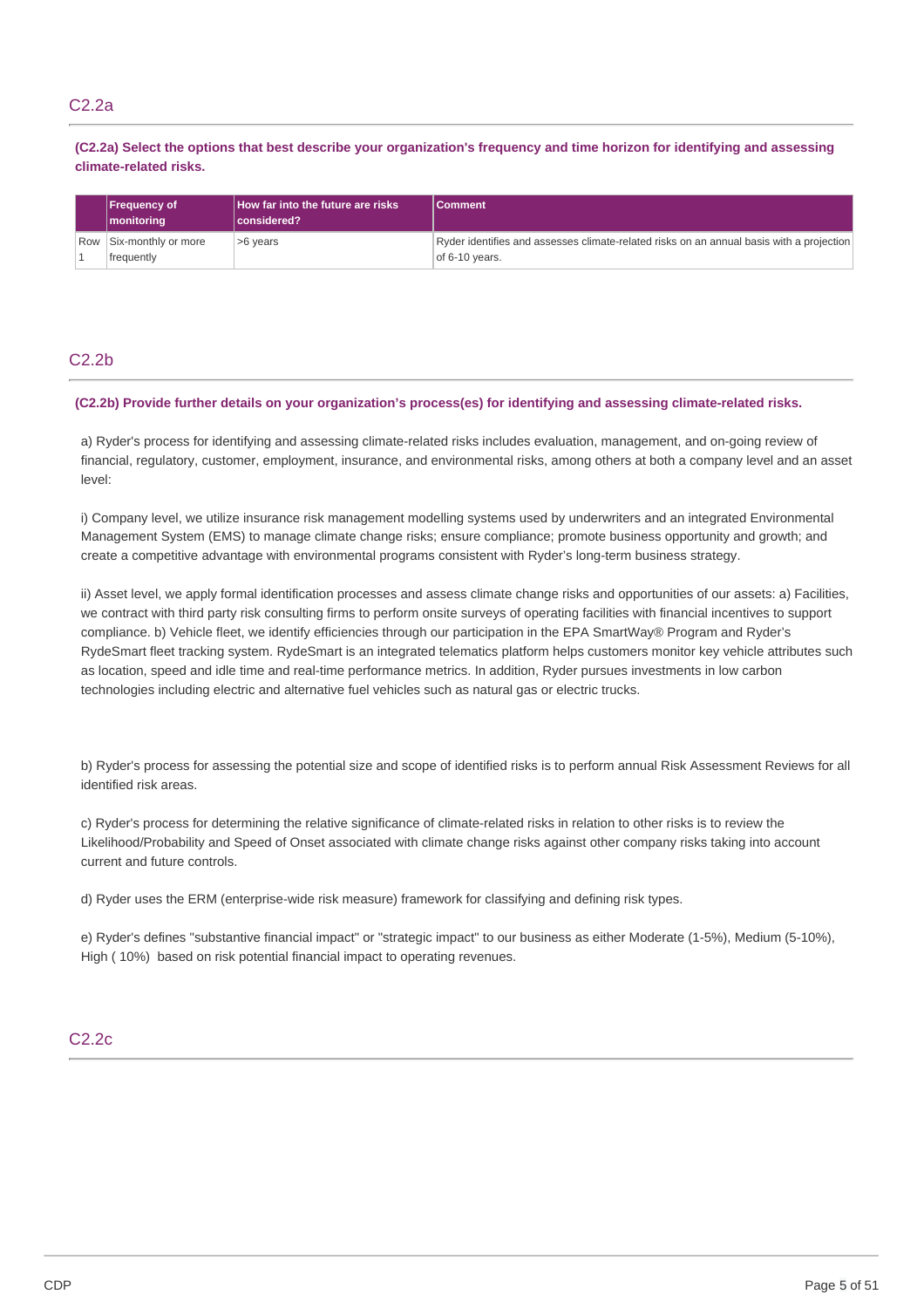## C2.2a

**(C2.2a) Select the options that best describe your organization's frequency and time horizon for identifying and assessing climate-related risks.**

| | Frequency of monitoring | How far into the future are risks considered? | Comment |
|---|---|---|---|
| Row 1 | Six-monthly or more frequently | >6 years | Ryder identifies and assesses climate-related risks on an annual basis with a projection of 6-10 years. |

## C2.2b

**(C2.2b) Provide further details on your organization's process(es) for identifying and assessing climate-related risks.**

a) Ryder's process for identifying and assessing climate-related risks includes evaluation, management, and on-going review of financial, regulatory, customer, employment, insurance, and environmental risks, among others at both a company level and an asset level:

i) Company level, we utilize insurance risk management modelling systems used by underwriters and an integrated Environmental Management System (EMS) to manage climate change risks; ensure compliance; promote business opportunity and growth; and create a competitive advantage with environmental programs consistent with Ryder's long-term business strategy.

ii) Asset level, we apply formal identification processes and assess climate change risks and opportunities of our assets: a) Facilities, we contract with third party risk consulting firms to perform onsite surveys of operating facilities with financial incentives to support compliance. b) Vehicle fleet, we identify efficiencies through our participation in the EPA SmartWay® Program and Ryder's RydeSmart fleet tracking system. RydeSmart is an integrated telematics platform helps customers monitor key vehicle attributes such as location, speed and idle time and real-time performance metrics. In addition, Ryder pursues investments in low carbon technologies including electric and alternative fuel vehicles such as natural gas or electric trucks.

b) Ryder's process for assessing the potential size and scope of identified risks is to perform annual Risk Assessment Reviews for all identified risk areas.

c) Ryder's process for determining the relative significance of climate-related risks in relation to other risks is to review the Likelihood/Probability and Speed of Onset associated with climate change risks against other company risks taking into account current and future controls.

d) Ryder uses the ERM (enterprise-wide risk measure) framework for classifying and defining risk types.

e) Ryder's defines "substantive financial impact" or "strategic impact" to our business as either Moderate (1-5%), Medium (5-10%), High ( 10%) based on risk potential financial impact to operating revenues.

## C2.2c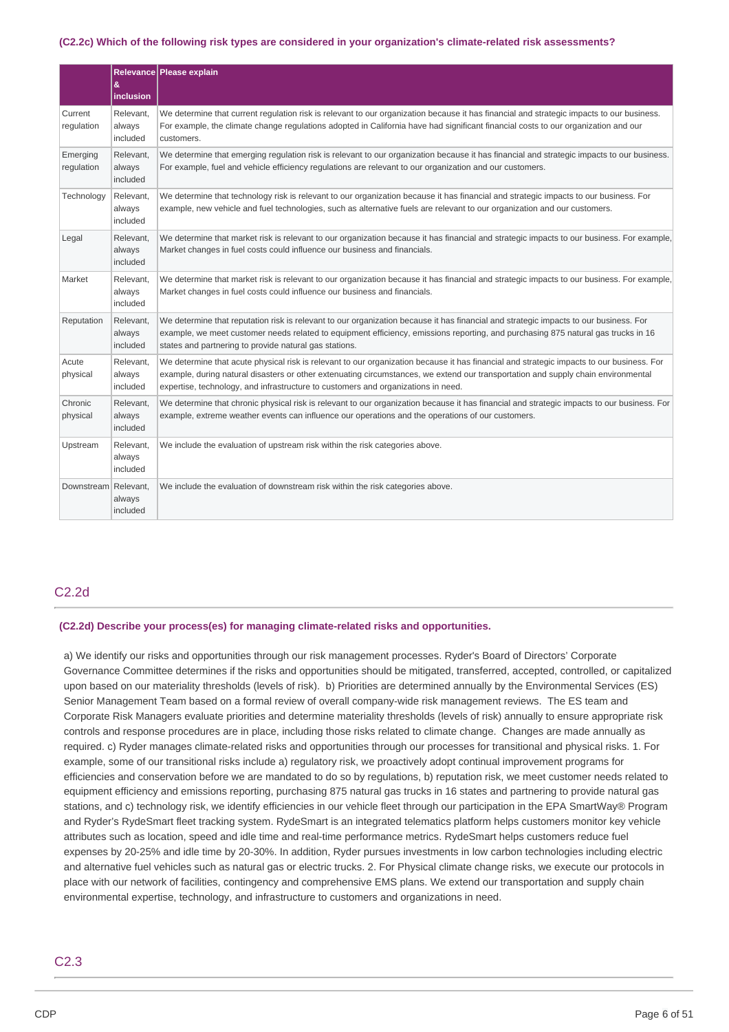#### (C2.2c) Which of the following risk types are considered in your organization's climate-related risk assessments?

| | Relevance & inclusion | Please explain |
|---|---|---|
| Current regulation | Relevant, always included | We determine that current regulation risk is relevant to our organization because it has financial and strategic impacts to our business. For example, the climate change regulations adopted in California have had significant financial costs to our organization and our customers. |
| Emerging regulation | Relevant, always included | We determine that emerging regulation risk is relevant to our organization because it has financial and strategic impacts to our business. For example, fuel and vehicle efficiency regulations are relevant to our organization and our customers. |
| Technology | Relevant, always included | We determine that technology risk is relevant to our organization because it has financial and strategic impacts to our business. For example, new vehicle and fuel technologies, such as alternative fuels are relevant to our organization and our customers. |
| Legal | Relevant, always included | We determine that market risk is relevant to our organization because it has financial and strategic impacts to our business. For example, Market changes in fuel costs could influence our business and financials. |
| Market | Relevant, always included | We determine that market risk is relevant to our organization because it has financial and strategic impacts to our business. For example, Market changes in fuel costs could influence our business and financials. |
| Reputation | Relevant, always included | We determine that reputation risk is relevant to our organization because it has financial and strategic impacts to our business. For example, we meet customer needs related to equipment efficiency, emissions reporting, and purchasing 875 natural gas trucks in 16 states and partnering to provide natural gas stations. |
| Acute physical | Relevant, always included | We determine that acute physical risk is relevant to our organization because it has financial and strategic impacts to our business. For example, during natural disasters or other extenuating circumstances, we extend our transportation and supply chain environmental expertise, technology, and infrastructure to customers and organizations in need. |
| Chronic physical | Relevant, always included | We determine that chronic physical risk is relevant to our organization because it has financial and strategic impacts to our business. For example, extreme weather events can influence our operations and the operations of our customers. |
| Upstream | Relevant, always included | We include the evaluation of upstream risk within the risk categories above. |
| Downstream | Relevant, always included | We include the evaluation of downstream risk within the risk categories above. |

## C2.2d

#### (C2.2d) Describe your process(es) for managing climate-related risks and opportunities.

a) We identify our risks and opportunities through our risk management processes. Ryder's Board of Directors' Corporate Governance Committee determines if the risks and opportunities should be mitigated, transferred, accepted, controlled, or capitalized upon based on our materiality thresholds (levels of risk). b) Priorities are determined annually by the Environmental Services (ES) Senior Management Team based on a formal review of overall company-wide risk management reviews. The ES team and Corporate Risk Managers evaluate priorities and determine materiality thresholds (levels of risk) annually to ensure appropriate risk controls and response procedures are in place, including those risks related to climate change. Changes are made annually as required. c) Ryder manages climate-related risks and opportunities through our processes for transitional and physical risks. 1. For example, some of our transitional risks include a) regulatory risk, we proactively adopt continual improvement programs for efficiencies and conservation before we are mandated to do so by regulations, b) reputation risk, we meet customer needs related to equipment efficiency and emissions reporting, purchasing 875 natural gas trucks in 16 states and partnering to provide natural gas stations, and c) technology risk, we identify efficiencies in our vehicle fleet through our participation in the EPA SmartWay® Program and Ryder's RydeSmart fleet tracking system. RydeSmart is an integrated telematics platform helps customers monitor key vehicle attributes such as location, speed and idle time and real-time performance metrics. RydeSmart helps customers reduce fuel expenses by 20-25% and idle time by 20-30%. In addition, Ryder pursues investments in low carbon technologies including electric and alternative fuel vehicles such as natural gas or electric trucks. 2. For Physical climate change risks, we execute our protocols in place with our network of facilities, contingency and comprehensive EMS plans. We extend our transportation and supply chain environmental expertise, technology, and infrastructure to customers and organizations in need.

## C2.3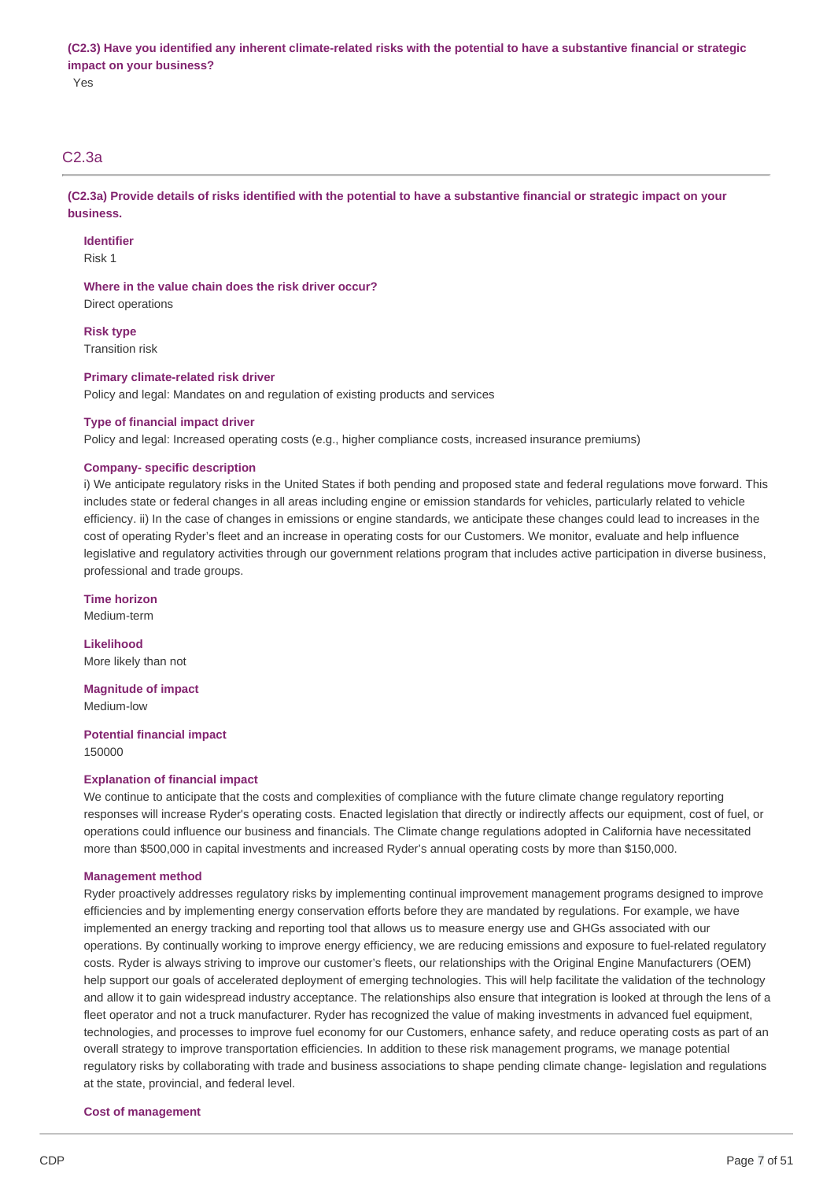**(C2.3) Have you identified any inherent climate-related risks with the potential to have a substantive financial or strategic impact on your business?**

Yes

## C2.3a

**(C2.3a) Provide details of risks identified with the potential to have a substantive financial or strategic impact on your business.**

**Identifier**

Risk 1

**Where in the value chain does the risk driver occur?**

Direct operations

**Risk type**

Transition risk

**Primary climate-related risk driver**

Policy and legal: Mandates on and regulation of existing products and services

**Type of financial impact driver**

Policy and legal: Increased operating costs (e.g., higher compliance costs, increased insurance premiums)

**Company- specific description**

i) We anticipate regulatory risks in the United States if both pending and proposed state and federal regulations move forward. This includes state or federal changes in all areas including engine or emission standards for vehicles, particularly related to vehicle efficiency. ii) In the case of changes in emissions or engine standards, we anticipate these changes could lead to increases in the cost of operating Ryder's fleet and an increase in operating costs for our Customers. We monitor, evaluate and help influence legislative and regulatory activities through our government relations program that includes active participation in diverse business, professional and trade groups.

**Time horizon**

Medium-term

**Likelihood**

More likely than not

**Magnitude of impact**

Medium-low

**Potential financial impact**

150000

**Explanation of financial impact**

We continue to anticipate that the costs and complexities of compliance with the future climate change regulatory reporting responses will increase Ryder's operating costs. Enacted legislation that directly or indirectly affects our equipment, cost of fuel, or operations could influence our business and financials. The Climate change regulations adopted in California have necessitated more than $500,000 in capital investments and increased Ryder's annual operating costs by more than $150,000.

**Management method**

Ryder proactively addresses regulatory risks by implementing continual improvement management programs designed to improve efficiencies and by implementing energy conservation efforts before they are mandated by regulations. For example, we have implemented an energy tracking and reporting tool that allows us to measure energy use and GHGs associated with our operations. By continually working to improve energy efficiency, we are reducing emissions and exposure to fuel-related regulatory costs. Ryder is always striving to improve our customer's fleets, our relationships with the Original Engine Manufacturers (OEM) help support our goals of accelerated deployment of emerging technologies. This will help facilitate the validation of the technology and allow it to gain widespread industry acceptance. The relationships also ensure that integration is looked at through the lens of a fleet operator and not a truck manufacturer. Ryder has recognized the value of making investments in advanced fuel equipment, technologies, and processes to improve fuel economy for our Customers, enhance safety, and reduce operating costs as part of an overall strategy to improve transportation efficiencies. In addition to these risk management programs, we manage potential regulatory risks by collaborating with trade and business associations to shape pending climate change- legislation and regulations at the state, provincial, and federal level.

**Cost of management**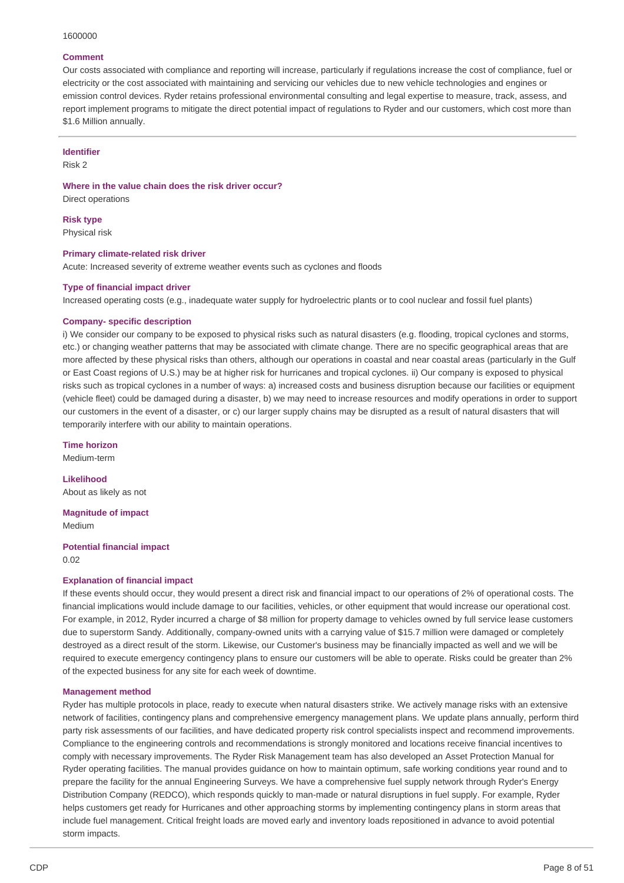1600000

**Comment**

Our costs associated with compliance and reporting will increase, particularly if regulations increase the cost of compliance, fuel or electricity or the cost associated with maintaining and servicing our vehicles due to new vehicle technologies and engines or emission control devices. Ryder retains professional environmental consulting and legal expertise to measure, track, assess, and report implement programs to mitigate the direct potential impact of regulations to Ryder and our customers, which cost more than $1.6 Million annually.

---

**Identifier**

Risk 2

**Where in the value chain does the risk driver occur?**

Direct operations

**Risk type**

Physical risk

**Primary climate-related risk driver**

Acute: Increased severity of extreme weather events such as cyclones and floods

**Type of financial impact driver**

Increased operating costs (e.g., inadequate water supply for hydroelectric plants or to cool nuclear and fossil fuel plants)

**Company- specific description**

i) We consider our company to be exposed to physical risks such as natural disasters (e.g. flooding, tropical cyclones and storms, etc.) or changing weather patterns that may be associated with climate change. There are no specific geographical areas that are more affected by these physical risks than others, although our operations in coastal and near coastal areas (particularly in the Gulf or East Coast regions of U.S.) may be at higher risk for hurricanes and tropical cyclones. ii) Our company is exposed to physical risks such as tropical cyclones in a number of ways: a) increased costs and business disruption because our facilities or equipment (vehicle fleet) could be damaged during a disaster, b) we may need to increase resources and modify operations in order to support our customers in the event of a disaster, or c) our larger supply chains may be disrupted as a result of natural disasters that will temporarily interfere with our ability to maintain operations.

**Time horizon**

Medium-term

**Likelihood**

About as likely as not

**Magnitude of impact**

Medium

**Potential financial impact**

0.02

**Explanation of financial impact**

If these events should occur, they would present a direct risk and financial impact to our operations of 2% of operational costs. The financial implications would include damage to our facilities, vehicles, or other equipment that would increase our operational cost. For example, in 2012, Ryder incurred a charge of $8 million for property damage to vehicles owned by full service lease customers due to superstorm Sandy. Additionally, company-owned units with a carrying value of $15.7 million were damaged or completely destroyed as a direct result of the storm. Likewise, our Customer's business may be financially impacted as well and we will be required to execute emergency contingency plans to ensure our customers will be able to operate. Risks could be greater than 2% of the expected business for any site for each week of downtime.

**Management method**

Ryder has multiple protocols in place, ready to execute when natural disasters strike. We actively manage risks with an extensive network of facilities, contingency plans and comprehensive emergency management plans. We update plans annually, perform third party risk assessments of our facilities, and have dedicated property risk control specialists inspect and recommend improvements. Compliance to the engineering controls and recommendations is strongly monitored and locations receive financial incentives to comply with necessary improvements. The Ryder Risk Management team has also developed an Asset Protection Manual for Ryder operating facilities. The manual provides guidance on how to maintain optimum, safe working conditions year round and to prepare the facility for the annual Engineering Surveys. We have a comprehensive fuel supply network through Ryder's Energy Distribution Company (REDCO), which responds quickly to man-made or natural disruptions in fuel supply. For example, Ryder helps customers get ready for Hurricanes and other approaching storms by implementing contingency plans in storm areas that include fuel management. Critical freight loads are moved early and inventory loads repositioned in advance to avoid potential storm impacts.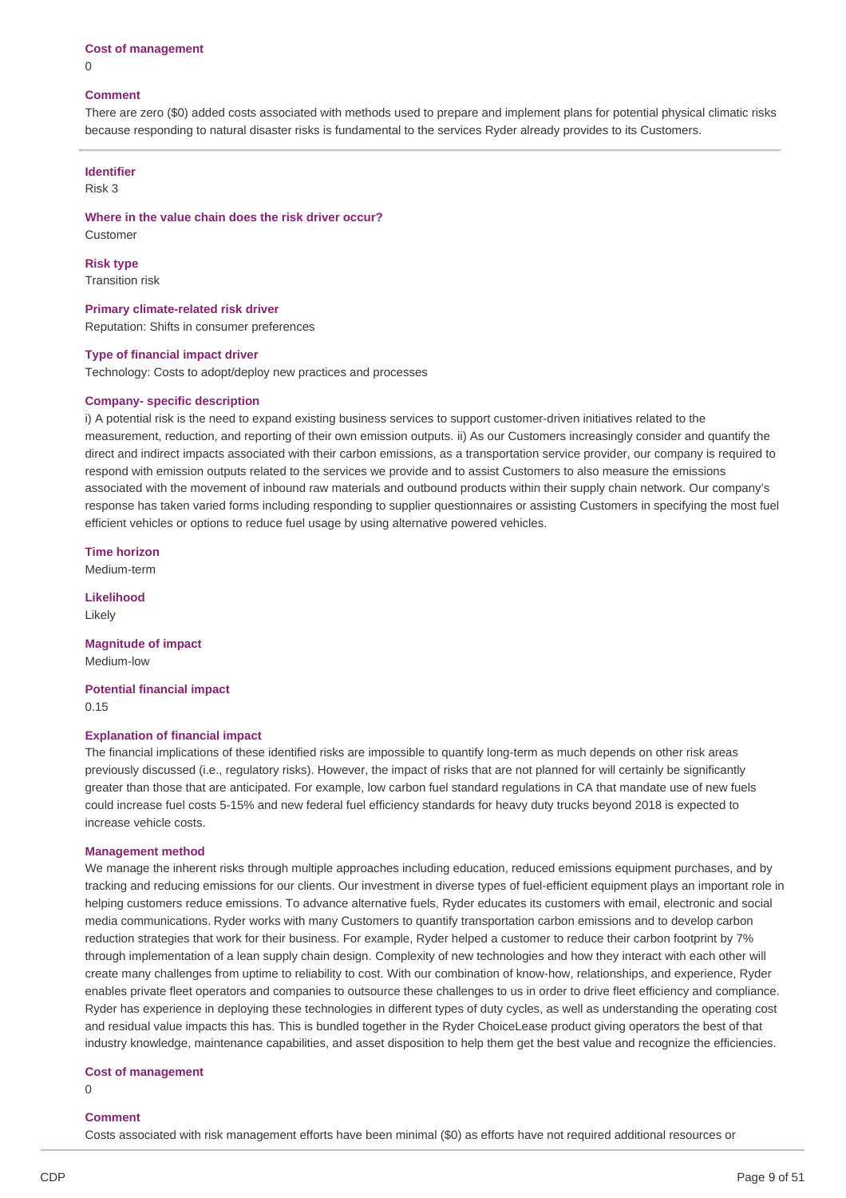**Cost of management**

0

**Comment**

There are zero ($0) added costs associated with methods used to prepare and implement plans for potential physical climatic risks because responding to natural disaster risks is fundamental to the services Ryder already provides to its Customers.

---

**Identifier**

Risk 3

**Where in the value chain does the risk driver occur?**

Customer

**Risk type**

Transition risk

**Primary climate-related risk driver**

Reputation: Shifts in consumer preferences

**Type of financial impact driver**

Technology: Costs to adopt/deploy new practices and processes

**Company- specific description**

i) A potential risk is the need to expand existing business services to support customer-driven initiatives related to the measurement, reduction, and reporting of their own emission outputs. ii) As our Customers increasingly consider and quantify the direct and indirect impacts associated with their carbon emissions, as a transportation service provider, our company is required to respond with emission outputs related to the services we provide and to assist Customers to also measure the emissions associated with the movement of inbound raw materials and outbound products within their supply chain network. Our company's response has taken varied forms including responding to supplier questionnaires or assisting Customers in specifying the most fuel efficient vehicles or options to reduce fuel usage by using alternative powered vehicles.

**Time horizon**

Medium-term

**Likelihood**

Likely

**Magnitude of impact**

Medium-low

**Potential financial impact**

0.15

**Explanation of financial impact**

The financial implications of these identified risks are impossible to quantify long-term as much depends on other risk areas previously discussed (i.e., regulatory risks). However, the impact of risks that are not planned for will certainly be significantly greater than those that are anticipated. For example, low carbon fuel standard regulations in CA that mandate use of new fuels could increase fuel costs 5-15% and new federal fuel efficiency standards for heavy duty trucks beyond 2018 is expected to increase vehicle costs.

**Management method**

We manage the inherent risks through multiple approaches including education, reduced emissions equipment purchases, and by tracking and reducing emissions for our clients. Our investment in diverse types of fuel-efficient equipment plays an important role in helping customers reduce emissions. To advance alternative fuels, Ryder educates its customers with email, electronic and social media communications. Ryder works with many Customers to quantify transportation carbon emissions and to develop carbon reduction strategies that work for their business. For example, Ryder helped a customer to reduce their carbon footprint by 7% through implementation of a lean supply chain design. Complexity of new technologies and how they interact with each other will create many challenges from uptime to reliability to cost. With our combination of know-how, relationships, and experience, Ryder enables private fleet operators and companies to outsource these challenges to us in order to drive fleet efficiency and compliance. Ryder has experience in deploying these technologies in different types of duty cycles, as well as understanding the operating cost and residual value impacts this has. This is bundled together in the Ryder ChoiceLease product giving operators the best of that industry knowledge, maintenance capabilities, and asset disposition to help them get the best value and recognize the efficiencies.

**Cost of management**

0

**Comment**

Costs associated with risk management efforts have been minimal ($0) as efforts have not required additional resources or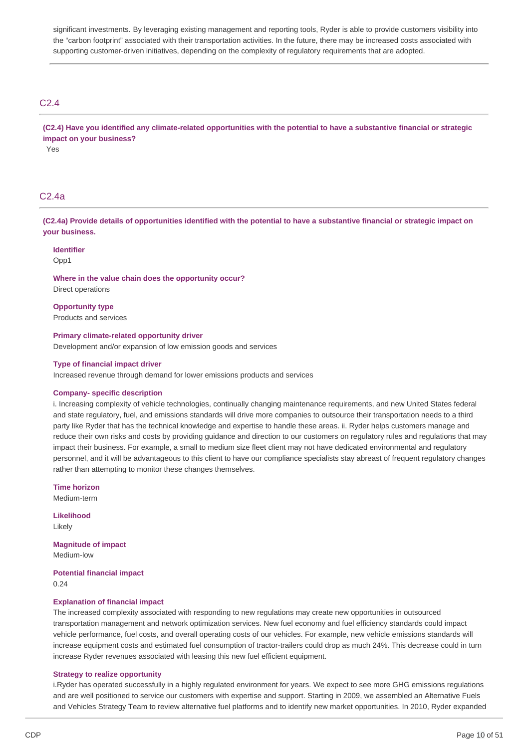significant investments. By leveraging existing management and reporting tools, Ryder is able to provide customers visibility into the "carbon footprint" associated with their transportation activities. In the future, there may be increased costs associated with supporting customer-driven initiatives, depending on the complexity of regulatory requirements that are adopted.

## C2.4

**(C2.4) Have you identified any climate-related opportunities with the potential to have a substantive financial or strategic impact on your business?**

Yes

## C2.4a

**(C2.4a) Provide details of opportunities identified with the potential to have a substantive financial or strategic impact on your business.**

**Identifier**
Opp1

**Where in the value chain does the opportunity occur?**
Direct operations

**Opportunity type**
Products and services

**Primary climate-related opportunity driver**
Development and/or expansion of low emission goods and services

**Type of financial impact driver**
Increased revenue through demand for lower emissions products and services

**Company- specific description**
i. Increasing complexity of vehicle technologies, continually changing maintenance requirements, and new United States federal and state regulatory, fuel, and emissions standards will drive more companies to outsource their transportation needs to a third party like Ryder that has the technical knowledge and expertise to handle these areas. ii. Ryder helps customers manage and reduce their own risks and costs by providing guidance and direction to our customers on regulatory rules and regulations that may impact their business. For example, a small to medium size fleet client may not have dedicated environmental and regulatory personnel, and it will be advantageous to this client to have our compliance specialists stay abreast of frequent regulatory changes rather than attempting to monitor these changes themselves.

**Time horizon**
Medium-term

**Likelihood**
Likely

**Magnitude of impact**
Medium-low

**Potential financial impact**
0.24

**Explanation of financial impact**
The increased complexity associated with responding to new regulations may create new opportunities in outsourced transportation management and network optimization services. New fuel economy and fuel efficiency standards could impact vehicle performance, fuel costs, and overall operating costs of our vehicles. For example, new vehicle emissions standards will increase equipment costs and estimated fuel consumption of tractor-trailers could drop as much 24%. This decrease could in turn increase Ryder revenues associated with leasing this new fuel efficient equipment.

**Strategy to realize opportunity**
i.Ryder has operated successfully in a highly regulated environment for years. We expect to see more GHG emissions regulations and are well positioned to service our customers with expertise and support. Starting in 2009, we assembled an Alternative Fuels and Vehicles Strategy Team to review alternative fuel platforms and to identify new market opportunities. In 2010, Ryder expanded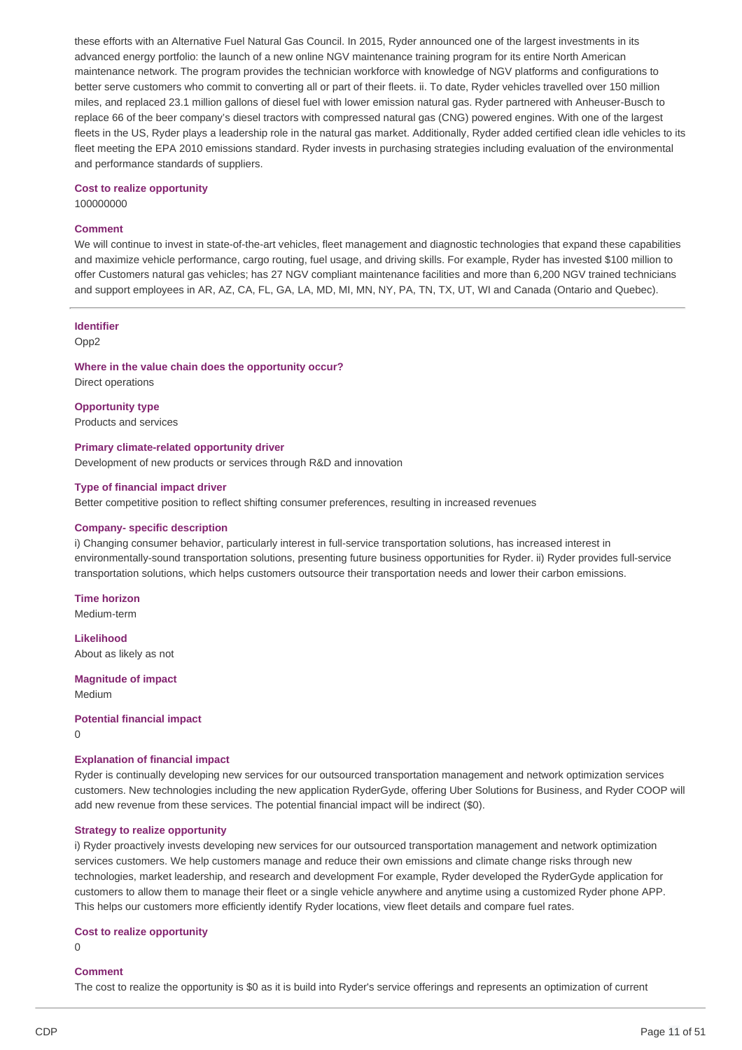these efforts with an Alternative Fuel Natural Gas Council. In 2015, Ryder announced one of the largest investments in its advanced energy portfolio: the launch of a new online NGV maintenance training program for its entire North American maintenance network. The program provides the technician workforce with knowledge of NGV platforms and configurations to better serve customers who commit to converting all or part of their fleets. ii. To date, Ryder vehicles travelled over 150 million miles, and replaced 23.1 million gallons of diesel fuel with lower emission natural gas. Ryder partnered with Anheuser-Busch to replace 66 of the beer company's diesel tractors with compressed natural gas (CNG) powered engines. With one of the largest fleets in the US, Ryder plays a leadership role in the natural gas market. Additionally, Ryder added certified clean idle vehicles to its fleet meeting the EPA 2010 emissions standard. Ryder invests in purchasing strategies including evaluation of the environmental and performance standards of suppliers.

**Cost to realize opportunity**

100000000

**Comment**

We will continue to invest in state-of-the-art vehicles, fleet management and diagnostic technologies that expand these capabilities and maximize vehicle performance, cargo routing, fuel usage, and driving skills. For example, Ryder has invested $100 million to offer Customers natural gas vehicles; has 27 NGV compliant maintenance facilities and more than 6,200 NGV trained technicians and support employees in AR, AZ, CA, FL, GA, LA, MD, MI, MN, NY, PA, TN, TX, UT, WI and Canada (Ontario and Quebec).

---

**Identifier**

Opp2

**Where in the value chain does the opportunity occur?**

Direct operations

**Opportunity type**

Products and services

**Primary climate-related opportunity driver**

Development of new products or services through R&D and innovation

**Type of financial impact driver**

Better competitive position to reflect shifting consumer preferences, resulting in increased revenues

**Company- specific description**

i) Changing consumer behavior, particularly interest in full-service transportation solutions, has increased interest in environmentally-sound transportation solutions, presenting future business opportunities for Ryder. ii) Ryder provides full-service transportation solutions, which helps customers outsource their transportation needs and lower their carbon emissions.

**Time horizon**

Medium-term

**Likelihood**

About as likely as not

**Magnitude of impact**

Medium

**Potential financial impact**

0

**Explanation of financial impact**

Ryder is continually developing new services for our outsourced transportation management and network optimization services customers. New technologies including the new application RyderGyde, offering Uber Solutions for Business, and Ryder COOP will add new revenue from these services. The potential financial impact will be indirect ($0).

**Strategy to realize opportunity**

i) Ryder proactively invests developing new services for our outsourced transportation management and network optimization services customers. We help customers manage and reduce their own emissions and climate change risks through new technologies, market leadership, and research and development For example, Ryder developed the RyderGyde application for customers to allow them to manage their fleet or a single vehicle anywhere and anytime using a customized Ryder phone APP. This helps our customers more efficiently identify Ryder locations, view fleet details and compare fuel rates.

**Cost to realize opportunity**

0

**Comment**

The cost to realize the opportunity is $0 as it is build into Ryder's service offerings and represents an optimization of current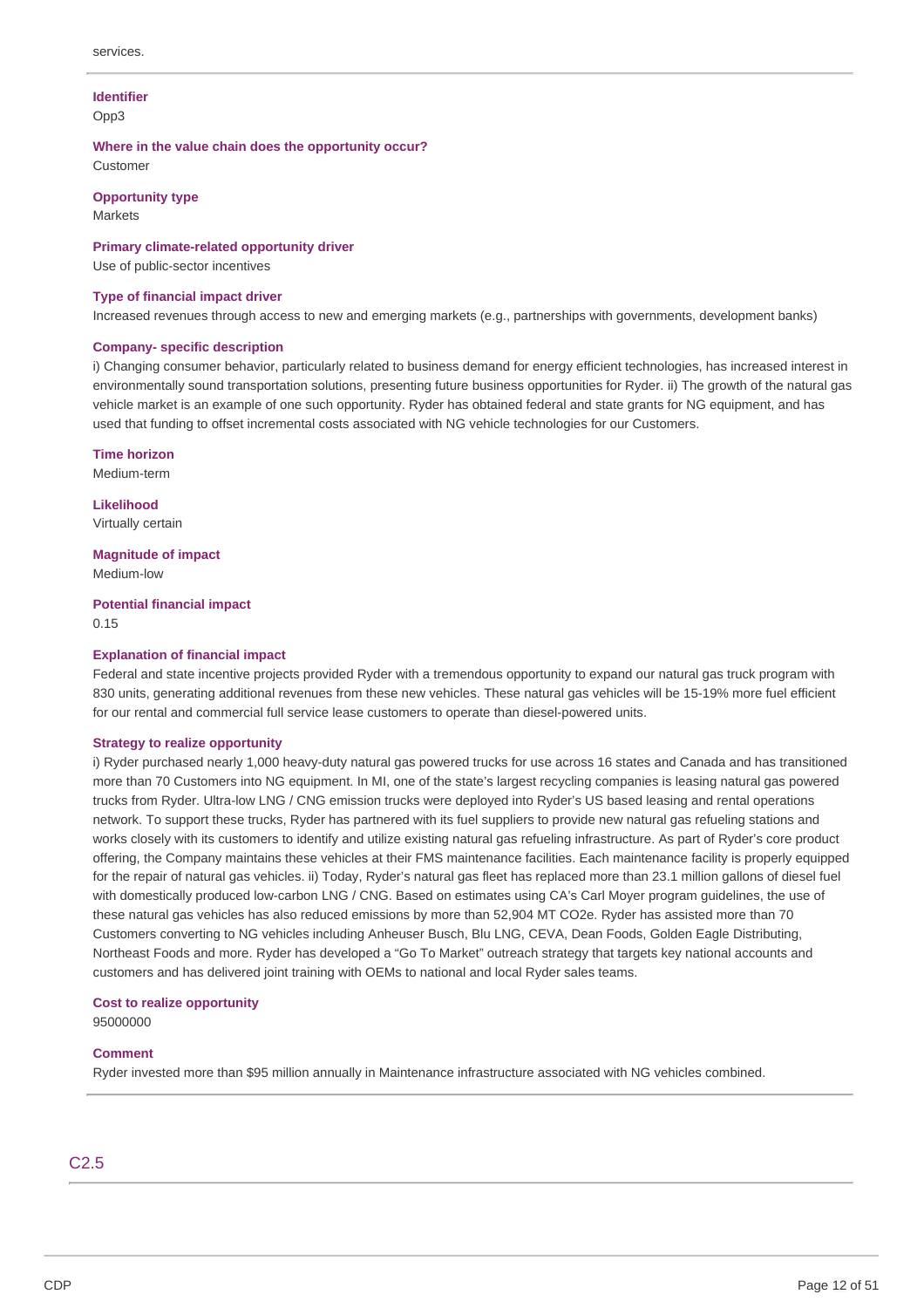services.

**Identifier**
Opp3

**Where in the value chain does the opportunity occur?**
Customer

**Opportunity type**
Markets

**Primary climate-related opportunity driver**
Use of public-sector incentives

**Type of financial impact driver**
Increased revenues through access to new and emerging markets (e.g., partnerships with governments, development banks)

**Company- specific description**
i) Changing consumer behavior, particularly related to business demand for energy efficient technologies, has increased interest in environmentally sound transportation solutions, presenting future business opportunities for Ryder. ii) The growth of the natural gas vehicle market is an example of one such opportunity. Ryder has obtained federal and state grants for NG equipment, and has used that funding to offset incremental costs associated with NG vehicle technologies for our Customers.

**Time horizon**
Medium-term

**Likelihood**
Virtually certain

**Magnitude of impact**
Medium-low

**Potential financial impact**
0.15

**Explanation of financial impact**
Federal and state incentive projects provided Ryder with a tremendous opportunity to expand our natural gas truck program with 830 units, generating additional revenues from these new vehicles. These natural gas vehicles will be 15-19% more fuel efficient for our rental and commercial full service lease customers to operate than diesel-powered units.

**Strategy to realize opportunity**
i) Ryder purchased nearly 1,000 heavy-duty natural gas powered trucks for use across 16 states and Canada and has transitioned more than 70 Customers into NG equipment. In MI, one of the state's largest recycling companies is leasing natural gas powered trucks from Ryder. Ultra-low LNG / CNG emission trucks were deployed into Ryder's US based leasing and rental operations network. To support these trucks, Ryder has partnered with its fuel suppliers to provide new natural gas refueling stations and works closely with its customers to identify and utilize existing natural gas refueling infrastructure. As part of Ryder's core product offering, the Company maintains these vehicles at their FMS maintenance facilities. Each maintenance facility is properly equipped for the repair of natural gas vehicles. ii) Today, Ryder's natural gas fleet has replaced more than 23.1 million gallons of diesel fuel with domestically produced low-carbon LNG / CNG. Based on estimates using CA's Carl Moyer program guidelines, the use of these natural gas vehicles has also reduced emissions by more than 52,904 MT CO2e. Ryder has assisted more than 70 Customers converting to NG vehicles including Anheuser Busch, Blu LNG, CEVA, Dean Foods, Golden Eagle Distributing, Northeast Foods and more. Ryder has developed a "Go To Market" outreach strategy that targets key national accounts and customers and has delivered joint training with OEMs to national and local Ryder sales teams.

**Cost to realize opportunity**
95000000

**Comment**
Ryder invested more than $95 million annually in Maintenance infrastructure associated with NG vehicles combined.

## C2.5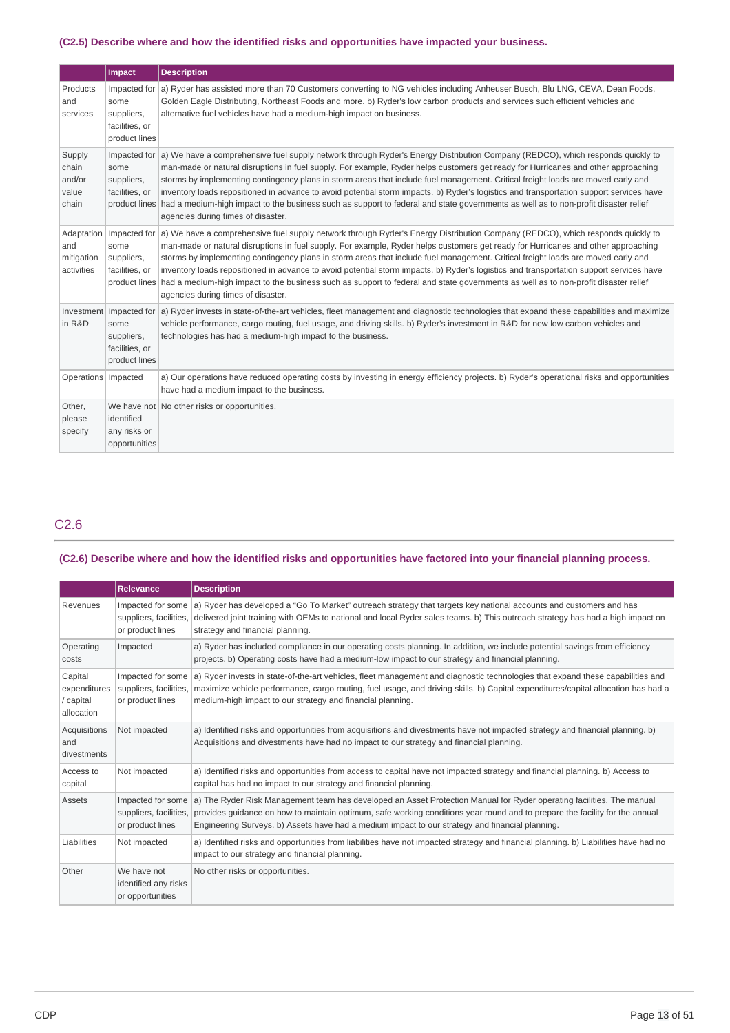### (C2.5) Describe where and how the identified risks and opportunities have impacted your business.

| | Impact | Description |
|---|---|---|
| Products and services | Impacted for some suppliers, facilities, or product lines | a) Ryder has assisted more than 70 Customers converting to NG vehicles including Anheuser Busch, Blu LNG, CEVA, Dean Foods, Golden Eagle Distributing, Northeast Foods and more. b) Ryder's low carbon products and services such efficient vehicles and alternative fuel vehicles have had a medium-high impact on business. |
| Supply chain and/or value chain | Impacted for some suppliers, facilities, or product lines | a) We have a comprehensive fuel supply network through Ryder's Energy Distribution Company (REDCO), which responds quickly to man-made or natural disruptions in fuel supply. For example, Ryder helps customers get ready for Hurricanes and other approaching storms by implementing contingency plans in storm areas that include fuel management. Critical freight loads are moved early and inventory loads repositioned in advance to avoid potential storm impacts. b) Ryder's logistics and transportation support services have had a medium-high impact to the business such as support to federal and state governments as well as to non-profit disaster relief agencies during times of disaster. |
| Adaptation and mitigation activities | Impacted for some suppliers, facilities, or product lines | a) We have a comprehensive fuel supply network through Ryder's Energy Distribution Company (REDCO), which responds quickly to man-made or natural disruptions in fuel supply. For example, Ryder helps customers get ready for Hurricanes and other approaching storms by implementing contingency plans in storm areas that include fuel management. Critical freight loads are moved early and inventory loads repositioned in advance to avoid potential storm impacts. b) Ryder's logistics and transportation support services have had a medium-high impact to the business such as support to federal and state governments as well as to non-profit disaster relief agencies during times of disaster. |
| Investment in R&D | Impacted for some suppliers, facilities, or product lines | a) Ryder invests in state-of-the-art vehicles, fleet management and diagnostic technologies that expand these capabilities and maximize vehicle performance, cargo routing, fuel usage, and driving skills. b) Ryder's investment in R&D for new low carbon vehicles and technologies has had a medium-high impact to the business. |
| Operations | Impacted | a) Our operations have reduced operating costs by investing in energy efficiency projects. b) Ryder's operational risks and opportunities have had a medium impact to the business. |
| Other, please specify | We have not identified any risks or opportunities | No other risks or opportunities. |

## C2.6

### (C2.6) Describe where and how the identified risks and opportunities have factored into your financial planning process.

| | Relevance | Description |
|---|---|---|
| Revenues | Impacted for some suppliers, facilities, or product lines | a) Ryder has developed a "Go To Market" outreach strategy that targets key national accounts and customers and has delivered joint training with OEMs to national and local Ryder sales teams. b) This outreach strategy has had a high impact on strategy and financial planning. |
| Operating costs | Impacted | a) Ryder has included compliance in our operating costs planning. In addition, we include potential savings from efficiency projects. b) Operating costs have had a medium-low impact to our strategy and financial planning. |
| Capital expenditures / capital allocation | Impacted for some suppliers, facilities, or product lines | a) Ryder invests in state-of-the-art vehicles, fleet management and diagnostic technologies that expand these capabilities and maximize vehicle performance, cargo routing, fuel usage, and driving skills. b) Capital expenditures/capital allocation has had a medium-high impact to our strategy and financial planning. |
| Acquisitions and divestments | Not impacted | a) Identified risks and opportunities from acquisitions and divestments have not impacted strategy and financial planning. b) Acquisitions and divestments have had no impact to our strategy and financial planning. |
| Access to capital | Not impacted | a) Identified risks and opportunities from access to capital have not impacted strategy and financial planning. b) Access to capital has had no impact to our strategy and financial planning. |
| Assets | Impacted for some suppliers, facilities, or product lines | a) The Ryder Risk Management team has developed an Asset Protection Manual for Ryder operating facilities. The manual provides guidance on how to maintain optimum, safe working conditions year round and to prepare the facility for the annual Engineering Surveys. b) Assets have had a medium impact to our strategy and financial planning. |
| Liabilities | Not impacted | a) Identified risks and opportunities from liabilities have not impacted strategy and financial planning. b) Liabilities have had no impact to our strategy and financial planning. |
| Other | We have not identified any risks or opportunities | No other risks or opportunities. |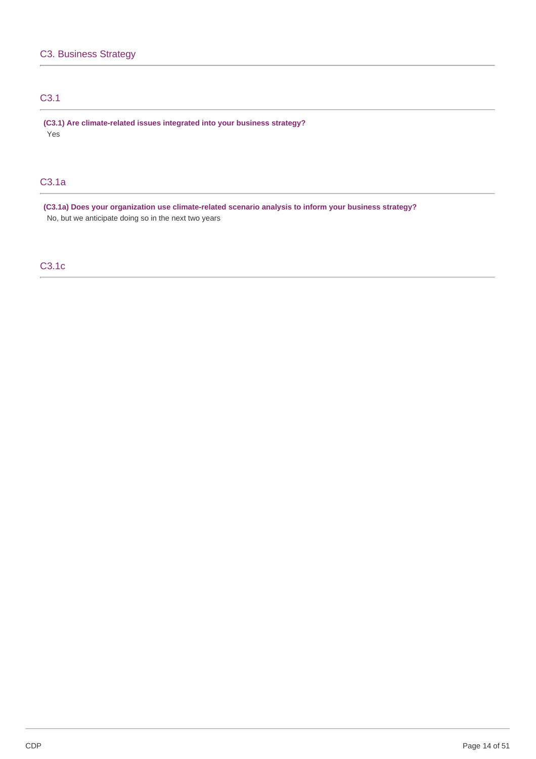# C3. Business Strategy

## C3.1

**(C3.1) Are climate-related issues integrated into your business strategy?**

Yes

## C3.1a

**(C3.1a) Does your organization use climate-related scenario analysis to inform your business strategy?**

No, but we anticipate doing so in the next two years

## C3.1c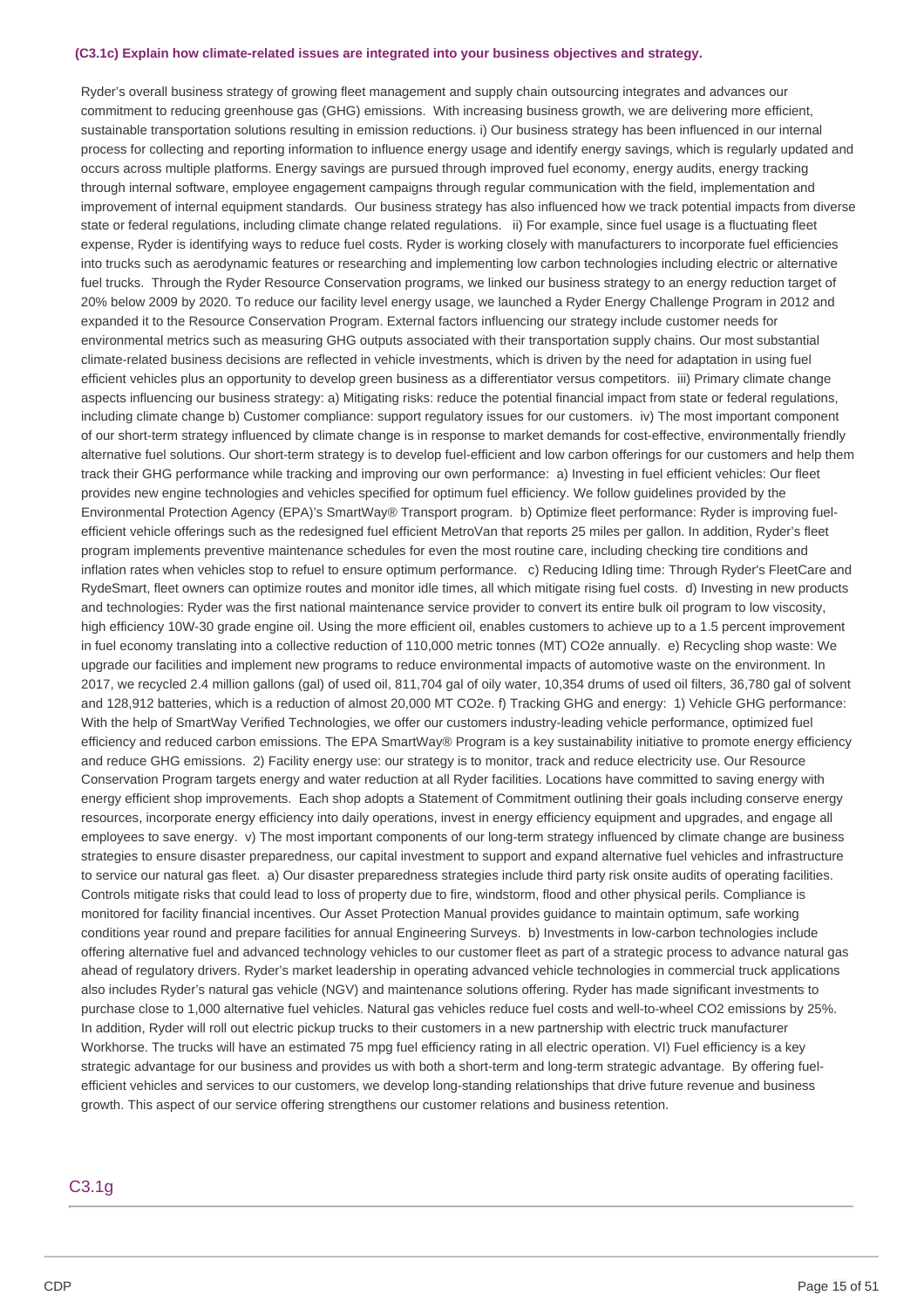**(C3.1c) Explain how climate-related issues are integrated into your business objectives and strategy.**

Ryder's overall business strategy of growing fleet management and supply chain outsourcing integrates and advances our commitment to reducing greenhouse gas (GHG) emissions. With increasing business growth, we are delivering more efficient, sustainable transportation solutions resulting in emission reductions. i) Our business strategy has been influenced in our internal process for collecting and reporting information to influence energy usage and identify energy savings, which is regularly updated and occurs across multiple platforms. Energy savings are pursued through improved fuel economy, energy audits, energy tracking through internal software, employee engagement campaigns through regular communication with the field, implementation and improvement of internal equipment standards. Our business strategy has also influenced how we track potential impacts from diverse state or federal regulations, including climate change related regulations. ii) For example, since fuel usage is a fluctuating fleet expense, Ryder is identifying ways to reduce fuel costs. Ryder is working closely with manufacturers to incorporate fuel efficiencies into trucks such as aerodynamic features or researching and implementing low carbon technologies including electric or alternative fuel trucks. Through the Ryder Resource Conservation programs, we linked our business strategy to an energy reduction target of 20% below 2009 by 2020. To reduce our facility level energy usage, we launched a Ryder Energy Challenge Program in 2012 and expanded it to the Resource Conservation Program. External factors influencing our strategy include customer needs for environmental metrics such as measuring GHG outputs associated with their transportation supply chains. Our most substantial climate-related business decisions are reflected in vehicle investments, which is driven by the need for adaptation in using fuel efficient vehicles plus an opportunity to develop green business as a differentiator versus competitors. iii) Primary climate change aspects influencing our business strategy: a) Mitigating risks: reduce the potential financial impact from state or federal regulations, including climate change b) Customer compliance: support regulatory issues for our customers. iv) The most important component of our short-term strategy influenced by climate change is in response to market demands for cost-effective, environmentally friendly alternative fuel solutions. Our short-term strategy is to develop fuel-efficient and low carbon offerings for our customers and help them track their GHG performance while tracking and improving our own performance: a) Investing in fuel efficient vehicles: Our fleet provides new engine technologies and vehicles specified for optimum fuel efficiency. We follow guidelines provided by the Environmental Protection Agency (EPA)'s SmartWay® Transport program. b) Optimize fleet performance: Ryder is improving fuel-efficient vehicle offerings such as the redesigned fuel efficient MetroVan that reports 25 miles per gallon. In addition, Ryder's fleet program implements preventive maintenance schedules for even the most routine care, including checking tire conditions and inflation rates when vehicles stop to refuel to ensure optimum performance. c) Reducing Idling time: Through Ryder's FleetCare and RydeSmart, fleet owners can optimize routes and monitor idle times, all which mitigate rising fuel costs. d) Investing in new products and technologies: Ryder was the first national maintenance service provider to convert its entire bulk oil program to low viscosity, high efficiency 10W-30 grade engine oil. Using the more efficient oil, enables customers to achieve up to a 1.5 percent improvement in fuel economy translating into a collective reduction of 110,000 metric tonnes (MT) CO2e annually. e) Recycling shop waste: We upgrade our facilities and implement new programs to reduce environmental impacts of automotive waste on the environment. In 2017, we recycled 2.4 million gallons (gal) of used oil, 811,704 gal of oily water, 10,354 drums of used oil filters, 36,780 gal of solvent and 128,912 batteries, which is a reduction of almost 20,000 MT CO2e. f) Tracking GHG and energy: 1) Vehicle GHG performance: With the help of SmartWay Verified Technologies, we offer our customers industry-leading vehicle performance, optimized fuel efficiency and reduced carbon emissions. The EPA SmartWay® Program is a key sustainability initiative to promote energy efficiency and reduce GHG emissions. 2) Facility energy use: our strategy is to monitor, track and reduce electricity use. Our Resource Conservation Program targets energy and water reduction at all Ryder facilities. Locations have committed to saving energy with energy efficient shop improvements. Each shop adopts a Statement of Commitment outlining their goals including conserve energy resources, incorporate energy efficiency into daily operations, invest in energy efficiency equipment and upgrades, and engage all employees to save energy. v) The most important components of our long-term strategy influenced by climate change are business strategies to ensure disaster preparedness, our capital investment to support and expand alternative fuel vehicles and infrastructure to service our natural gas fleet. a) Our disaster preparedness strategies include third party risk onsite audits of operating facilities. Controls mitigate risks that could lead to loss of property due to fire, windstorm, flood and other physical perils. Compliance is monitored for facility financial incentives. Our Asset Protection Manual provides guidance to maintain optimum, safe working conditions year round and prepare facilities for annual Engineering Surveys. b) Investments in low-carbon technologies include offering alternative fuel and advanced technology vehicles to our customer fleet as part of a strategic process to advance natural gas ahead of regulatory drivers. Ryder's market leadership in operating advanced vehicle technologies in commercial truck applications also includes Ryder's natural gas vehicle (NGV) and maintenance solutions offering. Ryder has made significant investments to purchase close to 1,000 alternative fuel vehicles. Natural gas vehicles reduce fuel costs and well-to-wheel CO2 emissions by 25%. In addition, Ryder will roll out electric pickup trucks to their customers in a new partnership with electric truck manufacturer Workhorse. The trucks will have an estimated 75 mpg fuel efficiency rating in all electric operation. VI) Fuel efficiency is a key strategic advantage for our business and provides us with both a short-term and long-term strategic advantage. By offering fuel-efficient vehicles and services to our customers, we develop long-standing relationships that drive future revenue and business growth. This aspect of our service offering strengthens our customer relations and business retention.

## C3.1g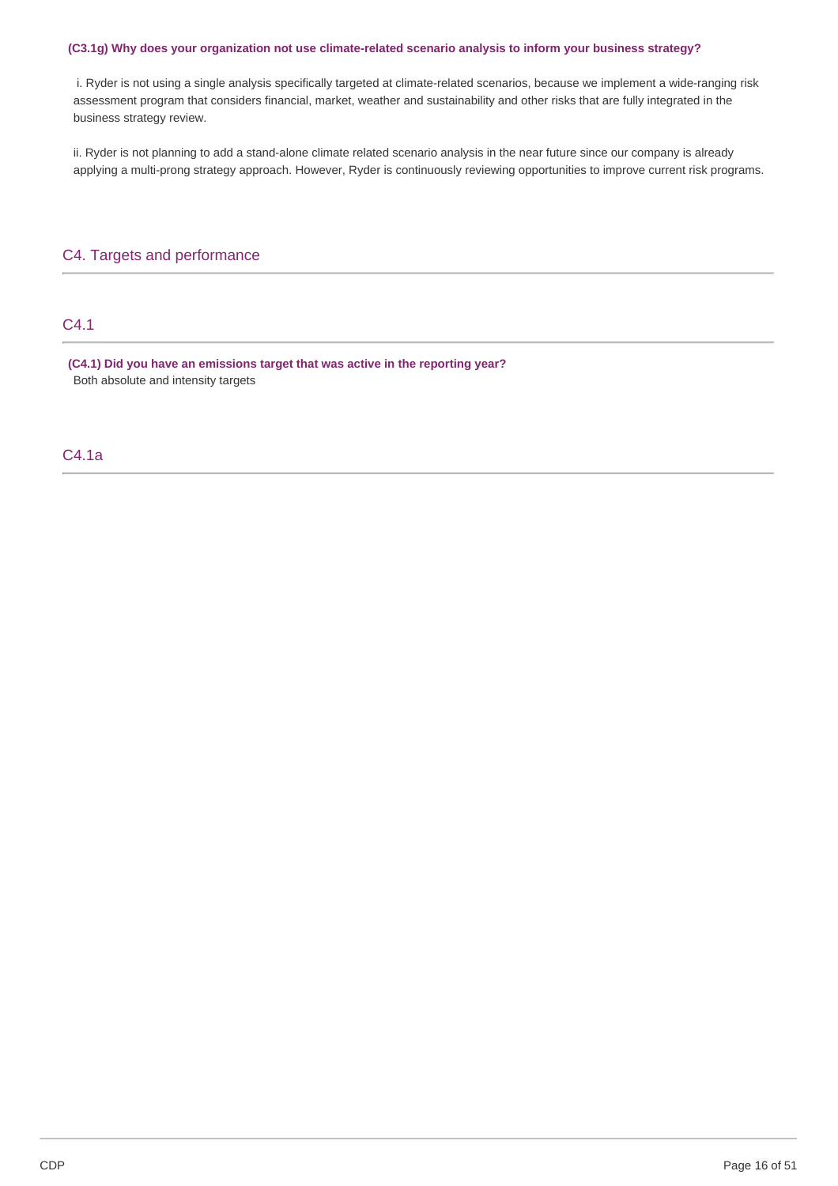**(C3.1g) Why does your organization not use climate-related scenario analysis to inform your business strategy?**

i. Ryder is not using a single analysis specifically targeted at climate-related scenarios, because we implement a wide-ranging risk assessment program that considers financial, market, weather and sustainability and other risks that are fully integrated in the business strategy review.

ii. Ryder is not planning to add a stand-alone climate related scenario analysis in the near future since our company is already applying a multi-prong strategy approach. However, Ryder is continuously reviewing opportunities to improve current risk programs.

## C4. Targets and performance

### C4.1

**(C4.1) Did you have an emissions target that was active in the reporting year?**
Both absolute and intensity targets

### C4.1a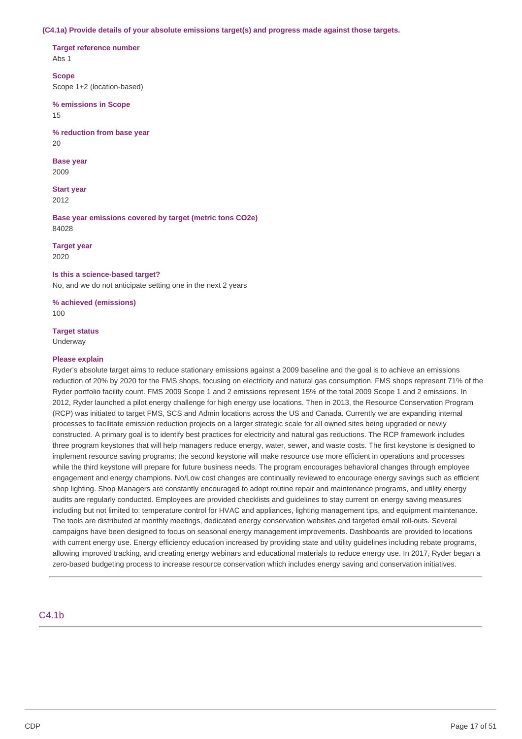**(C4.1a) Provide details of your absolute emissions target(s) and progress made against those targets.**

**Target reference number**
Abs 1

**Scope**
Scope 1+2 (location-based)

**% emissions in Scope**
15

**% reduction from base year**
20

**Base year**
2009

**Start year**
2012

**Base year emissions covered by target (metric tons CO2e)**
84028

**Target year**
2020

**Is this a science-based target?**
No, and we do not anticipate setting one in the next 2 years

**% achieved (emissions)**
100

**Target status**
Underway

**Please explain**
Ryder's absolute target aims to reduce stationary emissions against a 2009 baseline and the goal is to achieve an emissions reduction of 20% by 2020 for the FMS shops, focusing on electricity and natural gas consumption. FMS shops represent 71% of the Ryder portfolio facility count. FMS 2009 Scope 1 and 2 emissions represent 15% of the total 2009 Scope 1 and 2 emissions. In 2012, Ryder launched a pilot energy challenge for high energy use locations. Then in 2013, the Resource Conservation Program (RCP) was initiated to target FMS, SCS and Admin locations across the US and Canada. Currently we are expanding internal processes to facilitate emission reduction projects on a larger strategic scale for all owned sites being upgraded or newly constructed. A primary goal is to identify best practices for electricity and natural gas reductions. The RCP framework includes three program keystones that will help managers reduce energy, water, sewer, and waste costs. The first keystone is designed to implement resource saving programs; the second keystone will make resource use more efficient in operations and processes while the third keystone will prepare for future business needs. The program encourages behavioral changes through employee engagement and energy champions. No/Low cost changes are continually reviewed to encourage energy savings such as efficient shop lighting. Shop Managers are constantly encouraged to adopt routine repair and maintenance programs, and utility energy audits are regularly conducted. Employees are provided checklists and guidelines to stay current on energy saving measures including but not limited to: temperature control for HVAC and appliances, lighting management tips, and equipment maintenance. The tools are distributed at monthly meetings, dedicated energy conservation websites and targeted email roll-outs. Several campaigns have been designed to focus on seasonal energy management improvements. Dashboards are provided to locations with current energy use. Energy efficiency education increased by providing state and utility guidelines including rebate programs, allowing improved tracking, and creating energy webinars and educational materials to reduce energy use. In 2017, Ryder began a zero-based budgeting process to increase resource conservation which includes energy saving and conservation initiatives.

## C4.1b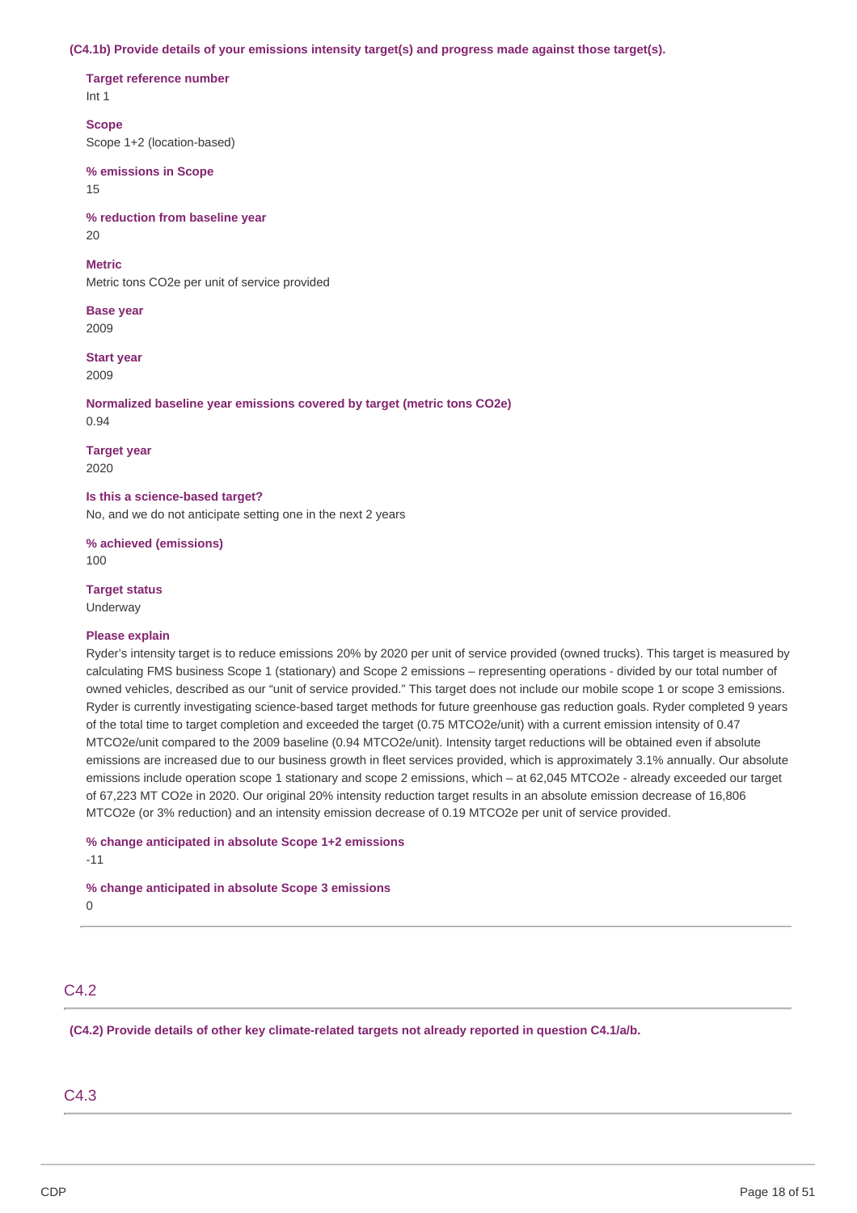**(C4.1b) Provide details of your emissions intensity target(s) and progress made against those target(s).**

**Target reference number**
Int 1

**Scope**
Scope 1+2 (location-based)

**% emissions in Scope**
15

**% reduction from baseline year**
20

**Metric**
Metric tons CO2e per unit of service provided

**Base year**
2009

**Start year**
2009

**Normalized baseline year emissions covered by target (metric tons CO2e)**
0.94

**Target year**
2020

**Is this a science-based target?**
No, and we do not anticipate setting one in the next 2 years

**% achieved (emissions)**
100

**Target status**
Underway

**Please explain**
Ryder's intensity target is to reduce emissions 20% by 2020 per unit of service provided (owned trucks). This target is measured by calculating FMS business Scope 1 (stationary) and Scope 2 emissions – representing operations - divided by our total number of owned vehicles, described as our "unit of service provided." This target does not include our mobile scope 1 or scope 3 emissions. Ryder is currently investigating science-based target methods for future greenhouse gas reduction goals. Ryder completed 9 years of the total time to target completion and exceeded the target (0.75 MTCO2e/unit) with a current emission intensity of 0.47 MTCO2e/unit compared to the 2009 baseline (0.94 MTCO2e/unit). Intensity target reductions will be obtained even if absolute emissions are increased due to our business growth in fleet services provided, which is approximately 3.1% annually. Our absolute emissions include operation scope 1 stationary and scope 2 emissions, which – at 62,045 MTCO2e - already exceeded our target of 67,223 MT CO2e in 2020. Our original 20% intensity reduction target results in an absolute emission decrease of 16,806 MTCO2e (or 3% reduction) and an intensity emission decrease of 0.19 MTCO2e per unit of service provided.

**% change anticipated in absolute Scope 1+2 emissions**
-11

**% change anticipated in absolute Scope 3 emissions**
0

## C4.2

**(C4.2) Provide details of other key climate-related targets not already reported in question C4.1/a/b.**

## C4.3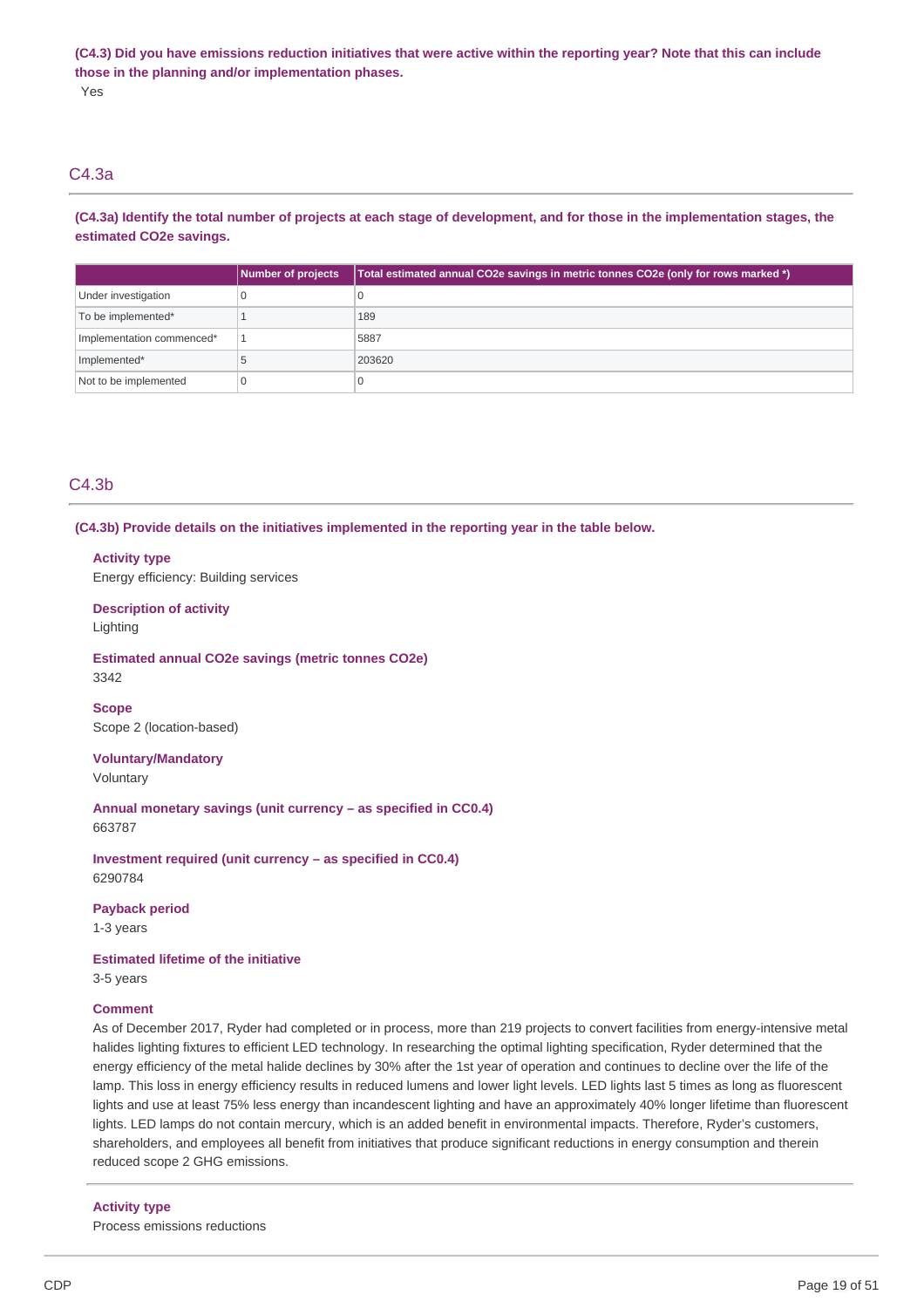**(C4.3) Did you have emissions reduction initiatives that were active within the reporting year? Note that this can include those in the planning and/or implementation phases.**

Yes

## C4.3a

**(C4.3a) Identify the total number of projects at each stage of development, and for those in the implementation stages, the estimated CO2e savings.**

| | Number of projects | Total estimated annual CO2e savings in metric tonnes CO2e (only for rows marked *) |
|---|---|---|
| Under investigation | 0 | 0 |
| To be implemented* | 1 | 189 |
| Implementation commenced* | 1 | 5887 |
| Implemented* | 5 | 203620 |
| Not to be implemented | 0 | 0 |

## C4.3b

**(C4.3b) Provide details on the initiatives implemented in the reporting year in the table below.**

**Activity type**
Energy efficiency: Building services

**Description of activity**
Lighting

**Estimated annual CO2e savings (metric tonnes CO2e)**
3342

**Scope**
Scope 2 (location-based)

**Voluntary/Mandatory**
Voluntary

**Annual monetary savings (unit currency – as specified in CC0.4)**
663787

**Investment required (unit currency – as specified in CC0.4)**
6290784

**Payback period**
1-3 years

**Estimated lifetime of the initiative**
3-5 years

**Comment**
As of December 2017, Ryder had completed or in process, more than 219 projects to convert facilities from energy-intensive metal halides lighting fixtures to efficient LED technology. In researching the optimal lighting specification, Ryder determined that the energy efficiency of the metal halide declines by 30% after the 1st year of operation and continues to decline over the life of the lamp. This loss in energy efficiency results in reduced lumens and lower light levels. LED lights last 5 times as long as fluorescent lights and use at least 75% less energy than incandescent lighting and have an approximately 40% longer lifetime than fluorescent lights. LED lamps do not contain mercury, which is an added benefit in environmental impacts. Therefore, Ryder's customers, shareholders, and employees all benefit from initiatives that produce significant reductions in energy consumption and therein reduced scope 2 GHG emissions.

---

**Activity type**
Process emissions reductions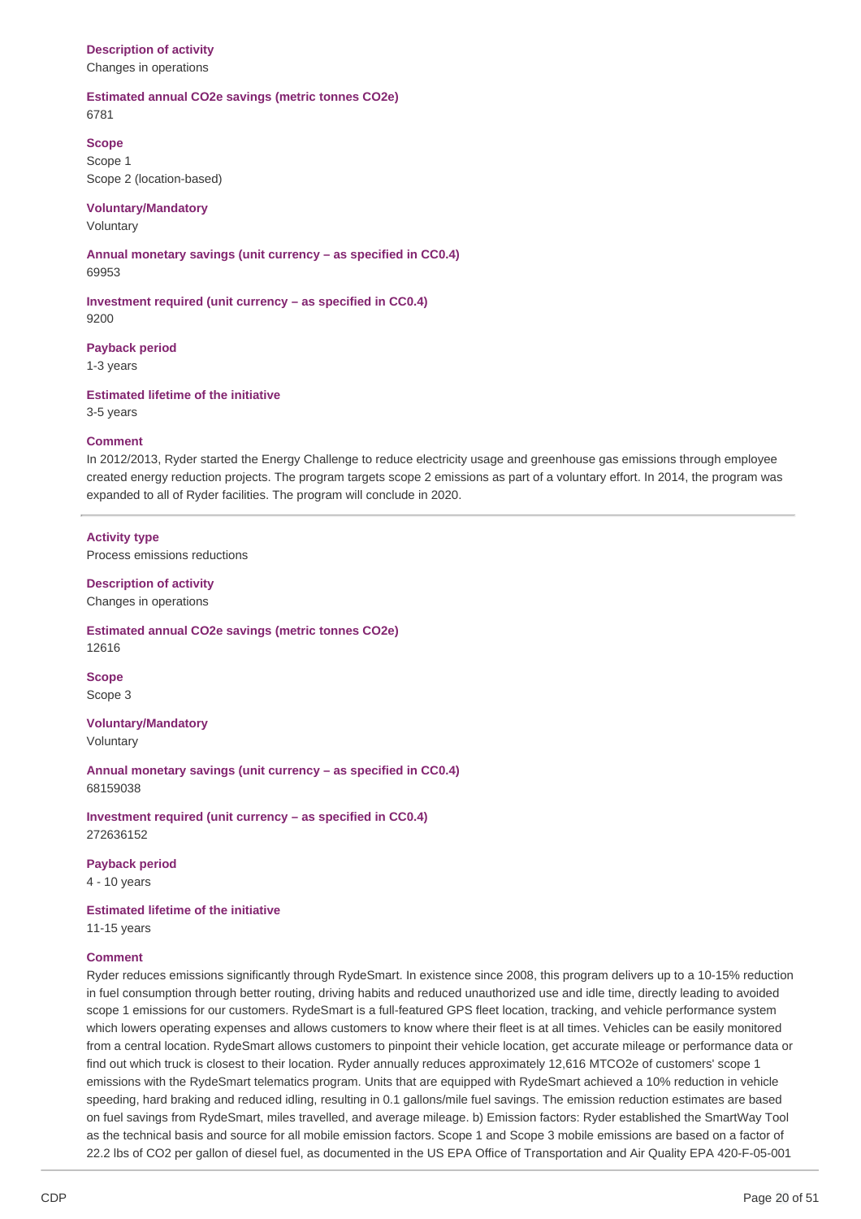**Description of activity**
Changes in operations

**Estimated annual CO2e savings (metric tonnes CO2e)**
6781

**Scope**
Scope 1
Scope 2 (location-based)

**Voluntary/Mandatory**
Voluntary

**Annual monetary savings (unit currency – as specified in CC0.4)**
69953

**Investment required (unit currency – as specified in CC0.4)**
9200

**Payback period**
1-3 years

**Estimated lifetime of the initiative**
3-5 years

**Comment**
In 2012/2013, Ryder started the Energy Challenge to reduce electricity usage and greenhouse gas emissions through employee created energy reduction projects. The program targets scope 2 emissions as part of a voluntary effort. In 2014, the program was expanded to all of Ryder facilities. The program will conclude in 2020.

---

**Activity type**
Process emissions reductions

**Description of activity**
Changes in operations

**Estimated annual CO2e savings (metric tonnes CO2e)**
12616

**Scope**
Scope 3

**Voluntary/Mandatory**
Voluntary

**Annual monetary savings (unit currency – as specified in CC0.4)**
68159038

**Investment required (unit currency – as specified in CC0.4)**
272636152

**Payback period**
4 - 10 years

**Estimated lifetime of the initiative**
11-15 years

**Comment**
Ryder reduces emissions significantly through RydeSmart. In existence since 2008, this program delivers up to a 10-15% reduction in fuel consumption through better routing, driving habits and reduced unauthorized use and idle time, directly leading to avoided scope 1 emissions for our customers. RydeSmart is a full-featured GPS fleet location, tracking, and vehicle performance system which lowers operating expenses and allows customers to know where their fleet is at all times. Vehicles can be easily monitored from a central location. RydeSmart allows customers to pinpoint their vehicle location, get accurate mileage or performance data or find out which truck is closest to their location. Ryder annually reduces approximately 12,616 MTCO2e of customers' scope 1 emissions with the RydeSmart telematics program. Units that are equipped with RydeSmart achieved a 10% reduction in vehicle speeding, hard braking and reduced idling, resulting in 0.1 gallons/mile fuel savings. The emission reduction estimates are based on fuel savings from RydeSmart, miles travelled, and average mileage. b) Emission factors: Ryder established the SmartWay Tool as the technical basis and source for all mobile emission factors. Scope 1 and Scope 3 mobile emissions are based on a factor of 22.2 lbs of CO2 per gallon of diesel fuel, as documented in the US EPA Office of Transportation and Air Quality EPA 420-F-05-001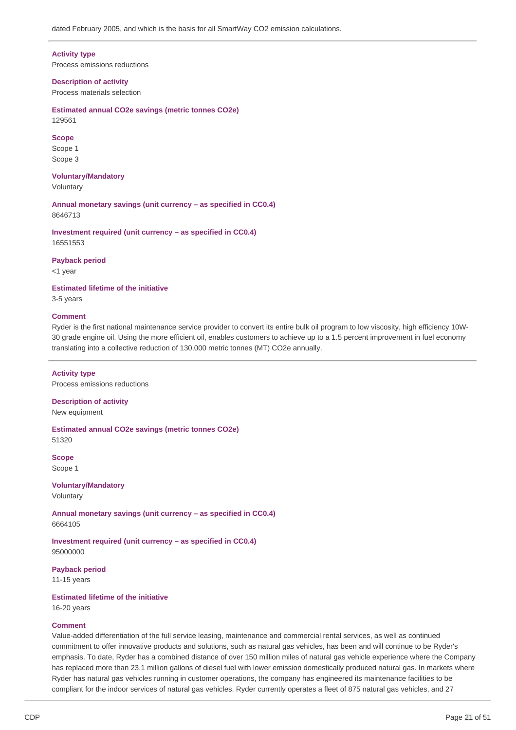dated February 2005, and which is the basis for all SmartWay CO2 emission calculations.

---

**Activity type**
Process emissions reductions

**Description of activity**
Process materials selection

**Estimated annual CO2e savings (metric tonnes CO2e)**
129561

**Scope**
Scope 1
Scope 3

**Voluntary/Mandatory**
Voluntary

**Annual monetary savings (unit currency – as specified in CC0.4)**
8646713

**Investment required (unit currency – as specified in CC0.4)**
16551553

**Payback period**
<1 year

**Estimated lifetime of the initiative**
3-5 years

**Comment**
Ryder is the first national maintenance service provider to convert its entire bulk oil program to low viscosity, high efficiency 10W-30 grade engine oil. Using the more efficient oil, enables customers to achieve up to a 1.5 percent improvement in fuel economy translating into a collective reduction of 130,000 metric tonnes (MT) CO2e annually.

---

**Activity type**
Process emissions reductions

**Description of activity**
New equipment

**Estimated annual CO2e savings (metric tonnes CO2e)**
51320

**Scope**
Scope 1

**Voluntary/Mandatory**
Voluntary

**Annual monetary savings (unit currency – as specified in CC0.4)**
6664105

**Investment required (unit currency – as specified in CC0.4)**
95000000

**Payback period**
11-15 years

**Estimated lifetime of the initiative**
16-20 years

**Comment**
Value-added differentiation of the full service leasing, maintenance and commercial rental services, as well as continued commitment to offer innovative products and solutions, such as natural gas vehicles, has been and will continue to be Ryder's emphasis. To date, Ryder has a combined distance of over 150 million miles of natural gas vehicle experience where the Company has replaced more than 23.1 million gallons of diesel fuel with lower emission domestically produced natural gas. In markets where Ryder has natural gas vehicles running in customer operations, the company has engineered its maintenance facilities to be compliant for the indoor services of natural gas vehicles. Ryder currently operates a fleet of 875 natural gas vehicles, and 27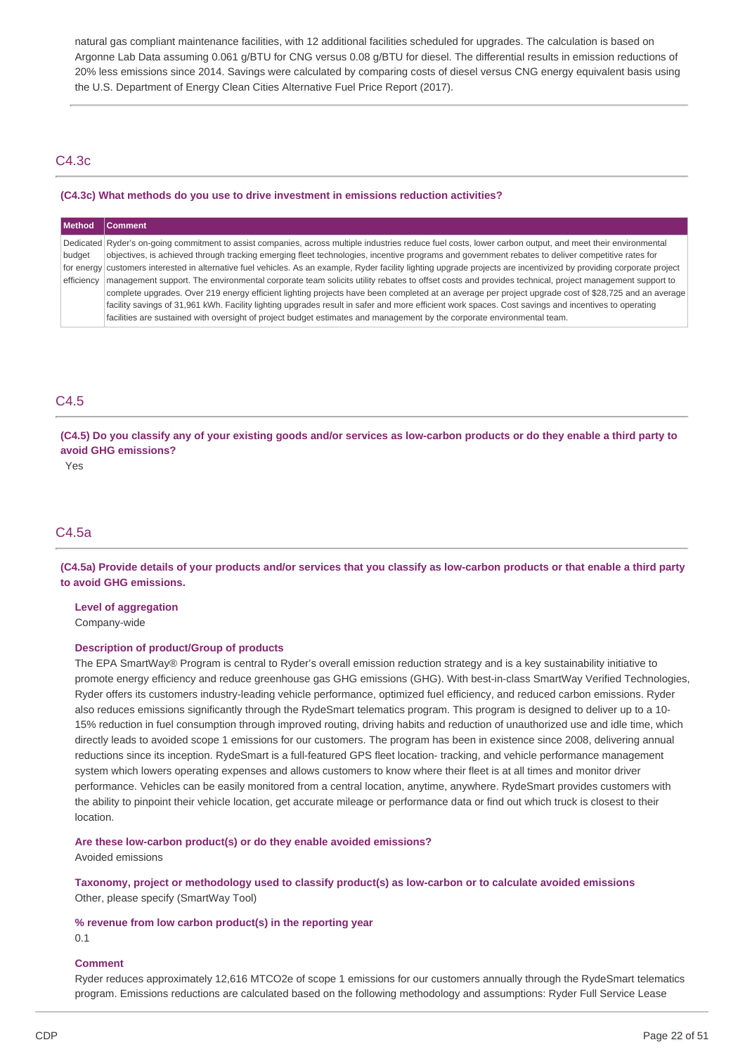natural gas compliant maintenance facilities, with 12 additional facilities scheduled for upgrades. The calculation is based on Argonne Lab Data assuming 0.061 g/BTU for CNG versus 0.08 g/BTU for diesel. The differential results in emission reductions of 20% less emissions since 2014. Savings were calculated by comparing costs of diesel versus CNG energy equivalent basis using the U.S. Department of Energy Clean Cities Alternative Fuel Price Report (2017).

## C4.3c

**(C4.3c) What methods do you use to drive investment in emissions reduction activities?**

| Method | Comment |
|---|---|
| Dedicated budget for energy efficiency | Ryder's on-going commitment to assist companies, across multiple industries reduce fuel costs, lower carbon output, and meet their environmental objectives, is achieved through tracking emerging fleet technologies, incentive programs and government rebates to deliver competitive rates for customers interested in alternative fuel vehicles. As an example, Ryder facility lighting upgrade projects are incentivized by providing corporate project management support. The environmental corporate team solicits utility rebates to offset costs and provides technical, project management support to complete upgrades. Over 219 energy efficient lighting projects have been completed at an average per project upgrade cost of $28,725 and an average facility savings of 31,961 kWh. Facility lighting upgrades result in safer and more efficient work spaces. Cost savings and incentives to operating facilities are sustained with oversight of project budget estimates and management by the corporate environmental team. |

## C4.5

**(C4.5) Do you classify any of your existing goods and/or services as low-carbon products or do they enable a third party to avoid GHG emissions?**

Yes

## C4.5a

**(C4.5a) Provide details of your products and/or services that you classify as low-carbon products or that enable a third party to avoid GHG emissions.**

**Level of aggregation**

Company-wide

**Description of product/Group of products**

The EPA SmartWay® Program is central to Ryder's overall emission reduction strategy and is a key sustainability initiative to promote energy efficiency and reduce greenhouse gas GHG emissions (GHG). With best-in-class SmartWay Verified Technologies, Ryder offers its customers industry-leading vehicle performance, optimized fuel efficiency, and reduced carbon emissions. Ryder also reduces emissions significantly through the RydeSmart telematics program. This program is designed to deliver up to a 10-15% reduction in fuel consumption through improved routing, driving habits and reduction of unauthorized use and idle time, which directly leads to avoided scope 1 emissions for our customers. The program has been in existence since 2008, delivering annual reductions since its inception. RydeSmart is a full-featured GPS fleet location- tracking, and vehicle performance management system which lowers operating expenses and allows customers to know where their fleet is at all times and monitor driver performance. Vehicles can be easily monitored from a central location, anytime, anywhere. RydeSmart provides customers with the ability to pinpoint their vehicle location, get accurate mileage or performance data or find out which truck is closest to their location.

**Are these low-carbon product(s) or do they enable avoided emissions?**

Avoided emissions

**Taxonomy, project or methodology used to classify product(s) as low-carbon or to calculate avoided emissions**

Other, please specify (SmartWay Tool)

**% revenue from low carbon product(s) in the reporting year**

0.1

**Comment**

Ryder reduces approximately 12,616 MTCO2e of scope 1 emissions for our customers annually through the RydeSmart telematics program. Emissions reductions are calculated based on the following methodology and assumptions: Ryder Full Service Lease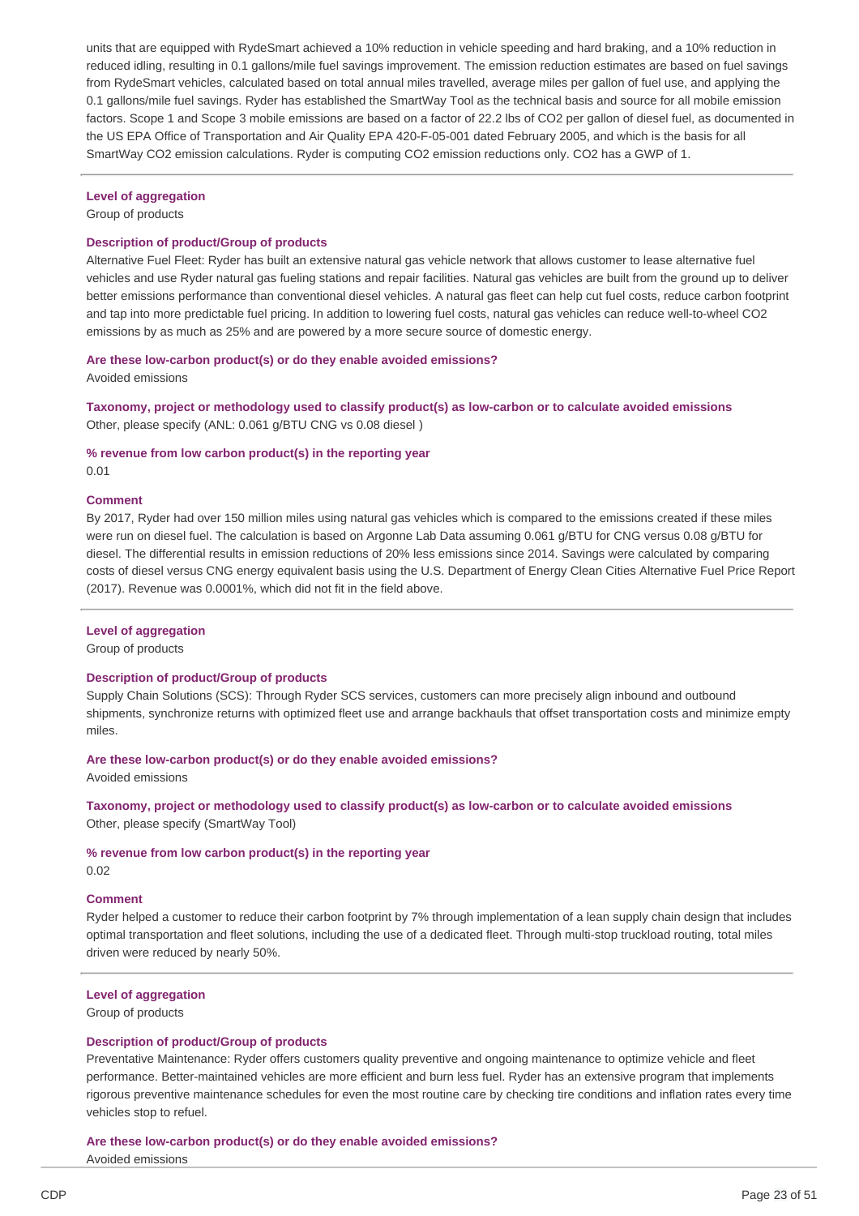units that are equipped with RydeSmart achieved a 10% reduction in vehicle speeding and hard braking, and a 10% reduction in reduced idling, resulting in 0.1 gallons/mile fuel savings improvement. The emission reduction estimates are based on fuel savings from RydeSmart vehicles, calculated based on total annual miles travelled, average miles per gallon of fuel use, and applying the 0.1 gallons/mile fuel savings. Ryder has established the SmartWay Tool as the technical basis and source for all mobile emission factors. Scope 1 and Scope 3 mobile emissions are based on a factor of 22.2 lbs of $CO_2$ per gallon of diesel fuel, as documented in the US EPA Office of Transportation and Air Quality EPA 420-F-05-001 dated February 2005, and which is the basis for all SmartWay $CO_2$ emission calculations. Ryder is computing $CO_2$ emission reductions only. $CO_2$ has a GWP of 1.

---

**Level of aggregation**
Group of products

**Description of product/Group of products**
Alternative Fuel Fleet: Ryder has built an extensive natural gas vehicle network that allows customer to lease alternative fuel vehicles and use Ryder natural gas fueling stations and repair facilities. Natural gas vehicles are built from the ground up to deliver better emissions performance than conventional diesel vehicles. A natural gas fleet can help cut fuel costs, reduce carbon footprint and tap into more predictable fuel pricing. In addition to lowering fuel costs, natural gas vehicles can reduce well-to-wheel $CO_2$ emissions by as much as 25% and are powered by a more secure source of domestic energy.

**Are these low-carbon product(s) or do they enable avoided emissions?**
Avoided emissions

**Taxonomy, project or methodology used to classify product(s) as low-carbon or to calculate avoided emissions**
Other, please specify (ANL: 0.061 g/BTU CNG vs 0.08 diesel )

**% revenue from low carbon product(s) in the reporting year**
0.01

**Comment**
By 2017, Ryder had over 150 million miles using natural gas vehicles which is compared to the emissions created if these miles were run on diesel fuel. The calculation is based on Argonne Lab Data assuming 0.061 g/BTU for CNG versus 0.08 g/BTU for diesel. The differential results in emission reductions of 20% less emissions since 2014. Savings were calculated by comparing costs of diesel versus CNG energy equivalent basis using the U.S. Department of Energy Clean Cities Alternative Fuel Price Report (2017). Revenue was 0.0001%, which did not fit in the field above.

---

**Level of aggregation**
Group of products

**Description of product/Group of products**
Supply Chain Solutions (SCS): Through Ryder SCS services, customers can more precisely align inbound and outbound shipments, synchronize returns with optimized fleet use and arrange backhauls that offset transportation costs and minimize empty miles.

**Are these low-carbon product(s) or do they enable avoided emissions?**
Avoided emissions

**Taxonomy, project or methodology used to classify product(s) as low-carbon or to calculate avoided emissions**
Other, please specify (SmartWay Tool)

**% revenue from low carbon product(s) in the reporting year**
0.02

**Comment**
Ryder helped a customer to reduce their carbon footprint by 7% through implementation of a lean supply chain design that includes optimal transportation and fleet solutions, including the use of a dedicated fleet. Through multi-stop truckload routing, total miles driven were reduced by nearly 50%.

---

**Level of aggregation**
Group of products

**Description of product/Group of products**
Preventative Maintenance: Ryder offers customers quality preventive and ongoing maintenance to optimize vehicle and fleet performance. Better-maintained vehicles are more efficient and burn less fuel. Ryder has an extensive program that implements rigorous preventive maintenance schedules for even the most routine care by checking tire conditions and inflation rates every time vehicles stop to refuel.

**Are these low-carbon product(s) or do they enable avoided emissions?**
Avoided emissions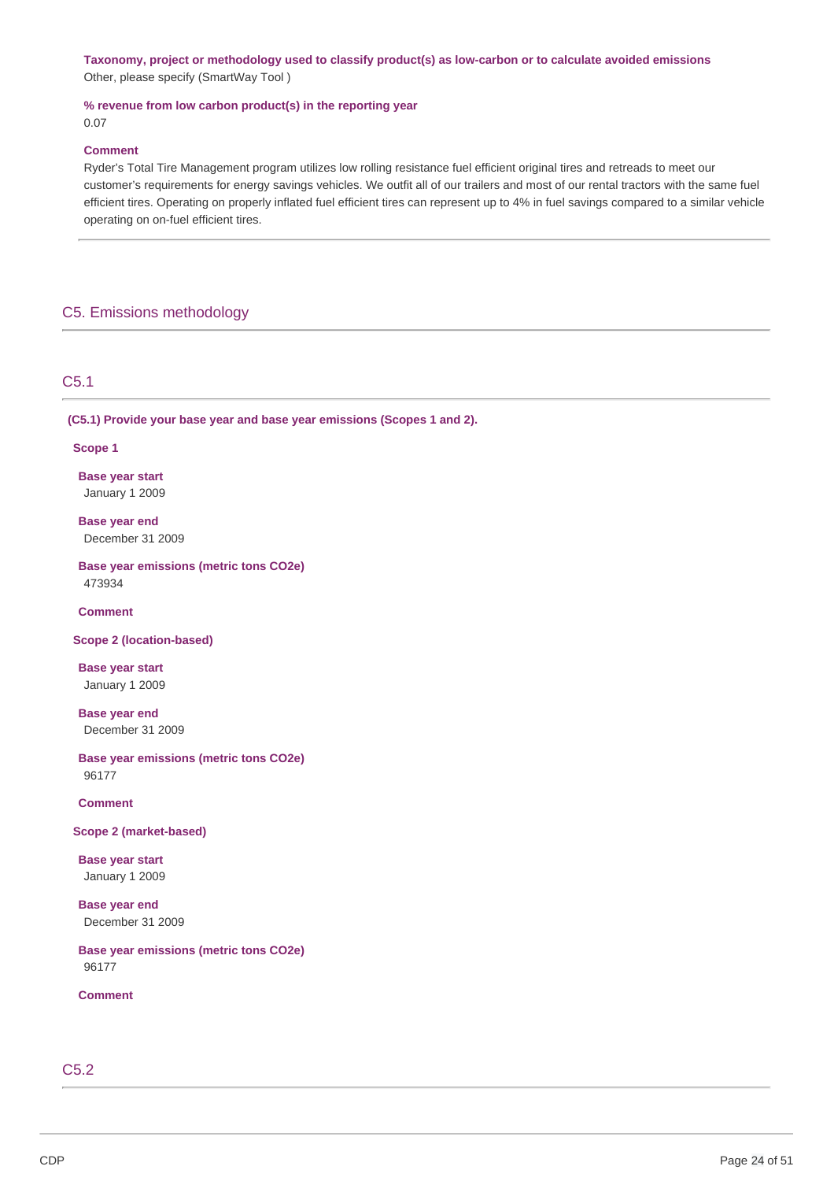**Taxonomy, project or methodology used to classify product(s) as low-carbon or to calculate avoided emissions**
Other, please specify (SmartWay Tool )

**% revenue from low carbon product(s) in the reporting year**
0.07

**Comment**
Ryder's Total Tire Management program utilizes low rolling resistance fuel efficient original tires and retreads to meet our customer's requirements for energy savings vehicles. We outfit all of our trailers and most of our rental tractors with the same fuel efficient tires. Operating on properly inflated fuel efficient tires can represent up to 4% in fuel savings compared to a similar vehicle operating on on-fuel efficient tires.

## C5. Emissions methodology

### C5.1

**(C5.1) Provide your base year and base year emissions (Scopes 1 and 2).**

**Scope 1**

**Base year start**
January 1 2009

**Base year end**
December 31 2009

**Base year emissions (metric tons CO2e)**
473934

**Comment**

**Scope 2 (location-based)**

**Base year start**
January 1 2009

**Base year end**
December 31 2009

**Base year emissions (metric tons CO2e)**
96177

**Comment**

**Scope 2 (market-based)**

**Base year start**
January 1 2009

**Base year end**
December 31 2009

**Base year emissions (metric tons CO2e)**
96177

**Comment**

### C5.2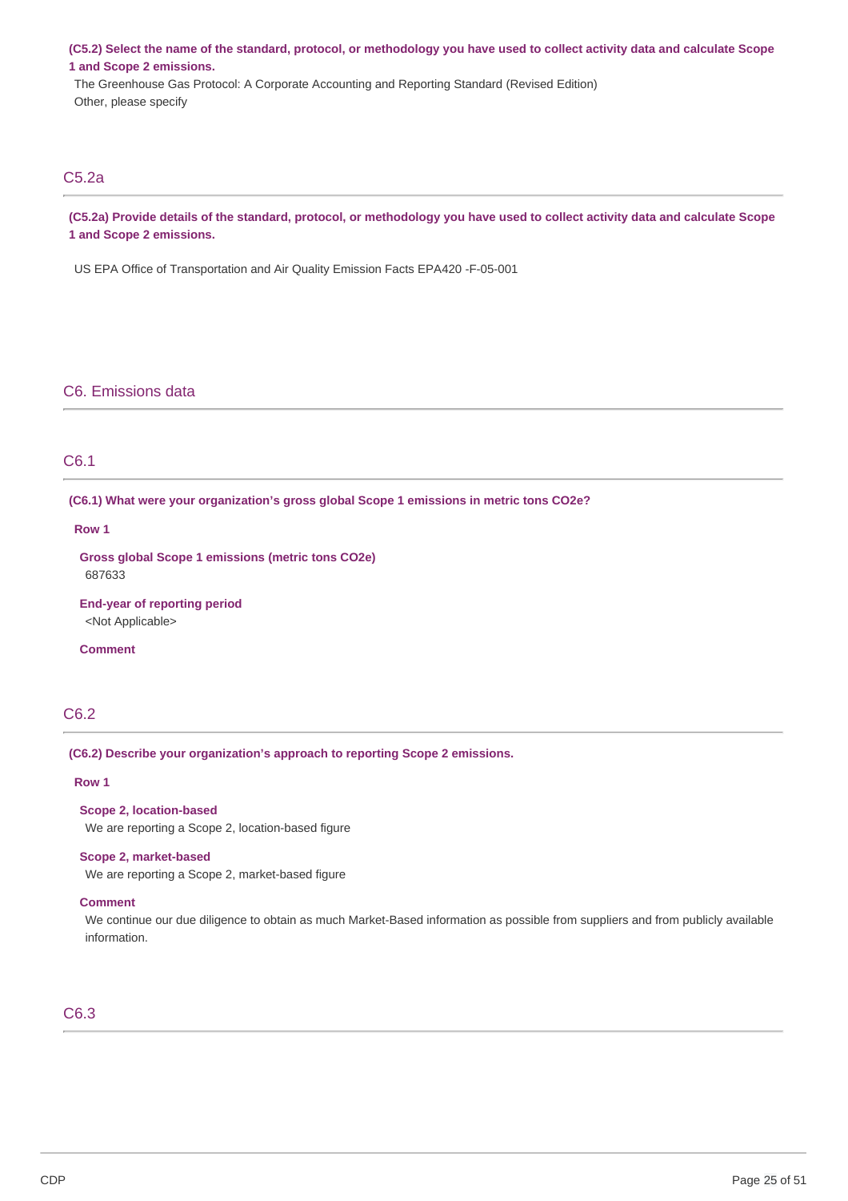**(C5.2) Select the name of the standard, protocol, or methodology you have used to collect activity data and calculate Scope 1 and Scope 2 emissions.**

The Greenhouse Gas Protocol: A Corporate Accounting and Reporting Standard (Revised Edition)
Other, please specify

## C5.2a

**(C5.2a) Provide details of the standard, protocol, or methodology you have used to collect activity data and calculate Scope 1 and Scope 2 emissions.**

US EPA Office of Transportation and Air Quality Emission Facts EPA420 -F-05-001

# C6. Emissions data

## C6.1

**(C6.1) What were your organization's gross global Scope 1 emissions in metric tons CO2e?**

**Row 1**

**Gross global Scope 1 emissions (metric tons CO2e)**
687633

**End-year of reporting period**
<Not Applicable>

**Comment**

## C6.2

**(C6.2) Describe your organization's approach to reporting Scope 2 emissions.**

**Row 1**

**Scope 2, location-based**
We are reporting a Scope 2, location-based figure

**Scope 2, market-based**
We are reporting a Scope 2, market-based figure

**Comment**
We continue our due diligence to obtain as much Market-Based information as possible from suppliers and from publicly available information.

## C6.3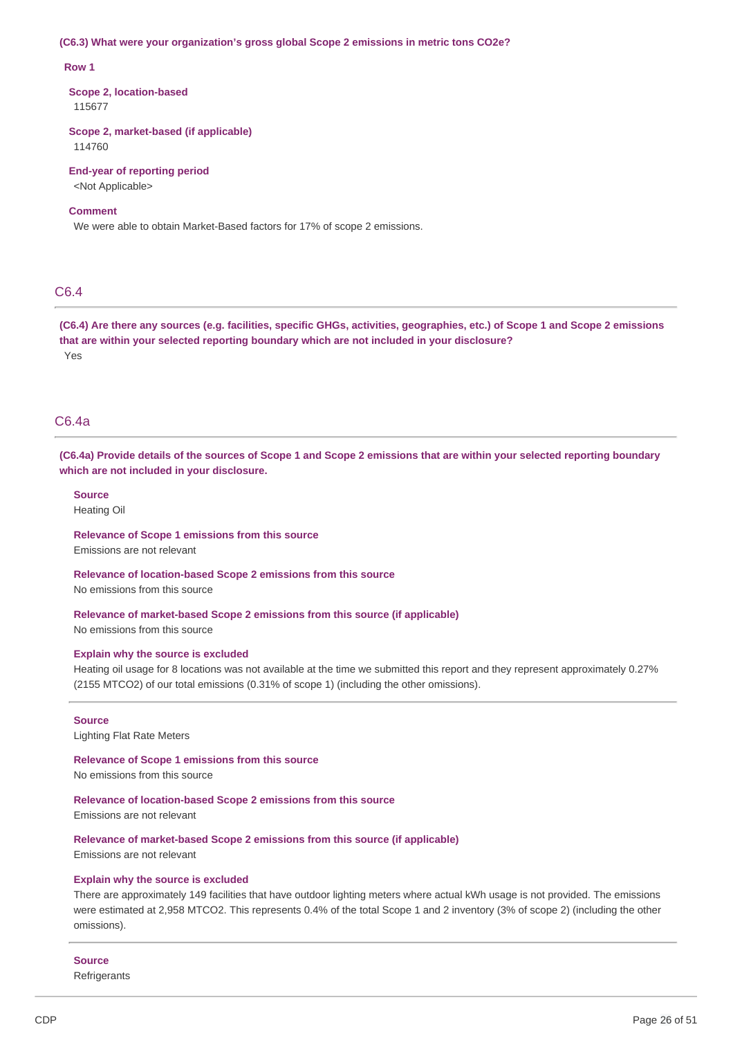**(C6.3) What were your organization's gross global Scope 2 emissions in metric tons CO2e?**

**Row 1**

**Scope 2, location-based**
115677

**Scope 2, market-based (if applicable)**
114760

**End-year of reporting period**
<Not Applicable>

**Comment**
We were able to obtain Market-Based factors for 17% of scope 2 emissions.

## C6.4

**(C6.4) Are there any sources (e.g. facilities, specific GHGs, activities, geographies, etc.) of Scope 1 and Scope 2 emissions that are within your selected reporting boundary which are not included in your disclosure?**
Yes

## C6.4a

**(C6.4a) Provide details of the sources of Scope 1 and Scope 2 emissions that are within your selected reporting boundary which are not included in your disclosure.**

**Source**
Heating Oil

**Relevance of Scope 1 emissions from this source**
Emissions are not relevant

**Relevance of location-based Scope 2 emissions from this source**
No emissions from this source

**Relevance of market-based Scope 2 emissions from this source (if applicable)**
No emissions from this source

**Explain why the source is excluded**
Heating oil usage for 8 locations was not available at the time we submitted this report and they represent approximately 0.27% (2155 MTCO2) of our total emissions (0.31% of scope 1) (including the other omissions).

---

**Source**
Lighting Flat Rate Meters

**Relevance of Scope 1 emissions from this source**
No emissions from this source

**Relevance of location-based Scope 2 emissions from this source**
Emissions are not relevant

**Relevance of market-based Scope 2 emissions from this source (if applicable)**
Emissions are not relevant

**Explain why the source is excluded**
There are approximately 149 facilities that have outdoor lighting meters where actual kWh usage is not provided. The emissions were estimated at 2,958 MTCO2. This represents 0.4% of the total Scope 1 and 2 inventory (3% of scope 2) (including the other omissions).

---

**Source**
Refrigerants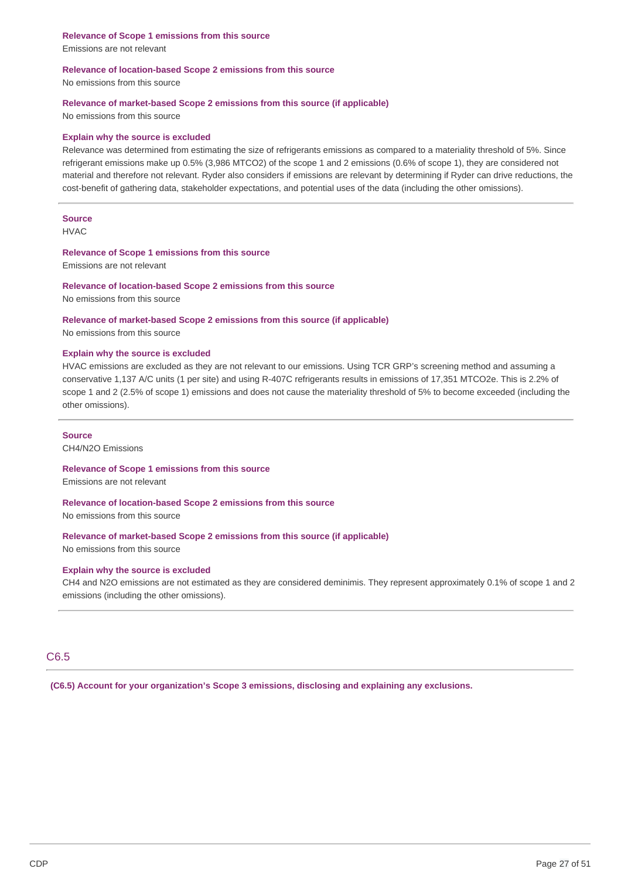**Relevance of Scope 1 emissions from this source**

Emissions are not relevant

**Relevance of location-based Scope 2 emissions from this source**

No emissions from this source

**Relevance of market-based Scope 2 emissions from this source (if applicable)**

No emissions from this source

**Explain why the source is excluded**

Relevance was determined from estimating the size of refrigerants emissions as compared to a materiality threshold of 5%. Since refrigerant emissions make up 0.5% (3,986 MTCO2) of the scope 1 and 2 emissions (0.6% of scope 1), they are considered not material and therefore not relevant. Ryder also considers if emissions are relevant by determining if Ryder can drive reductions, the cost-benefit of gathering data, stakeholder expectations, and potential uses of the data (including the other omissions).

---

**Source**

HVAC

**Relevance of Scope 1 emissions from this source**

Emissions are not relevant

**Relevance of location-based Scope 2 emissions from this source**

No emissions from this source

**Relevance of market-based Scope 2 emissions from this source (if applicable)**

No emissions from this source

**Explain why the source is excluded**

HVAC emissions are excluded as they are not relevant to our emissions. Using TCR GRP's screening method and assuming a conservative 1,137 A/C units (1 per site) and using R-407C refrigerants results in emissions of 17,351 MTCO2e. This is 2.2% of scope 1 and 2 (2.5% of scope 1) emissions and does not cause the materiality threshold of 5% to become exceeded (including the other omissions).

---

**Source**

CH4/N2O Emissions

**Relevance of Scope 1 emissions from this source**

Emissions are not relevant

**Relevance of location-based Scope 2 emissions from this source**

No emissions from this source

**Relevance of market-based Scope 2 emissions from this source (if applicable)**

No emissions from this source

**Explain why the source is excluded**

CH4 and N2O emissions are not estimated as they are considered deminimis. They represent approximately 0.1% of scope 1 and 2 emissions (including the other omissions).

---

## C6.5

**(C6.5) Account for your organization's Scope 3 emissions, disclosing and explaining any exclusions.**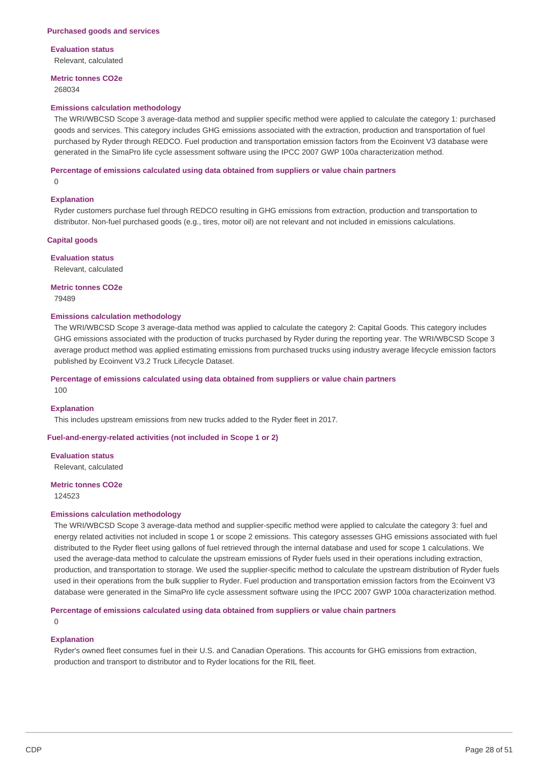### Purchased goods and services

**Evaluation status**

Relevant, calculated

**Metric tonnes CO2e**

268034

**Emissions calculation methodology**

The WRI/WBCSD Scope 3 average-data method and supplier specific method were applied to calculate the category 1: purchased goods and services. This category includes GHG emissions associated with the extraction, production and transportation of fuel purchased by Ryder through REDCO. Fuel production and transportation emission factors from the Ecoinvent V3 database were generated in the SimaPro life cycle assessment software using the IPCC 2007 GWP 100a characterization method.

**Percentage of emissions calculated using data obtained from suppliers or value chain partners**

0

**Explanation**

Ryder customers purchase fuel through REDCO resulting in GHG emissions from extraction, production and transportation to distributor. Non-fuel purchased goods (e.g., tires, motor oil) are not relevant and not included in emissions calculations.

### Capital goods

**Evaluation status**

Relevant, calculated

**Metric tonnes CO2e**

79489

**Emissions calculation methodology**

The WRI/WBCSD Scope 3 average-data method was applied to calculate the category 2: Capital Goods. This category includes GHG emissions associated with the production of trucks purchased by Ryder during the reporting year. The WRI/WBCSD Scope 3 average product method was applied estimating emissions from purchased trucks using industry average lifecycle emission factors published by Ecoinvent V3.2 Truck Lifecycle Dataset.

**Percentage of emissions calculated using data obtained from suppliers or value chain partners**

100

**Explanation**

This includes upstream emissions from new trucks added to the Ryder fleet in 2017.

### Fuel-and-energy-related activities (not included in Scope 1 or 2)

**Evaluation status**

Relevant, calculated

**Metric tonnes CO2e**

124523

**Emissions calculation methodology**

The WRI/WBCSD Scope 3 average-data method and supplier-specific method were applied to calculate the category 3: fuel and energy related activities not included in scope 1 or scope 2 emissions. This category assesses GHG emissions associated with fuel distributed to the Ryder fleet using gallons of fuel retrieved through the internal database and used for scope 1 calculations. We used the average-data method to calculate the upstream emissions of Ryder fuels used in their operations including extraction, production, and transportation to storage. We used the supplier-specific method to calculate the upstream distribution of Ryder fuels used in their operations from the bulk supplier to Ryder. Fuel production and transportation emission factors from the Ecoinvent V3 database were generated in the SimaPro life cycle assessment software using the IPCC 2007 GWP 100a characterization method.

**Percentage of emissions calculated using data obtained from suppliers or value chain partners**

0

**Explanation**

Ryder's owned fleet consumes fuel in their U.S. and Canadian Operations. This accounts for GHG emissions from extraction, production and transport to distributor and to Ryder locations for the RIL fleet.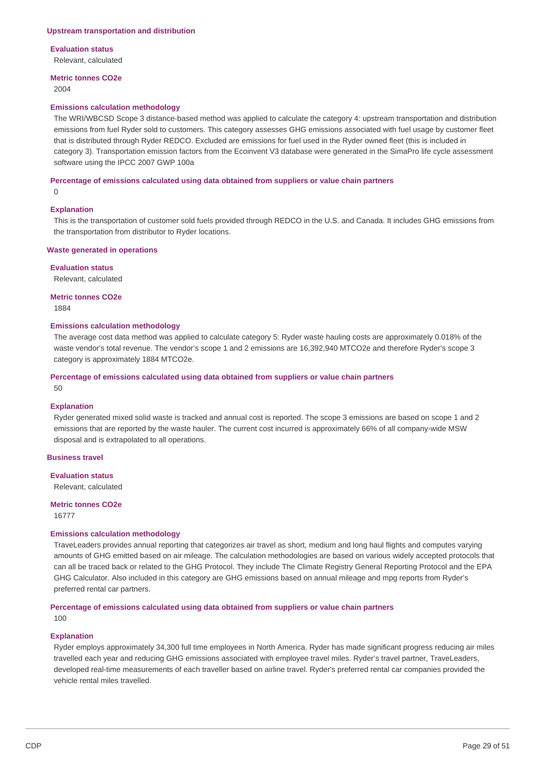### Upstream transportation and distribution

**Evaluation status**

Relevant, calculated

**Metric tonnes CO2e**

2004

**Emissions calculation methodology**

The WRI/WBCSD Scope 3 distance-based method was applied to calculate the category 4: upstream transportation and distribution emissions from fuel Ryder sold to customers. This category assesses GHG emissions associated with fuel usage by customer fleet that is distributed through Ryder REDCO. Excluded are emissions for fuel used in the Ryder owned fleet (this is included in category 3). Transportation emission factors from the Ecoinvent V3 database were generated in the SimaPro life cycle assessment software using the IPCC 2007 GWP 100a

**Percentage of emissions calculated using data obtained from suppliers or value chain partners**

0

**Explanation**

This is the transportation of customer sold fuels provided through REDCO in the U.S. and Canada. It includes GHG emissions from the transportation from distributor to Ryder locations.

### Waste generated in operations

**Evaluation status**

Relevant, calculated

**Metric tonnes CO2e**

1884

**Emissions calculation methodology**

The average cost data method was applied to calculate category 5: Ryder waste hauling costs are approximately 0.018% of the waste vendor's total revenue. The vendor's scope 1 and 2 emissions are 16,392,940 MTCO2e and therefore Ryder's scope 3 category is approximately 1884 MTCO2e.

**Percentage of emissions calculated using data obtained from suppliers or value chain partners**

50

**Explanation**

Ryder generated mixed solid waste is tracked and annual cost is reported. The scope 3 emissions are based on scope 1 and 2 emissions that are reported by the waste hauler. The current cost incurred is approximately 66% of all company-wide MSW disposal and is extrapolated to all operations.

### Business travel

**Evaluation status**

Relevant, calculated

**Metric tonnes CO2e**

16777

**Emissions calculation methodology**

TraveLeaders provides annual reporting that categorizes air travel as short, medium and long haul flights and computes varying amounts of GHG emitted based on air mileage. The calculation methodologies are based on various widely accepted protocols that can all be traced back or related to the GHG Protocol. They include The Climate Registry General Reporting Protocol and the EPA GHG Calculator. Also included in this category are GHG emissions based on annual mileage and mpg reports from Ryder's preferred rental car partners.

**Percentage of emissions calculated using data obtained from suppliers or value chain partners**

100

**Explanation**

Ryder employs approximately 34,300 full time employees in North America. Ryder has made significant progress reducing air miles travelled each year and reducing GHG emissions associated with employee travel miles. Ryder's travel partner, TraveLeaders, developed real-time measurements of each traveller based on airline travel. Ryder's preferred rental car companies provided the vehicle rental miles travelled.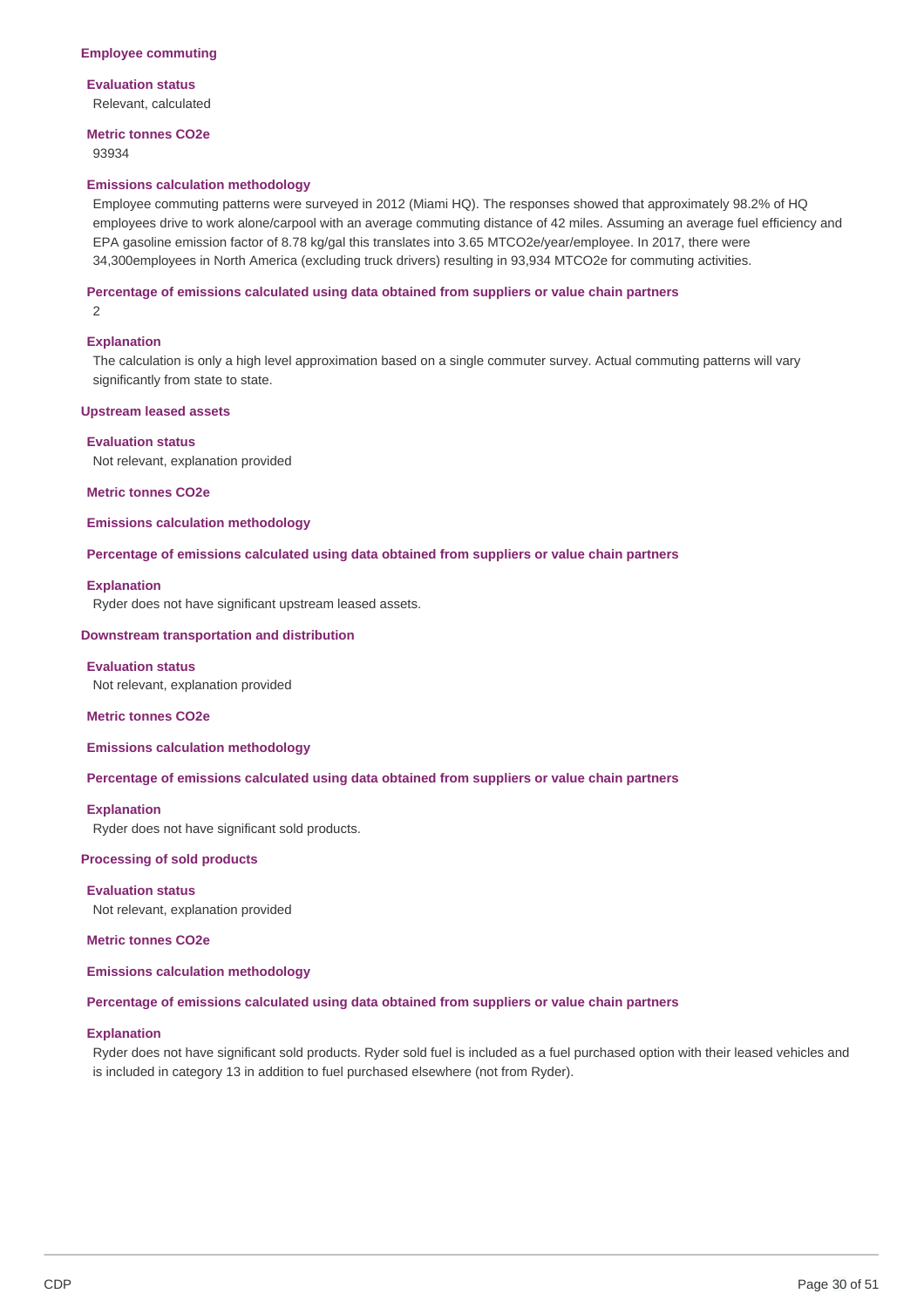### Employee commuting

**Evaluation status**

Relevant, calculated

**Metric tonnes CO2e**

93934

**Emissions calculation methodology**

Employee commuting patterns were surveyed in 2012 (Miami HQ). The responses showed that approximately 98.2% of HQ employees drive to work alone/carpool with an average commuting distance of 42 miles. Assuming an average fuel efficiency and EPA gasoline emission factor of 8.78 kg/gal this translates into 3.65 MTCO2e/year/employee. In 2017, there were 34,300employees in North America (excluding truck drivers) resulting in 93,934 MTCO2e for commuting activities.

**Percentage of emissions calculated using data obtained from suppliers or value chain partners**

2

**Explanation**

The calculation is only a high level approximation based on a single commuter survey. Actual commuting patterns will vary significantly from state to state.

### Upstream leased assets

**Evaluation status**

Not relevant, explanation provided

**Metric tonnes CO2e**

**Emissions calculation methodology**

**Percentage of emissions calculated using data obtained from suppliers or value chain partners**

**Explanation**

Ryder does not have significant upstream leased assets.

### Downstream transportation and distribution

**Evaluation status**

Not relevant, explanation provided

**Metric tonnes CO2e**

**Emissions calculation methodology**

**Percentage of emissions calculated using data obtained from suppliers or value chain partners**

**Explanation**

Ryder does not have significant sold products.

### Processing of sold products

**Evaluation status**

Not relevant, explanation provided

**Metric tonnes CO2e**

**Emissions calculation methodology**

**Percentage of emissions calculated using data obtained from suppliers or value chain partners**

**Explanation**

Ryder does not have significant sold products. Ryder sold fuel is included as a fuel purchased option with their leased vehicles and is included in category 13 in addition to fuel purchased elsewhere (not from Ryder).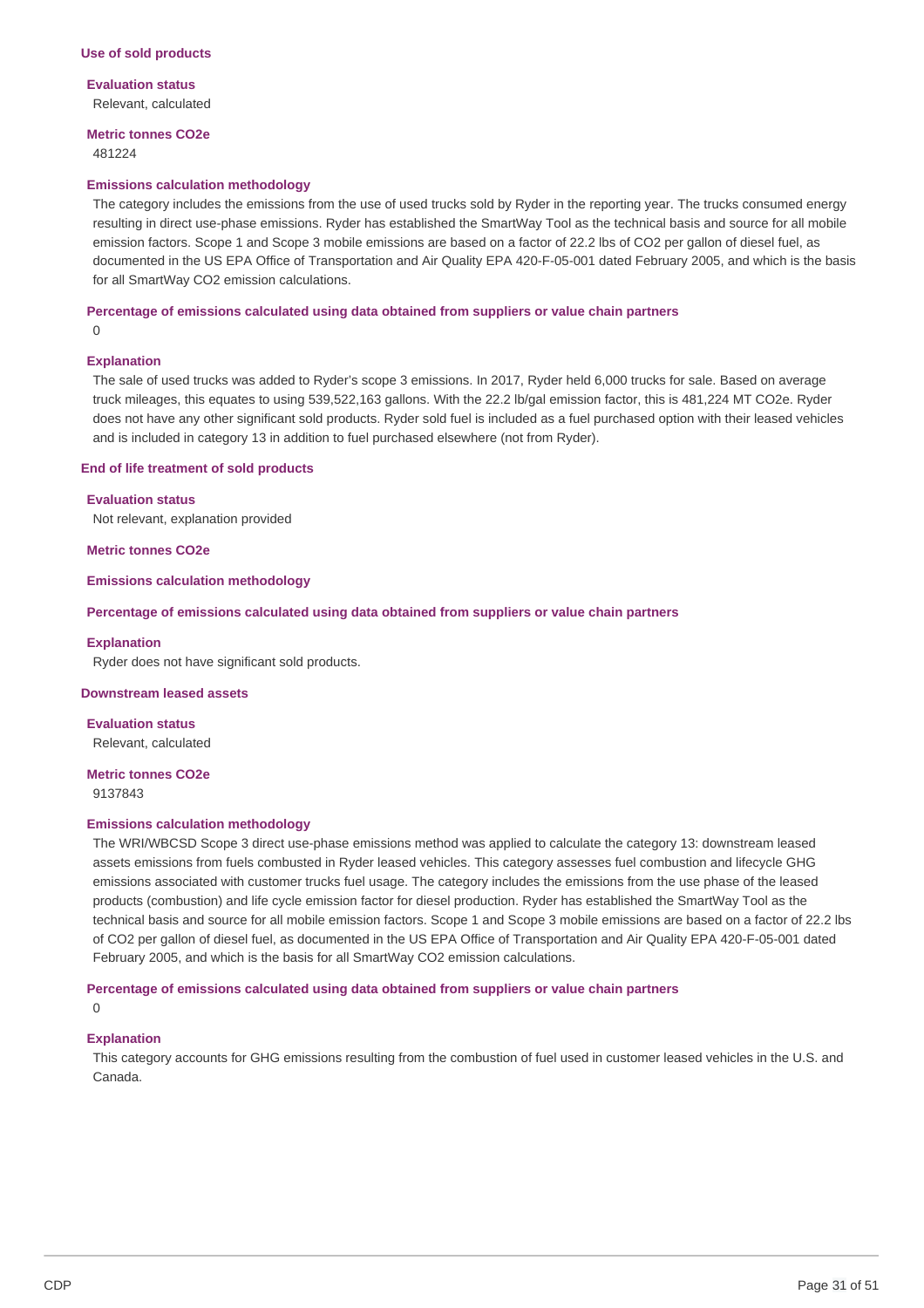### Use of sold products

**Evaluation status**

Relevant, calculated

**Metric tonnes CO2e**

481224

**Emissions calculation methodology**

The category includes the emissions from the use of used trucks sold by Ryder in the reporting year. The trucks consumed energy resulting in direct use-phase emissions. Ryder has established the SmartWay Tool as the technical basis and source for all mobile emission factors. Scope 1 and Scope 3 mobile emissions are based on a factor of 22.2 lbs of CO2 per gallon of diesel fuel, as documented in the US EPA Office of Transportation and Air Quality EPA 420-F-05-001 dated February 2005, and which is the basis for all SmartWay CO2 emission calculations.

**Percentage of emissions calculated using data obtained from suppliers or value chain partners**

0

**Explanation**

The sale of used trucks was added to Ryder's scope 3 emissions. In 2017, Ryder held 6,000 trucks for sale. Based on average truck mileages, this equates to using 539,522,163 gallons. With the 22.2 lb/gal emission factor, this is 481,224 MT CO2e. Ryder does not have any other significant sold products. Ryder sold fuel is included as a fuel purchased option with their leased vehicles and is included in category 13 in addition to fuel purchased elsewhere (not from Ryder).

### End of life treatment of sold products

**Evaluation status**

Not relevant, explanation provided

**Metric tonnes CO2e**

**Emissions calculation methodology**

**Percentage of emissions calculated using data obtained from suppliers or value chain partners**

**Explanation**

Ryder does not have significant sold products.

### Downstream leased assets

**Evaluation status**

Relevant, calculated

**Metric tonnes CO2e**

9137843

**Emissions calculation methodology**

The WRI/WBCSD Scope 3 direct use-phase emissions method was applied to calculate the category 13: downstream leased assets emissions from fuels combusted in Ryder leased vehicles. This category assesses fuel combustion and lifecycle GHG emissions associated with customer trucks fuel usage. The category includes the emissions from the use phase of the leased products (combustion) and life cycle emission factor for diesel production. Ryder has established the SmartWay Tool as the technical basis and source for all mobile emission factors. Scope 1 and Scope 3 mobile emissions are based on a factor of 22.2 lbs of CO2 per gallon of diesel fuel, as documented in the US EPA Office of Transportation and Air Quality EPA 420-F-05-001 dated February 2005, and which is the basis for all SmartWay CO2 emission calculations.

**Percentage of emissions calculated using data obtained from suppliers or value chain partners**

0

**Explanation**

This category accounts for GHG emissions resulting from the combustion of fuel used in customer leased vehicles in the U.S. and Canada.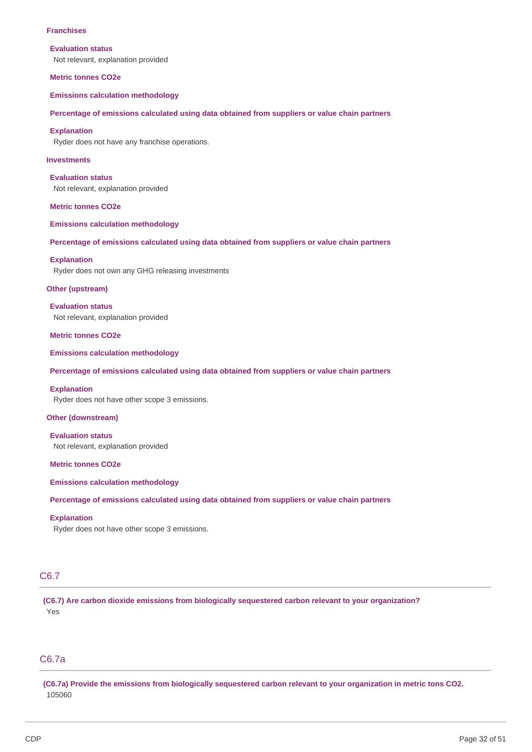**Franchises**

**Evaluation status**

Not relevant, explanation provided

**Metric tonnes CO2e**

**Emissions calculation methodology**

**Percentage of emissions calculated using data obtained from suppliers or value chain partners**

**Explanation**

Ryder does not have any franchise operations.

**Investments**

**Evaluation status**

Not relevant, explanation provided

**Metric tonnes CO2e**

**Emissions calculation methodology**

**Percentage of emissions calculated using data obtained from suppliers or value chain partners**

**Explanation**

Ryder does not own any GHG releasing investments

**Other (upstream)**

**Evaluation status**

Not relevant, explanation provided

**Metric tonnes CO2e**

**Emissions calculation methodology**

**Percentage of emissions calculated using data obtained from suppliers or value chain partners**

**Explanation**

Ryder does not have other scope 3 emissions.

**Other (downstream)**

**Evaluation status**

Not relevant, explanation provided

**Metric tonnes CO2e**

**Emissions calculation methodology**

**Percentage of emissions calculated using data obtained from suppliers or value chain partners**

**Explanation**

Ryder does not have other scope 3 emissions.

## C6.7

**(C6.7) Are carbon dioxide emissions from biologically sequestered carbon relevant to your organization?**

Yes

## C6.7a

**(C6.7a) Provide the emissions from biologically sequestered carbon relevant to your organization in metric tons CO2.**

105060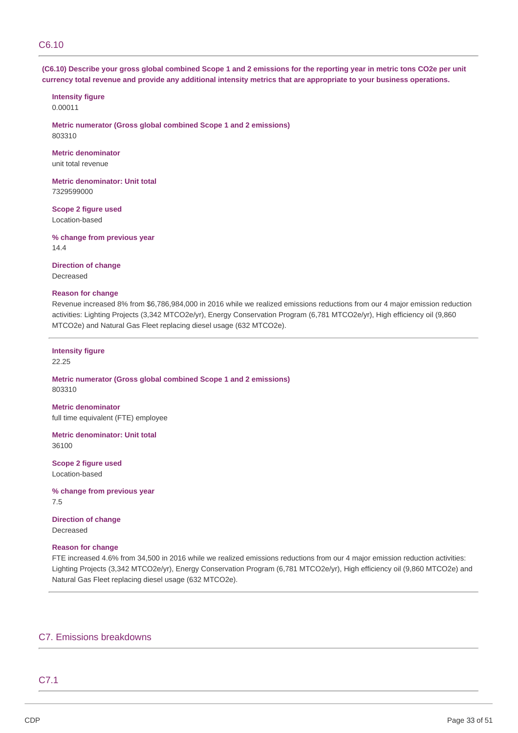## C6.10

**(C6.10) Describe your gross global combined Scope 1 and 2 emissions for the reporting year in metric tons CO2e per unit currency total revenue and provide any additional intensity metrics that are appropriate to your business operations.**

**Intensity figure**
0.00011

**Metric numerator (Gross global combined Scope 1 and 2 emissions)**
803310

**Metric denominator**
unit total revenue

**Metric denominator: Unit total**
7329599000

**Scope 2 figure used**
Location-based

**% change from previous year**
14.4

**Direction of change**
Decreased

**Reason for change**
Revenue increased 8% from $6,786,984,000 in 2016 while we realized emissions reductions from our 4 major emission reduction activities: Lighting Projects (3,342 MTCO2e/yr), Energy Conservation Program (6,781 MTCO2e/yr), High efficiency oil (9,860 MTCO2e) and Natural Gas Fleet replacing diesel usage (632 MTCO2e).

---

**Intensity figure**
22.25

**Metric numerator (Gross global combined Scope 1 and 2 emissions)**
803310

**Metric denominator**
full time equivalent (FTE) employee

**Metric denominator: Unit total**
36100

**Scope 2 figure used**
Location-based

**% change from previous year**
7.5

**Direction of change**
Decreased

**Reason for change**
FTE increased 4.6% from 34,500 in 2016 while we realized emissions reductions from our 4 major emission reduction activities: Lighting Projects (3,342 MTCO2e/yr), Energy Conservation Program (6,781 MTCO2e/yr), High efficiency oil (9,860 MTCO2e) and Natural Gas Fleet replacing diesel usage (632 MTCO2e).

# C7. Emissions breakdowns

## C7.1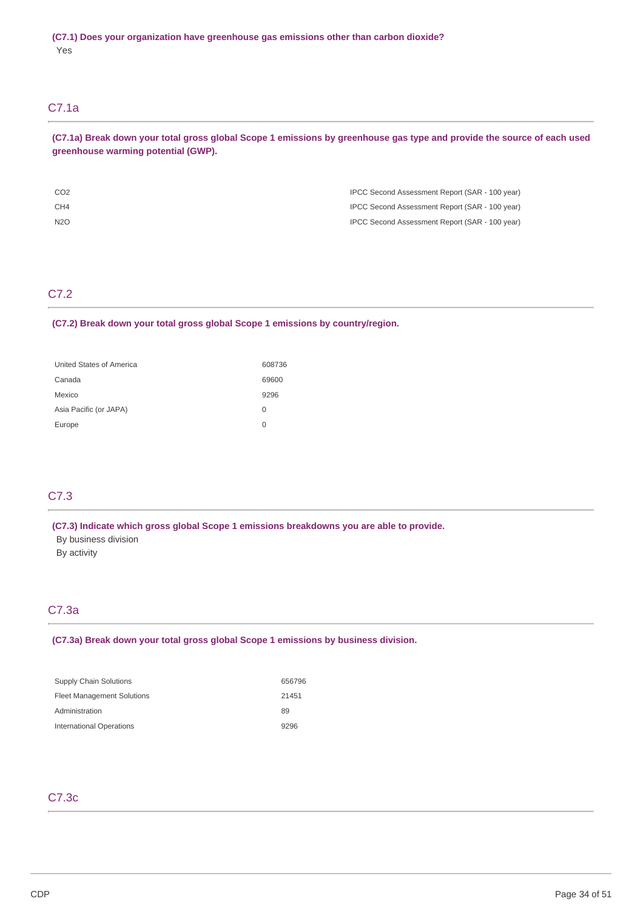**(C7.1) Does your organization have greenhouse gas emissions other than carbon dioxide?**

Yes

## C7.1a

**(C7.1a) Break down your total gross global Scope 1 emissions by greenhouse gas type and provide the source of each used greenhouse warming potential (GWP).**

| | |
|---|---|
| $CO_2$ | IPCC Second Assessment Report (SAR - 100 year) |
| $CH_4$ | IPCC Second Assessment Report (SAR - 100 year) |
| $N_2O$ | IPCC Second Assessment Report (SAR - 100 year) |

## C7.2

**(C7.2) Break down your total gross global Scope 1 emissions by country/region.**

| | |
|---|---|
| United States of America | 608736 |
| Canada | 69600 |
| Mexico | 9296 |
| Asia Pacific (or JAPA) | 0 |
| Europe | 0 |

## C7.3

**(C7.3) Indicate which gross global Scope 1 emissions breakdowns you are able to provide.**

By business division

By activity

## C7.3a

**(C7.3a) Break down your total gross global Scope 1 emissions by business division.**

| | |
|---|---|
| Supply Chain Solutions | 656796 |
| Fleet Management Solutions | 21451 |
| Administration | 89 |
| International Operations | 9296 |

## C7.3c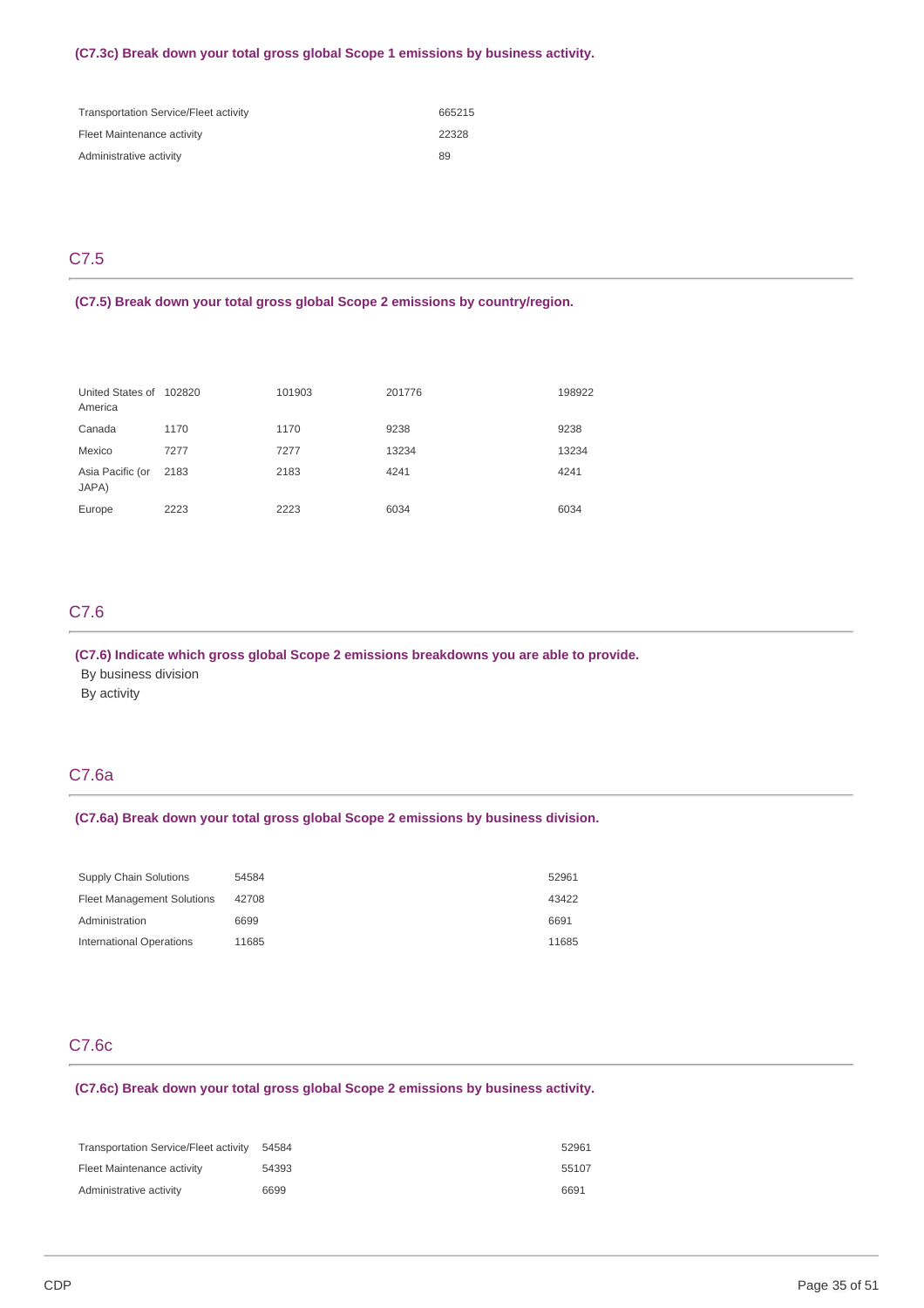**(C7.3c) Break down your total gross global Scope 1 emissions by business activity.**

| | |
|---|---|
| Transportation Service/Fleet activity | 665215 |
| Fleet Maintenance activity | 22328 |
| Administrative activity | 89 |

## C7.5

**(C7.5) Break down your total gross global Scope 2 emissions by country/region.**

| | | | | |
|---|---|---|---|---|
| United States of America | 102820 | 101903 | 201776 | 198922 |
| Canada | 1170 | 1170 | 9238 | 9238 |
| Mexico | 7277 | 7277 | 13234 | 13234 |
| Asia Pacific (or JAPA) | 2183 | 2183 | 4241 | 4241 |
| Europe | 2223 | 2223 | 6034 | 6034 |

## C7.6

**(C7.6) Indicate which gross global Scope 2 emissions breakdowns you are able to provide.**

By business division

By activity

## C7.6a

**(C7.6a) Break down your total gross global Scope 2 emissions by business division.**

| | | |
|---|---|---|
| Supply Chain Solutions | 54584 | 52961 |
| Fleet Management Solutions | 42708 | 43422 |
| Administration | 6699 | 6691 |
| International Operations | 11685 | 11685 |

## C7.6c

**(C7.6c) Break down your total gross global Scope 2 emissions by business activity.**

| | | |
|---|---|---|
| Transportation Service/Fleet activity | 54584 | 52961 |
| Fleet Maintenance activity | 54393 | 55107 |
| Administrative activity | 6699 | 6691 |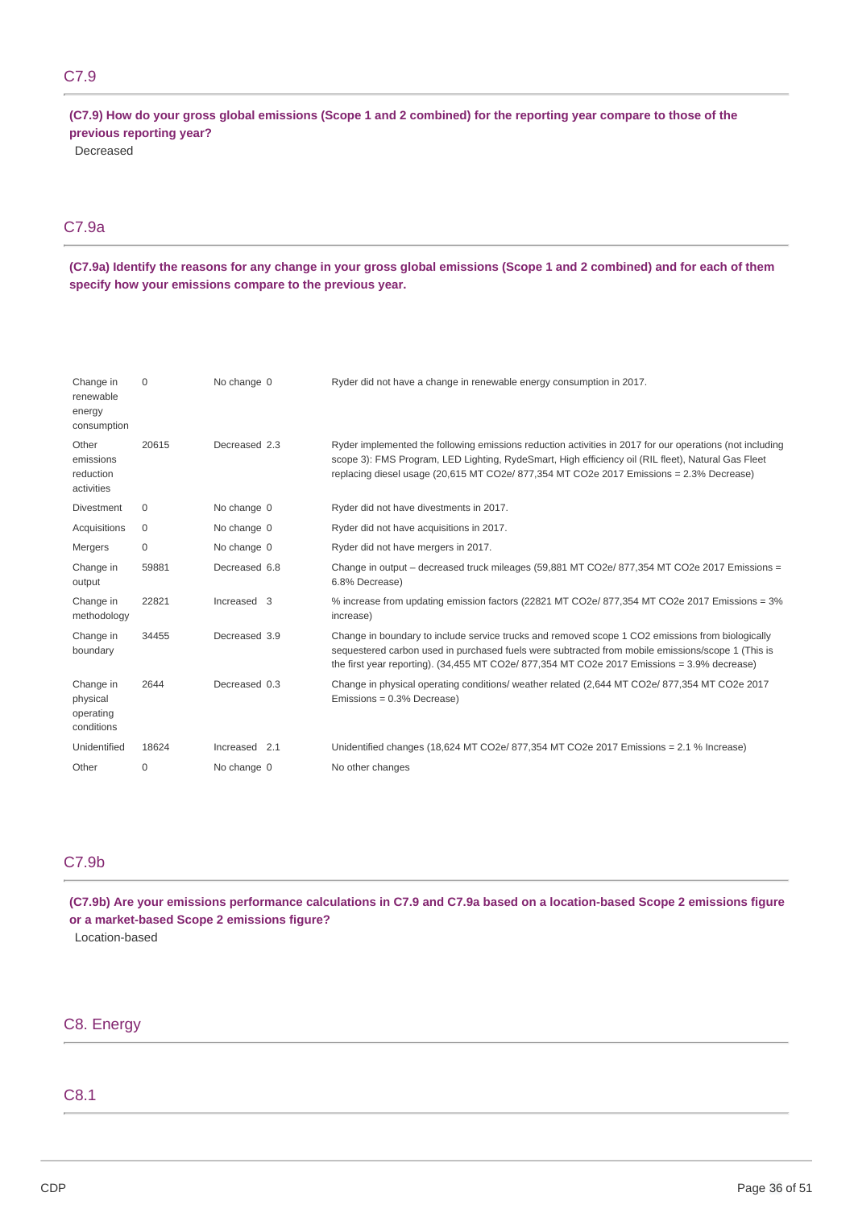## C7.9

**(C7.9) How do your gross global emissions (Scope 1 and 2 combined) for the reporting year compare to those of the previous reporting year?**

Decreased

## C7.9a

**(C7.9a) Identify the reasons for any change in your gross global emissions (Scope 1 and 2 combined) and for each of them specify how your emissions compare to the previous year.**

| | | | | |
|---|---|---|---|---|
| Change in renewable energy consumption | 0 | No change | 0 | Ryder did not have a change in renewable energy consumption in 2017. |
| Other emissions reduction activities | 20615 | Decreased | 2.3 | Ryder implemented the following emissions reduction activities in 2017 for our operations (not including scope 3): FMS Program, LED Lighting, RydeSmart, High efficiency oil (RIL fleet), Natural Gas Fleet replacing diesel usage (20,615 MT CO2e/ 877,354 MT CO2e 2017 Emissions = 2.3% Decrease) |
| Divestment | 0 | No change | 0 | Ryder did not have divestments in 2017. |
| Acquisitions | 0 | No change | 0 | Ryder did not have acquisitions in 2017. |
| Mergers | 0 | No change | 0 | Ryder did not have mergers in 2017. |
| Change in output | 59881 | Decreased | 6.8 | Change in output – decreased truck mileages (59,881 MT CO2e/ 877,354 MT CO2e 2017 Emissions = 6.8% Decrease) |
| Change in methodology | 22821 | Increased | 3 | % increase from updating emission factors (22821 MT CO2e/ 877,354 MT CO2e 2017 Emissions = 3% increase) |
| Change in boundary | 34455 | Decreased | 3.9 | Change in boundary to include service trucks and removed scope 1 CO2 emissions from biologically sequestered carbon used in purchased fuels were subtracted from mobile emissions/scope 1 (This is the first year reporting). (34,455 MT CO2e/ 877,354 MT CO2e 2017 Emissions = 3.9% decrease) |
| Change in physical operating conditions | 2644 | Decreased | 0.3 | Change in physical operating conditions/ weather related (2,644 MT CO2e/ 877,354 MT CO2e 2017 Emissions = 0.3% Decrease) |
| Unidentified | 18624 | Increased | 2.1 | Unidentified changes (18,624 MT CO2e/ 877,354 MT CO2e 2017 Emissions = 2.1 % Increase) |
| Other | 0 | No change | 0 | No other changes |

## C7.9b

**(C7.9b) Are your emissions performance calculations in C7.9 and C7.9a based on a location-based Scope 2 emissions figure or a market-based Scope 2 emissions figure?**

Location-based

# C8. Energy

## C8.1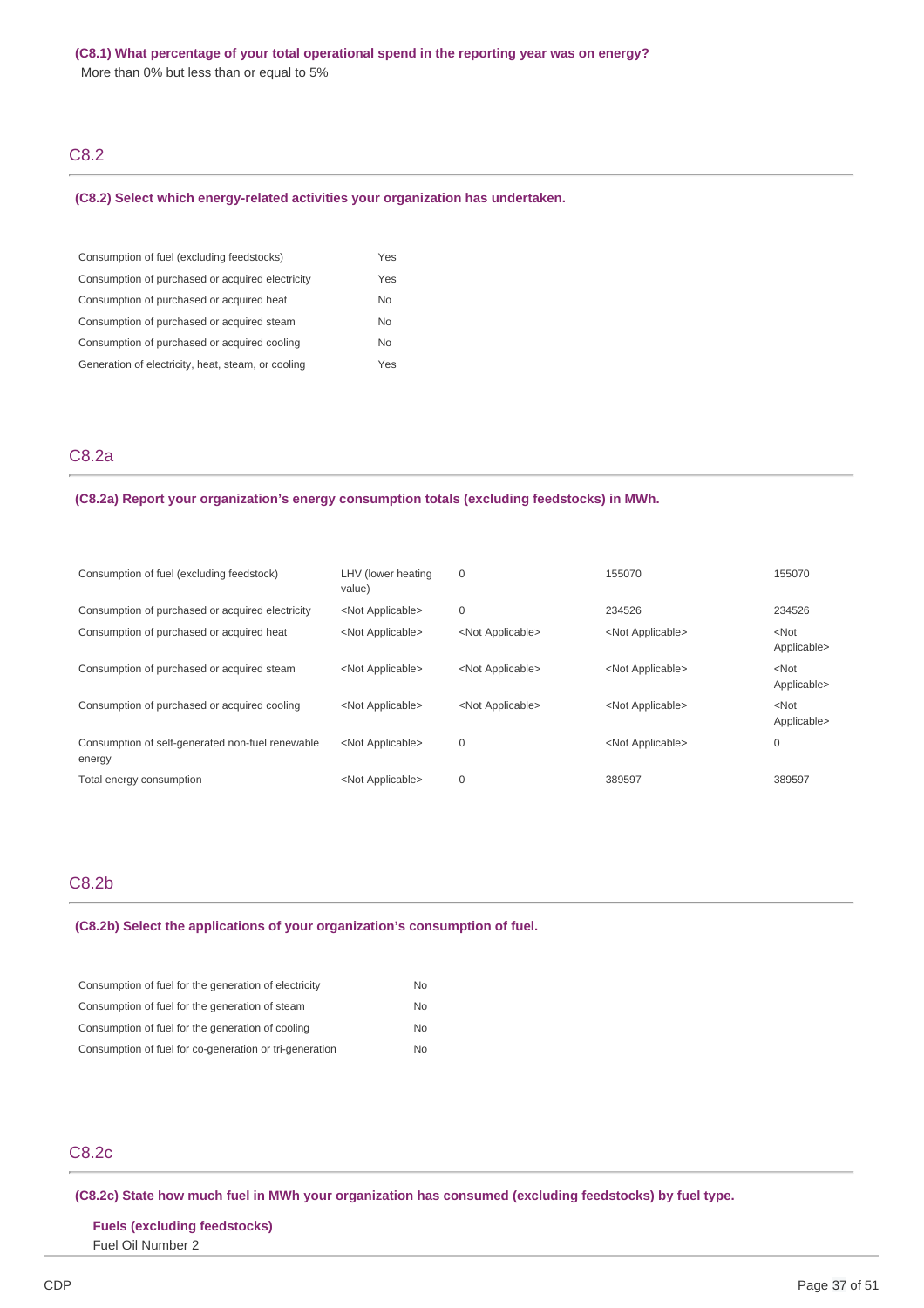**(C8.1) What percentage of your total operational spend in the reporting year was on energy?**

More than 0% but less than or equal to 5%

## C8.2

**(C8.2) Select which energy-related activities your organization has undertaken.**

| | |
|---|---|
| Consumption of fuel (excluding feedstocks) | Yes |
| Consumption of purchased or acquired electricity | Yes |
| Consumption of purchased or acquired heat | No |
| Consumption of purchased or acquired steam | No |
| Consumption of purchased or acquired cooling | No |
| Generation of electricity, heat, steam, or cooling | Yes |

## C8.2a

**(C8.2a) Report your organization's energy consumption totals (excluding feedstocks) in MWh.**

| | | | | |
|---|---|---|---|---|
| Consumption of fuel (excluding feedstock) | LHV (lower heating value) | 0 | 155070 | 155070 |
| Consumption of purchased or acquired electricity | <Not Applicable> | 0 | 234526 | 234526 |
| Consumption of purchased or acquired heat | <Not Applicable> | <Not Applicable> | <Not Applicable> | <Not Applicable> |
| Consumption of purchased or acquired steam | <Not Applicable> | <Not Applicable> | <Not Applicable> | <Not Applicable> |
| Consumption of purchased or acquired cooling | <Not Applicable> | <Not Applicable> | <Not Applicable> | <Not Applicable> |
| Consumption of self-generated non-fuel renewable energy | <Not Applicable> | 0 | <Not Applicable> | 0 |
| Total energy consumption | <Not Applicable> | 0 | 389597 | 389597 |

## C8.2b

**(C8.2b) Select the applications of your organization's consumption of fuel.**

| | |
|---|---|
| Consumption of fuel for the generation of electricity | No |
| Consumption of fuel for the generation of steam | No |
| Consumption of fuel for the generation of cooling | No |
| Consumption of fuel for co-generation or tri-generation | No |

## C8.2c

**(C8.2c) State how much fuel in MWh your organization has consumed (excluding feedstocks) by fuel type.**

**Fuels (excluding feedstocks)**

Fuel Oil Number 2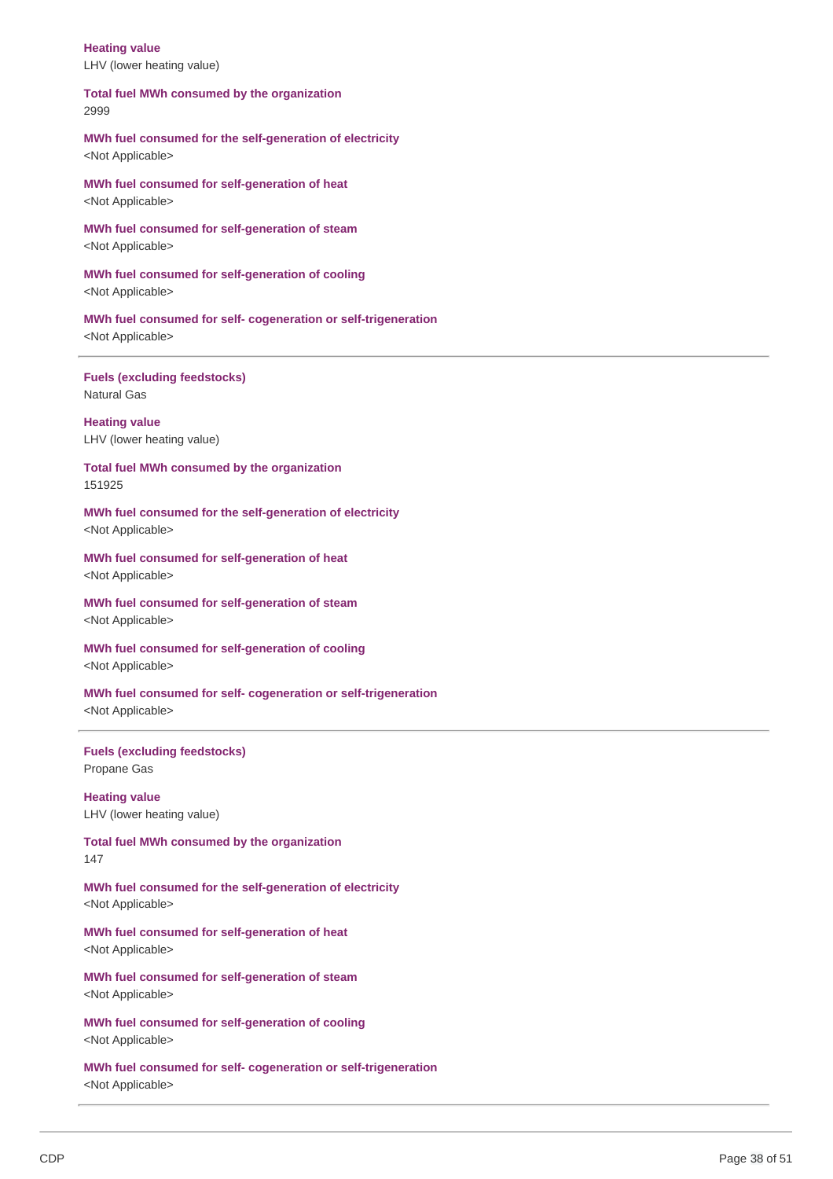**Heating value**
LHV (lower heating value)

**Total fuel MWh consumed by the organization**
2999

**MWh fuel consumed for the self-generation of electricity**
<Not Applicable>

**MWh fuel consumed for self-generation of heat**
<Not Applicable>

**MWh fuel consumed for self-generation of steam**
<Not Applicable>

**MWh fuel consumed for self-generation of cooling**
<Not Applicable>

**MWh fuel consumed for self- cogeneration or self-trigeneration**
<Not Applicable>

---

**Fuels (excluding feedstocks)**
Natural Gas

**Heating value**
LHV (lower heating value)

**Total fuel MWh consumed by the organization**
151925

**MWh fuel consumed for the self-generation of electricity**
<Not Applicable>

**MWh fuel consumed for self-generation of heat**
<Not Applicable>

**MWh fuel consumed for self-generation of steam**
<Not Applicable>

**MWh fuel consumed for self-generation of cooling**
<Not Applicable>

**MWh fuel consumed for self- cogeneration or self-trigeneration**
<Not Applicable>

---

**Fuels (excluding feedstocks)**
Propane Gas

**Heating value**
LHV (lower heating value)

**Total fuel MWh consumed by the organization**
147

**MWh fuel consumed for the self-generation of electricity**
<Not Applicable>

**MWh fuel consumed for self-generation of heat**
<Not Applicable>

**MWh fuel consumed for self-generation of steam**
<Not Applicable>

**MWh fuel consumed for self-generation of cooling**
<Not Applicable>

**MWh fuel consumed for self- cogeneration or self-trigeneration**
<Not Applicable>

---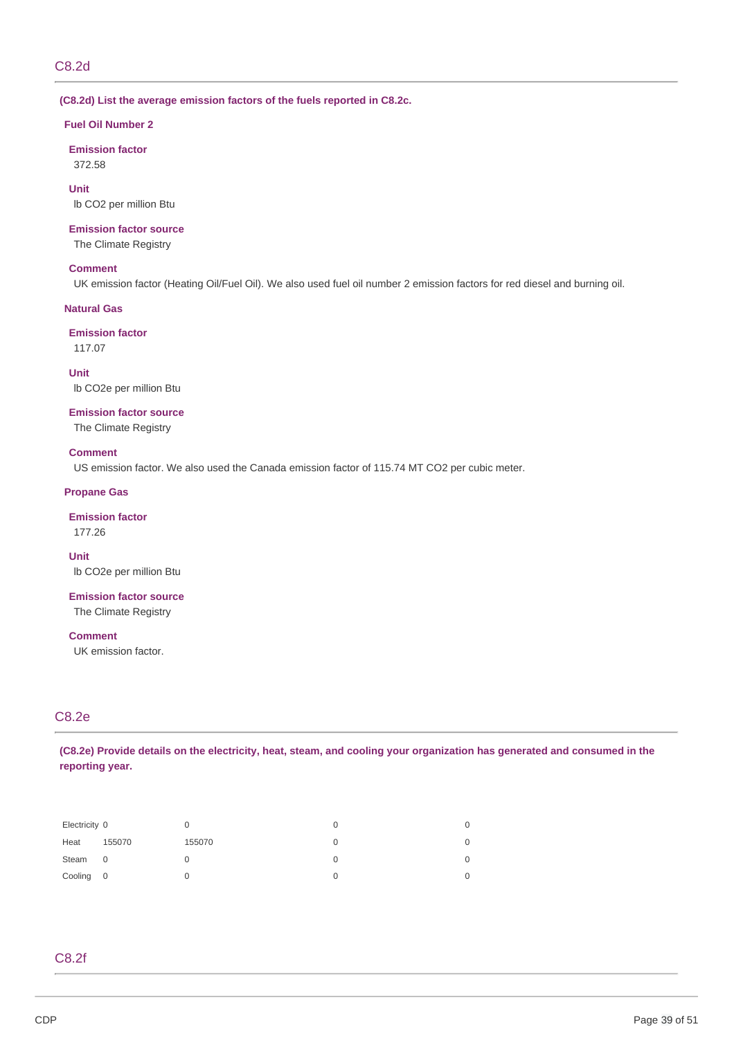## C8.2d

**(C8.2d) List the average emission factors of the fuels reported in C8.2c.**

### Fuel Oil Number 2

**Emission factor**

372.58

**Unit**

lb CO2 per million Btu

**Emission factor source**

The Climate Registry

**Comment**

UK emission factor (Heating Oil/Fuel Oil). We also used fuel oil number 2 emission factors for red diesel and burning oil.

### Natural Gas

**Emission factor**

117.07

**Unit**

lb CO2e per million Btu

**Emission factor source**

The Climate Registry

**Comment**

US emission factor. We also used the Canada emission factor of 115.74 MT CO2 per cubic meter.

### Propane Gas

**Emission factor**

177.26

**Unit**

lb CO2e per million Btu

**Emission factor source**

The Climate Registry

**Comment**

UK emission factor.

## C8.2e

**(C8.2e) Provide details on the electricity, heat, steam, and cooling your organization has generated and consumed in the reporting year.**

| | | | | |
|---|---|---|---|---|
| Electricity | 0 | 0 | 0 | 0 |
| Heat | 155070 | 155070 | 0 | 0 |
| Steam | 0 | 0 | 0 | 0 |
| Cooling | 0 | 0 | 0 | 0 |

## C8.2f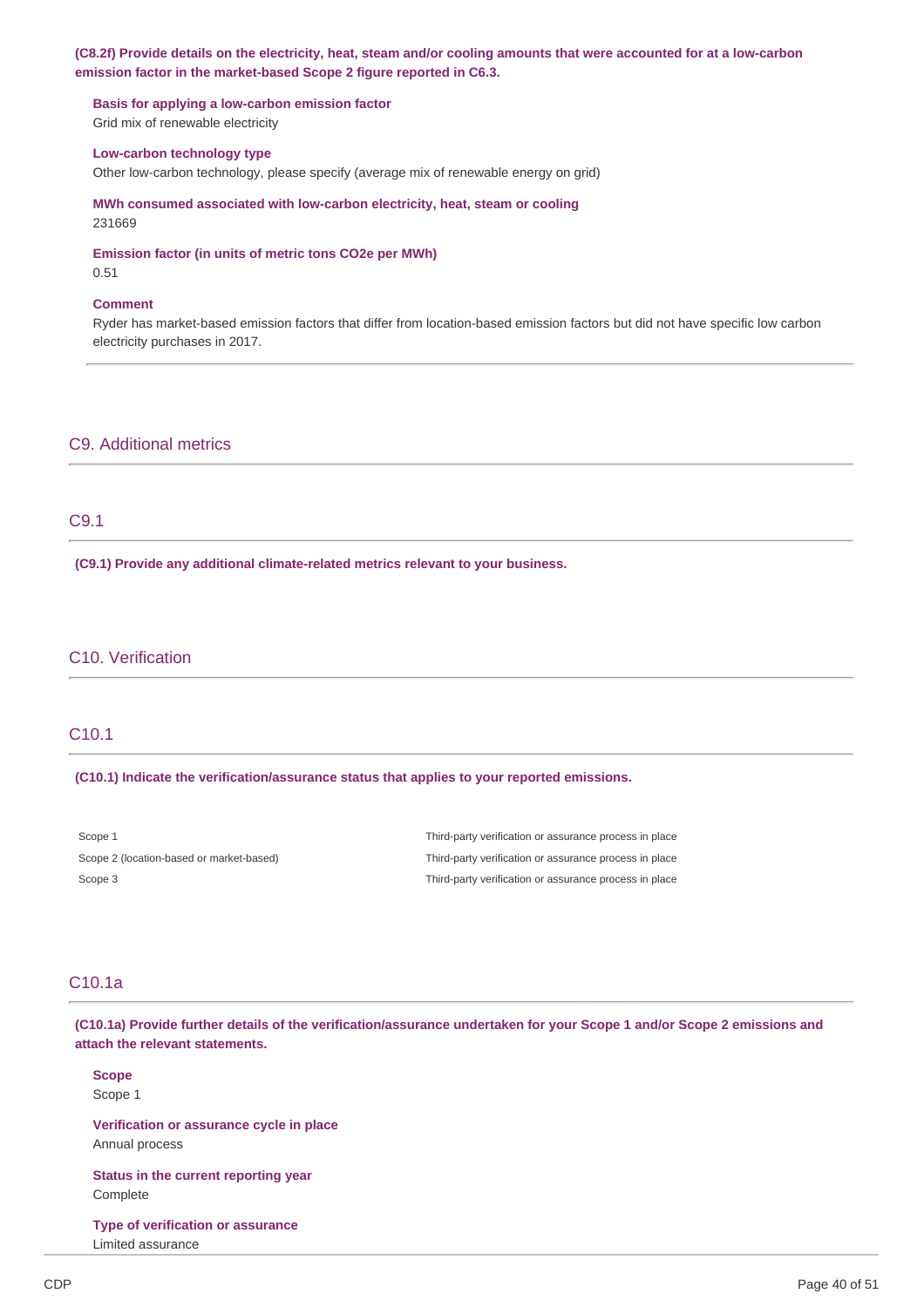**(C8.2f) Provide details on the electricity, heat, steam and/or cooling amounts that were accounted for at a low-carbon emission factor in the market-based Scope 2 figure reported in C6.3.**

**Basis for applying a low-carbon emission factor**
Grid mix of renewable electricity

**Low-carbon technology type**
Other low-carbon technology, please specify (average mix of renewable energy on grid)

**MWh consumed associated with low-carbon electricity, heat, steam or cooling**
231669

**Emission factor (in units of metric tons CO2e per MWh)**
0.51

**Comment**
Ryder has market-based emission factors that differ from location-based emission factors but did not have specific low carbon electricity purchases in 2017.

## C9. Additional metrics

### C9.1

**(C9.1) Provide any additional climate-related metrics relevant to your business.**

## C10. Verification

### C10.1

**(C10.1) Indicate the verification/assurance status that applies to your reported emissions.**

| | |
|---|---|
| Scope 1 | Third-party verification or assurance process in place |
| Scope 2 (location-based or market-based) | Third-party verification or assurance process in place |
| Scope 3 | Third-party verification or assurance process in place |

### C10.1a

**(C10.1a) Provide further details of the verification/assurance undertaken for your Scope 1 and/or Scope 2 emissions and attach the relevant statements.**

**Scope**
Scope 1

**Verification or assurance cycle in place**
Annual process

**Status in the current reporting year**
Complete

**Type of verification or assurance**
Limited assurance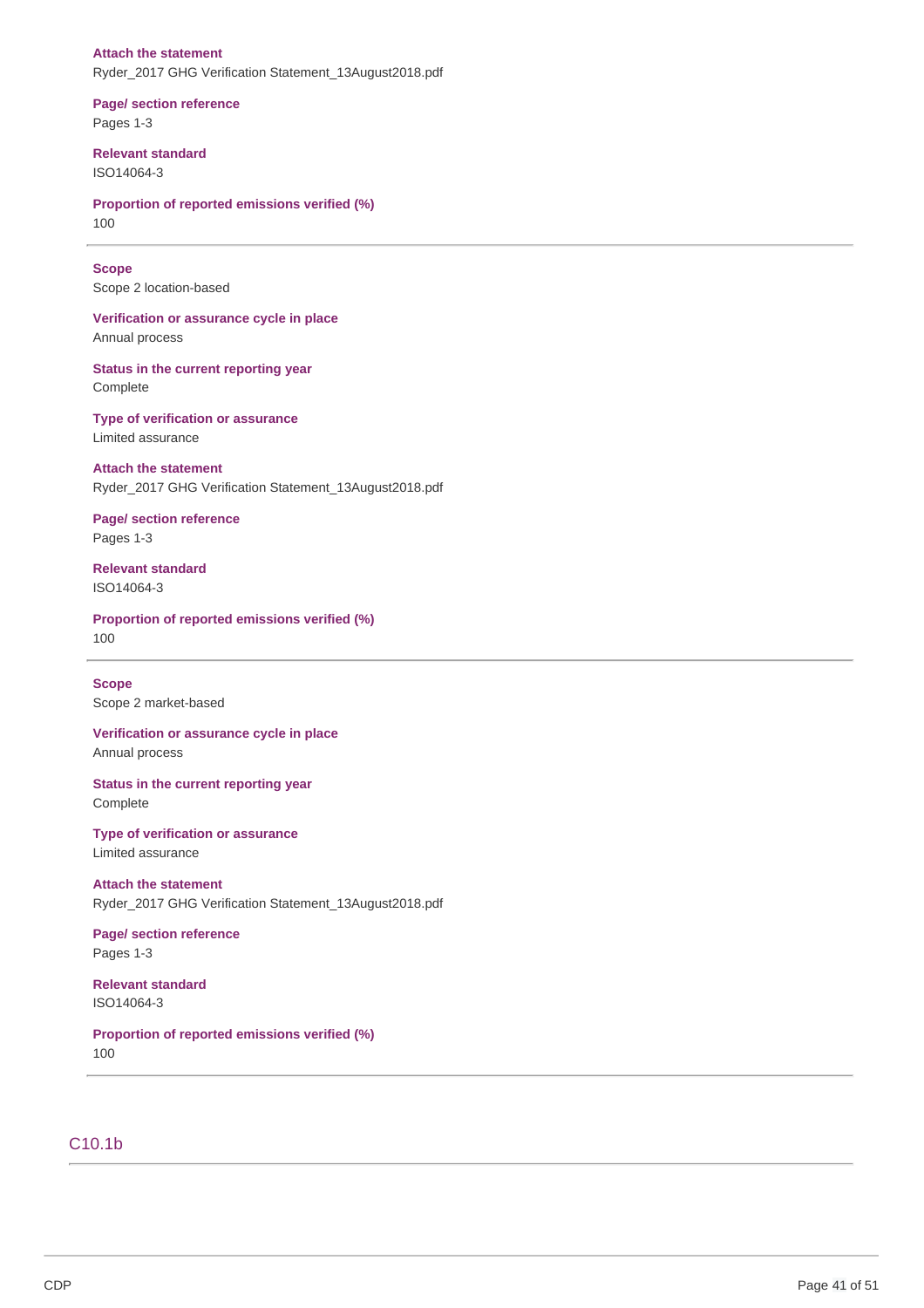**Attach the statement**
Ryder_2017 GHG Verification Statement_13August2018.pdf

**Page/ section reference**
Pages 1-3

**Relevant standard**
ISO14064-3

**Proportion of reported emissions verified (%)**
100

---

**Scope**
Scope 2 location-based

**Verification or assurance cycle in place**
Annual process

**Status in the current reporting year**
Complete

**Type of verification or assurance**
Limited assurance

**Attach the statement**
Ryder_2017 GHG Verification Statement_13August2018.pdf

**Page/ section reference**
Pages 1-3

**Relevant standard**
ISO14064-3

**Proportion of reported emissions verified (%)**
100

---

**Scope**
Scope 2 market-based

**Verification or assurance cycle in place**
Annual process

**Status in the current reporting year**
Complete

**Type of verification or assurance**
Limited assurance

**Attach the statement**
Ryder_2017 GHG Verification Statement_13August2018.pdf

**Page/ section reference**
Pages 1-3

**Relevant standard**
ISO14064-3

**Proportion of reported emissions verified (%)**
100

---

## C10.1b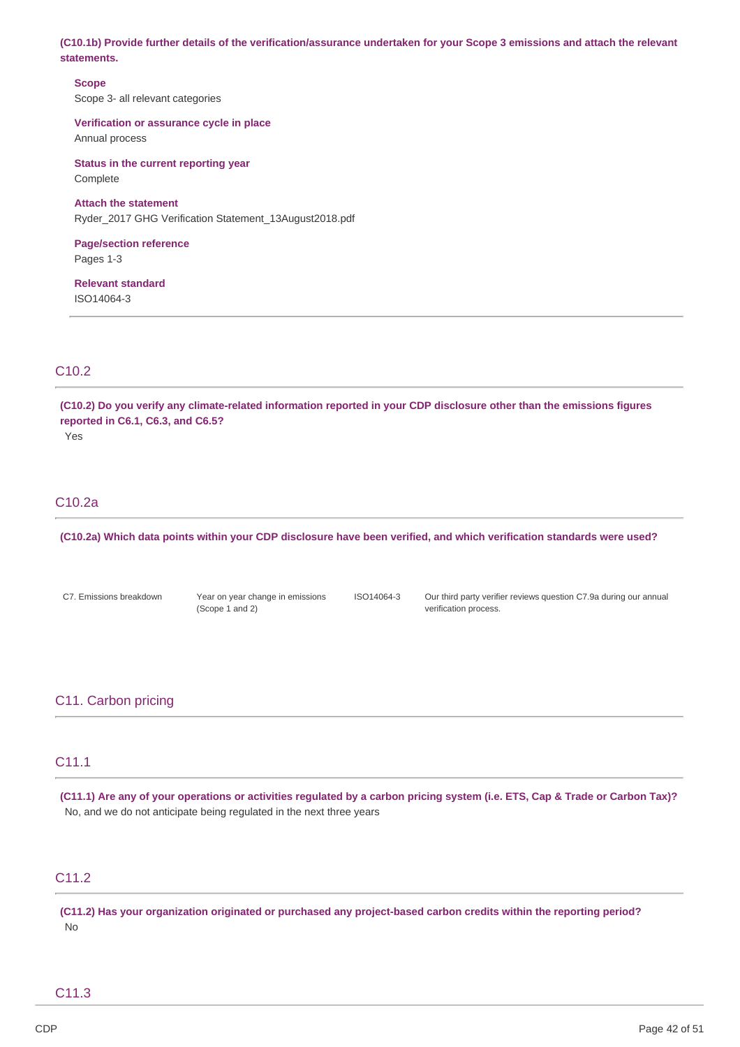**(C10.1b) Provide further details of the verification/assurance undertaken for your Scope 3 emissions and attach the relevant statements.**

**Scope**
Scope 3- all relevant categories

**Verification or assurance cycle in place**
Annual process

**Status in the current reporting year**
Complete

**Attach the statement**
Ryder_2017 GHG Verification Statement_13August2018.pdf

**Page/section reference**
Pages 1-3

**Relevant standard**
ISO14064-3

## C10.2

**(C10.2) Do you verify any climate-related information reported in your CDP disclosure other than the emissions figures reported in C6.1, C6.3, and C6.5?**

Yes

## C10.2a

**(C10.2a) Which data points within your CDP disclosure have been verified, and which verification standards were used?**

| | | | |
|---|---|---|---|
| C7. Emissions breakdown | Year on year change in emissions (Scope 1 and 2) | ISO14064-3 | Our third party verifier reviews question C7.9a during our annual verification process. |

# C11. Carbon pricing

## C11.1

**(C11.1) Are any of your operations or activities regulated by a carbon pricing system (i.e. ETS, Cap & Trade or Carbon Tax)?**

No, and we do not anticipate being regulated in the next three years

## C11.2

**(C11.2) Has your organization originated or purchased any project-based carbon credits within the reporting period?**

No

## C11.3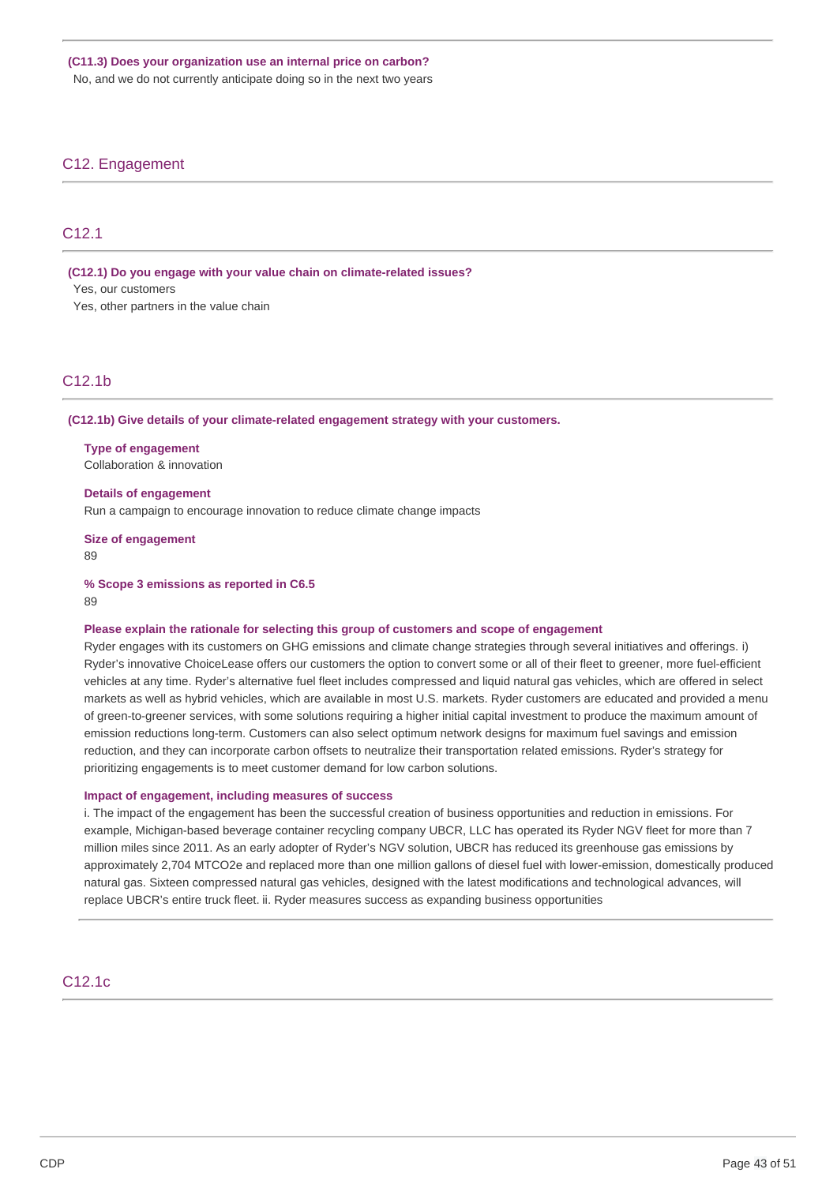**(C11.3) Does your organization use an internal price on carbon?**

No, and we do not currently anticipate doing so in the next two years

## C12. Engagement

### C12.1

**(C12.1) Do you engage with your value chain on climate-related issues?**

Yes, our customers

Yes, other partners in the value chain

### C12.1b

**(C12.1b) Give details of your climate-related engagement strategy with your customers.**

**Type of engagement**

Collaboration & innovation

**Details of engagement**

Run a campaign to encourage innovation to reduce climate change impacts

**Size of engagement**

89

**% Scope 3 emissions as reported in C6.5**

89

**Please explain the rationale for selecting this group of customers and scope of engagement**

Ryder engages with its customers on GHG emissions and climate change strategies through several initiatives and offerings. i) Ryder's innovative ChoiceLease offers our customers the option to convert some or all of their fleet to greener, more fuel-efficient vehicles at any time. Ryder's alternative fuel fleet includes compressed and liquid natural gas vehicles, which are offered in select markets as well as hybrid vehicles, which are available in most U.S. markets. Ryder customers are educated and provided a menu of green-to-greener services, with some solutions requiring a higher initial capital investment to produce the maximum amount of emission reductions long-term. Customers can also select optimum network designs for maximum fuel savings and emission reduction, and they can incorporate carbon offsets to neutralize their transportation related emissions. Ryder's strategy for prioritizing engagements is to meet customer demand for low carbon solutions.

**Impact of engagement, including measures of success**

i. The impact of the engagement has been the successful creation of business opportunities and reduction in emissions. For example, Michigan-based beverage container recycling company UBCR, LLC has operated its Ryder NGV fleet for more than 7 million miles since 2011. As an early adopter of Ryder's NGV solution, UBCR has reduced its greenhouse gas emissions by approximately 2,704 MTCO2e and replaced more than one million gallons of diesel fuel with lower-emission, domestically produced natural gas. Sixteen compressed natural gas vehicles, designed with the latest modifications and technological advances, will replace UBCR's entire truck fleet. ii. Ryder measures success as expanding business opportunities

### C12.1c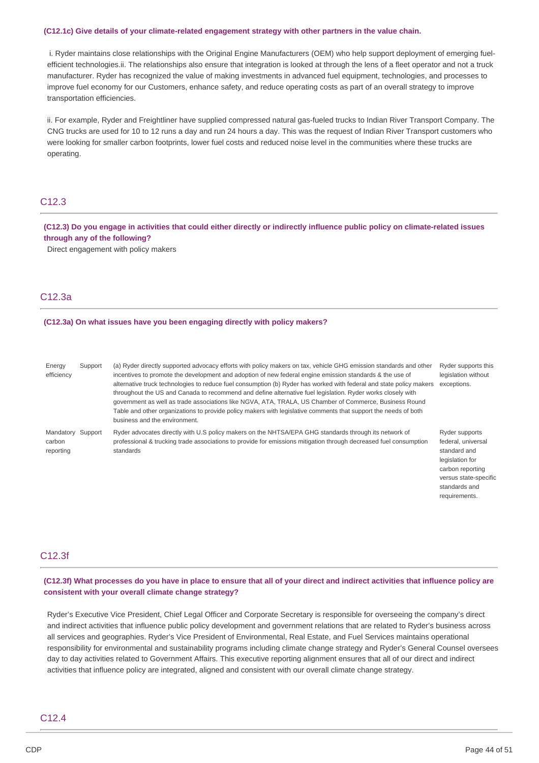**(C12.1c) Give details of your climate-related engagement strategy with other partners in the value chain.**

i. Ryder maintains close relationships with the Original Engine Manufacturers (OEM) who help support deployment of emerging fuel-efficient technologies.ii. The relationships also ensure that integration is looked at through the lens of a fleet operator and not a truck manufacturer. Ryder has recognized the value of making investments in advanced fuel equipment, technologies, and processes to improve fuel economy for our Customers, enhance safety, and reduce operating costs as part of an overall strategy to improve transportation efficiencies.

ii. For example, Ryder and Freightliner have supplied compressed natural gas-fueled trucks to Indian River Transport Company. The CNG trucks are used for 10 to 12 runs a day and run 24 hours a day. This was the request of Indian River Transport customers who were looking for smaller carbon footprints, lower fuel costs and reduced noise level in the communities where these trucks are operating.

## C12.3

**(C12.3) Do you engage in activities that could either directly or indirectly influence public policy on climate-related issues through any of the following?**

Direct engagement with policy makers

## C12.3a

**(C12.3a) On what issues have you been engaging directly with policy makers?**

| | | | |
|---|---|---|---|
| Energy efficiency | Support | (a) Ryder directly supported advocacy efforts with policy makers on tax, vehicle GHG emission standards and other incentives to promote the development and adoption of new federal engine emission standards & the use of alternative truck technologies to reduce fuel consumption (b) Ryder has worked with federal and state policy makers throughout the US and Canada to recommend and define alternative fuel legislation. Ryder works closely with government as well as trade associations like NGVA, ATA, TRALA, US Chamber of Commerce, Business Round Table and other organizations to provide policy makers with legislative comments that support the needs of both business and the environment. | Ryder supports this legislation without exceptions. |
| Mandatory carbon reporting | Support | Ryder advocates directly with U.S policy makers on the NHTSA/EPA GHG standards through its network of professional & trucking trade associations to provide for emissions mitigation through decreased fuel consumption standards | Ryder supports federal, universal standard and legislation for carbon reporting versus state-specific standards and requirements. |

## C12.3f

**(C12.3f) What processes do you have in place to ensure that all of your direct and indirect activities that influence policy are consistent with your overall climate change strategy?**

Ryder's Executive Vice President, Chief Legal Officer and Corporate Secretary is responsible for overseeing the company's direct and indirect activities that influence public policy development and government relations that are related to Ryder's business across all services and geographies. Ryder's Vice President of Environmental, Real Estate, and Fuel Services maintains operational responsibility for environmental and sustainability programs including climate change strategy and Ryder's General Counsel oversees day to day activities related to Government Affairs. This executive reporting alignment ensures that all of our direct and indirect activities that influence policy are integrated, aligned and consistent with our overall climate change strategy.

## C12.4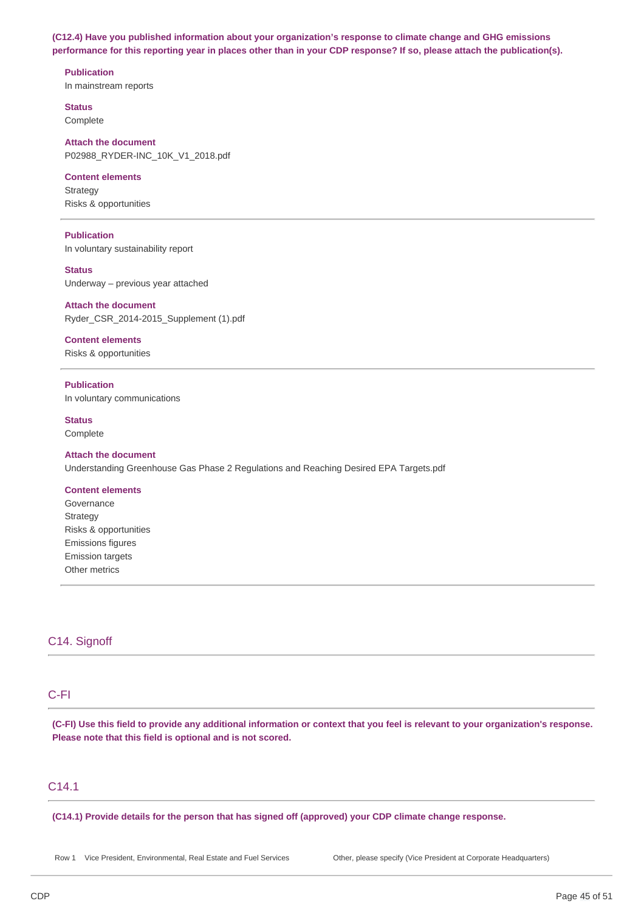**(C12.4) Have you published information about your organization's response to climate change and GHG emissions performance for this reporting year in places other than in your CDP response? If so, please attach the publication(s).**

**Publication**
In mainstream reports

**Status**
Complete

**Attach the document**
P02988_RYDER-INC_10K_V1_2018.pdf

**Content elements**
Strategy
Risks & opportunities

---

**Publication**
In voluntary sustainability report

**Status**
Underway – previous year attached

**Attach the document**
Ryder_CSR_2014-2015_Supplement (1).pdf

**Content elements**
Risks & opportunities

---

**Publication**
In voluntary communications

**Status**
Complete

**Attach the document**
Understanding Greenhouse Gas Phase 2 Regulations and Reaching Desired EPA Targets.pdf

**Content elements**
Governance
Strategy
Risks & opportunities
Emissions figures
Emission targets
Other metrics

---

## C14. Signoff

## C-FI

**(C-FI) Use this field to provide any additional information or context that you feel is relevant to your organization's response. Please note that this field is optional and is not scored.**

## C14.1

**(C14.1) Provide details for the person that has signed off (approved) your CDP climate change response.**

| | | |
|---|---|---|
| Row 1 | Vice President, Environmental, Real Estate and Fuel Services | Other, please specify (Vice President at Corporate Headquarters) |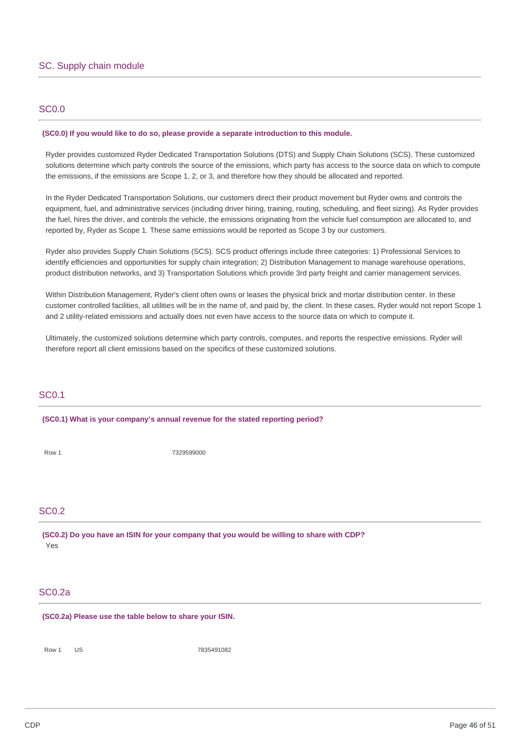## SC. Supply chain module

### SC0.0

**(SC0.0) If you would like to do so, please provide a separate introduction to this module.**

Ryder provides customized Ryder Dedicated Transportation Solutions (DTS) and Supply Chain Solutions (SCS). These customized solutions determine which party controls the source of the emissions, which party has access to the source data on which to compute the emissions, if the emissions are Scope 1, 2, or 3, and therefore how they should be allocated and reported.

In the Ryder Dedicated Transportation Solutions, our customers direct their product movement but Ryder owns and controls the equipment, fuel, and administrative services (including driver hiring, training, routing, scheduling, and fleet sizing). As Ryder provides the fuel, hires the driver, and controls the vehicle, the emissions originating from the vehicle fuel consumption are allocated to, and reported by, Ryder as Scope 1. These same emissions would be reported as Scope 3 by our customers.

Ryder also provides Supply Chain Solutions (SCS). SCS product offerings include three categories: 1) Professional Services to identify efficiencies and opportunities for supply chain integration; 2) Distribution Management to manage warehouse operations, product distribution networks, and 3) Transportation Solutions which provide 3rd party freight and carrier management services.

Within Distribution Management, Ryder's client often owns or leases the physical brick and mortar distribution center. In these customer controlled facilities, all utilities will be in the name of, and paid by, the client. In these cases, Ryder would not report Scope 1 and 2 utility-related emissions and actually does not even have access to the source data on which to compute it.

Ultimately, the customized solutions determine which party controls, computes, and reports the respective emissions. Ryder will therefore report all client emissions based on the specifics of these customized solutions.

### SC0.1

**(SC0.1) What is your company's annual revenue for the stated reporting period?**

| | |
|---|---|
| Row 1 | 7329599000 |

### SC0.2

**(SC0.2) Do you have an ISIN for your company that you would be willing to share with CDP?**

Yes

### SC0.2a

**(SC0.2a) Please use the table below to share your ISIN.**

| | | |
|---|---|---|
| Row 1 | US | 7835491082 |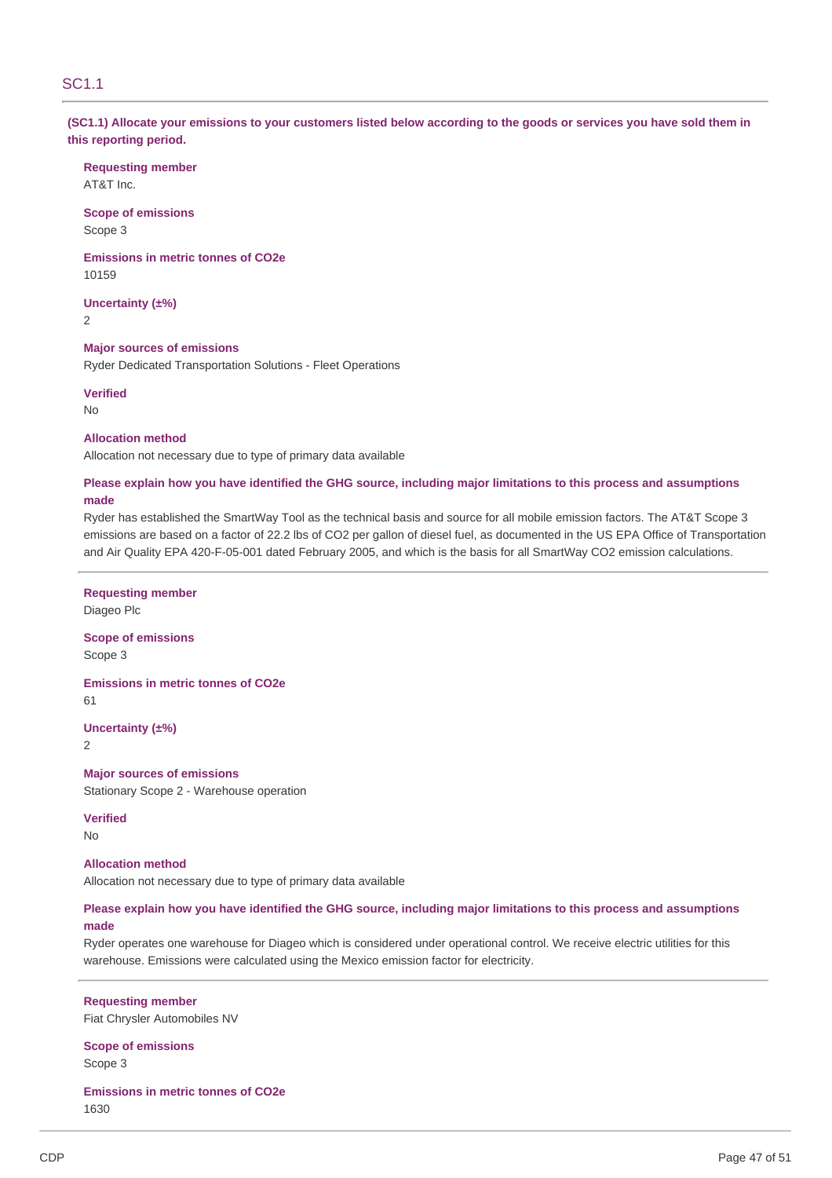## SC1.1

**(SC1.1) Allocate your emissions to your customers listed below according to the goods or services you have sold them in this reporting period.**

**Requesting member**
AT&T Inc.

**Scope of emissions**
Scope 3

**Emissions in metric tonnes of CO2e**
10159

**Uncertainty (±%)**
2

**Major sources of emissions**
Ryder Dedicated Transportation Solutions - Fleet Operations

**Verified**
No

**Allocation method**
Allocation not necessary due to type of primary data available

**Please explain how you have identified the GHG source, including major limitations to this process and assumptions made**
Ryder has established the SmartWay Tool as the technical basis and source for all mobile emission factors. The AT&T Scope 3 emissions are based on a factor of 22.2 lbs of CO2 per gallon of diesel fuel, as documented in the US EPA Office of Transportation and Air Quality EPA 420-F-05-001 dated February 2005, and which is the basis for all SmartWay CO2 emission calculations.

---

**Requesting member**
Diageo Plc

**Scope of emissions**
Scope 3

**Emissions in metric tonnes of CO2e**
61

**Uncertainty (±%)**
2

**Major sources of emissions**
Stationary Scope 2 - Warehouse operation

**Verified**
No

**Allocation method**
Allocation not necessary due to type of primary data available

**Please explain how you have identified the GHG source, including major limitations to this process and assumptions made**
Ryder operates one warehouse for Diageo which is considered under operational control. We receive electric utilities for this warehouse. Emissions were calculated using the Mexico emission factor for electricity.

---

**Requesting member**
Fiat Chrysler Automobiles NV

**Scope of emissions**
Scope 3

**Emissions in metric tonnes of CO2e**
1630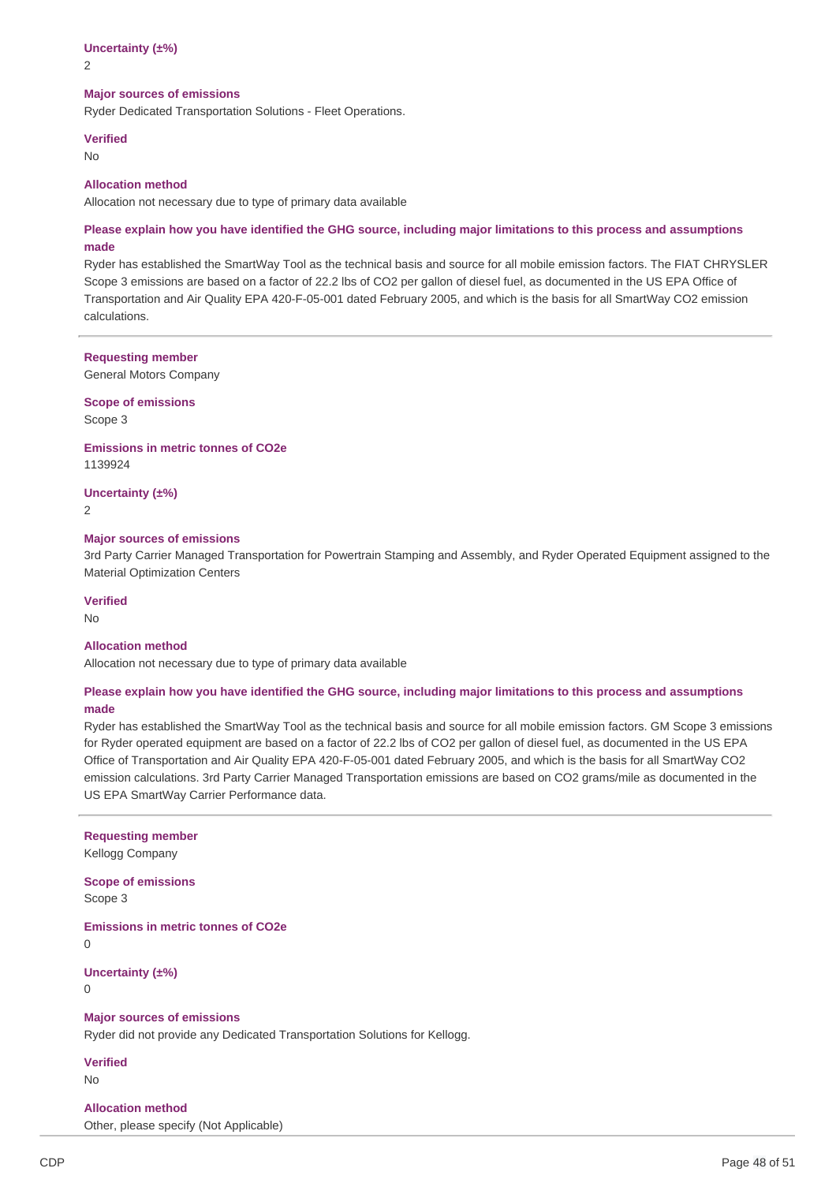**Uncertainty (±%)**

2

**Major sources of emissions**

Ryder Dedicated Transportation Solutions - Fleet Operations.

**Verified**

No

**Allocation method**

Allocation not necessary due to type of primary data available

**Please explain how you have identified the GHG source, including major limitations to this process and assumptions made**

Ryder has established the SmartWay Tool as the technical basis and source for all mobile emission factors. The FIAT CHRYSLER Scope 3 emissions are based on a factor of 22.2 lbs of CO2 per gallon of diesel fuel, as documented in the US EPA Office of Transportation and Air Quality EPA 420-F-05-001 dated February 2005, and which is the basis for all SmartWay CO2 emission calculations.

---

**Requesting member**

General Motors Company

**Scope of emissions**

Scope 3

**Emissions in metric tonnes of CO2e**

1139924

**Uncertainty (±%)**

2

**Major sources of emissions**

3rd Party Carrier Managed Transportation for Powertrain Stamping and Assembly, and Ryder Operated Equipment assigned to the Material Optimization Centers

**Verified**

No

**Allocation method**

Allocation not necessary due to type of primary data available

**Please explain how you have identified the GHG source, including major limitations to this process and assumptions made**

Ryder has established the SmartWay Tool as the technical basis and source for all mobile emission factors. GM Scope 3 emissions for Ryder operated equipment are based on a factor of 22.2 lbs of CO2 per gallon of diesel fuel, as documented in the US EPA Office of Transportation and Air Quality EPA 420-F-05-001 dated February 2005, and which is the basis for all SmartWay CO2 emission calculations. 3rd Party Carrier Managed Transportation emissions are based on CO2 grams/mile as documented in the US EPA SmartWay Carrier Performance data.

---

**Requesting member**

Kellogg Company

**Scope of emissions**

Scope 3

**Emissions in metric tonnes of CO2e**

0

**Uncertainty (±%)**

0

**Major sources of emissions**

Ryder did not provide any Dedicated Transportation Solutions for Kellogg.

**Verified**

No

**Allocation method**

Other, please specify (Not Applicable)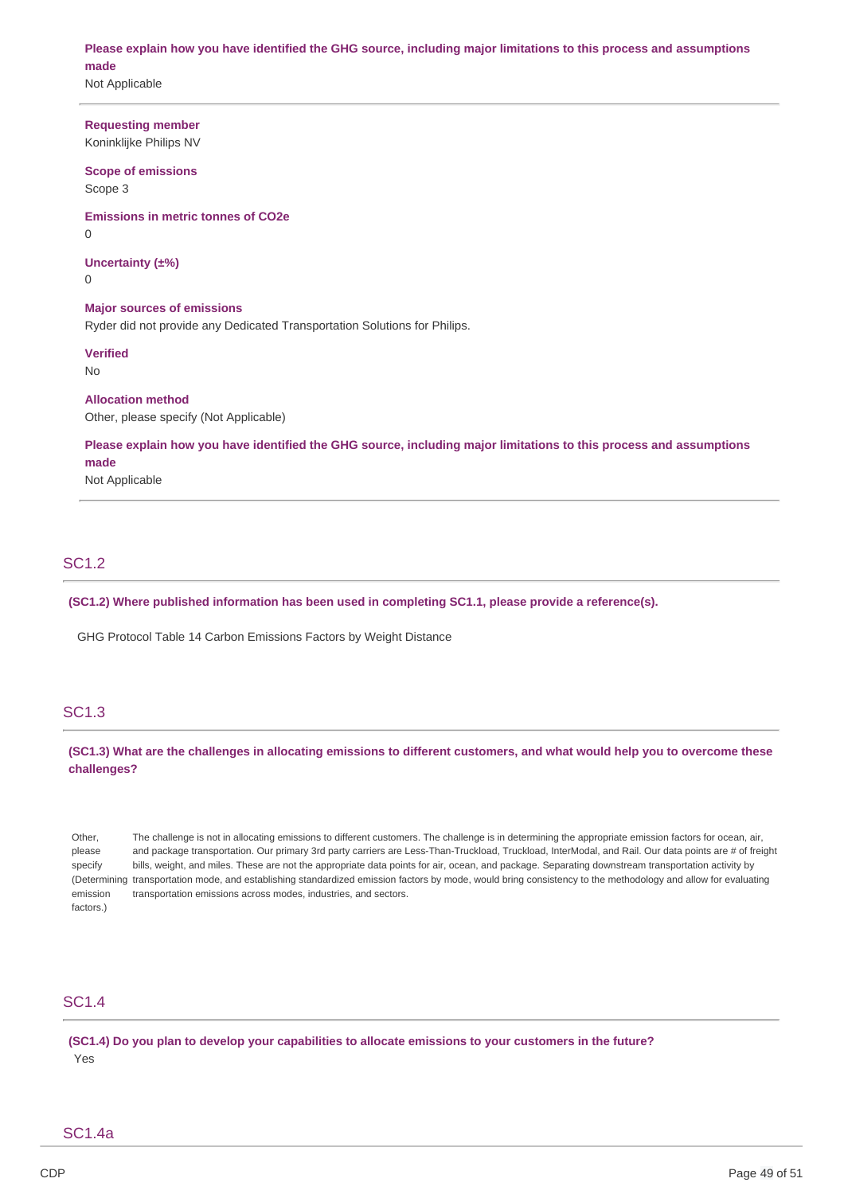**Please explain how you have identified the GHG source, including major limitations to this process and assumptions made**

Not Applicable

**Requesting member**

Koninklijke Philips NV

**Scope of emissions**

Scope 3

**Emissions in metric tonnes of CO2e**

0

**Uncertainty (±%)**

0

**Major sources of emissions**

Ryder did not provide any Dedicated Transportation Solutions for Philips.

**Verified**

No

**Allocation method**

Other, please specify (Not Applicable)

**Please explain how you have identified the GHG source, including major limitations to this process and assumptions made**

Not Applicable

## SC1.2

**(SC1.2) Where published information has been used in completing SC1.1, please provide a reference(s).**

GHG Protocol Table 14 Carbon Emissions Factors by Weight Distance

## SC1.3

**(SC1.3) What are the challenges in allocating emissions to different customers, and what would help you to overcome these challenges?**

| | |
|---|---|
| Other, please specify (Determining emission factors.) | The challenge is not in allocating emissions to different customers. The challenge is in determining the appropriate emission factors for ocean, air, and package transportation. Our primary 3rd party carriers are Less-Than-Truckload, Truckload, InterModal, and Rail. Our data points are # of freight bills, weight, and miles. These are not the appropriate data points for air, ocean, and package. Separating downstream transportation activity by transportation mode, and establishing standardized emission factors by mode, would bring consistency to the methodology and allow for evaluating transportation emissions across modes, industries, and sectors. |

## SC1.4

**(SC1.4) Do you plan to develop your capabilities to allocate emissions to your customers in the future?**

Yes

## SC1.4a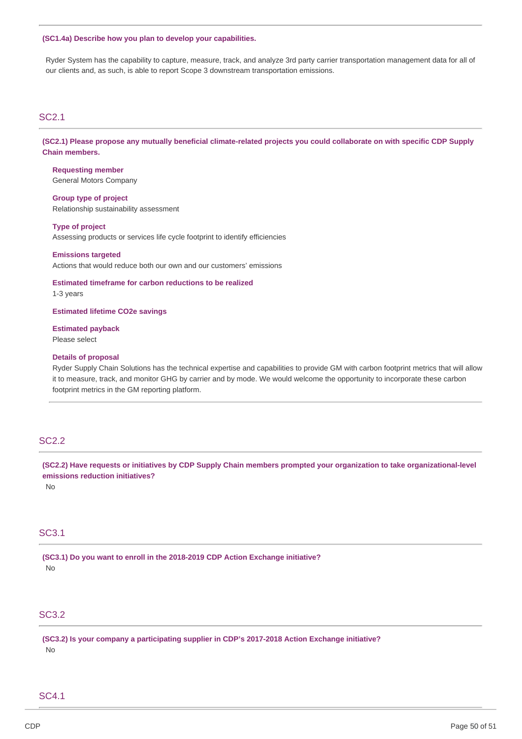**(SC1.4a) Describe how you plan to develop your capabilities.**

Ryder System has the capability to capture, measure, track, and analyze 3rd party carrier transportation management data for all of our clients and, as such, is able to report Scope 3 downstream transportation emissions.

## SC2.1

**(SC2.1) Please propose any mutually beneficial climate-related projects you could collaborate on with specific CDP Supply Chain members.**

**Requesting member**
General Motors Company

**Group type of project**
Relationship sustainability assessment

**Type of project**
Assessing products or services life cycle footprint to identify efficiencies

**Emissions targeted**
Actions that would reduce both our own and our customers' emissions

**Estimated timeframe for carbon reductions to be realized**
1-3 years

**Estimated lifetime CO2e savings**

**Estimated payback**
Please select

**Details of proposal**
Ryder Supply Chain Solutions has the technical expertise and capabilities to provide GM with carbon footprint metrics that will allow it to measure, track, and monitor GHG by carrier and by mode. We would welcome the opportunity to incorporate these carbon footprint metrics in the GM reporting platform.

## SC2.2

**(SC2.2) Have requests or initiatives by CDP Supply Chain members prompted your organization to take organizational-level emissions reduction initiatives?**

No

## SC3.1

**(SC3.1) Do you want to enroll in the 2018-2019 CDP Action Exchange initiative?**

No

## SC3.2

**(SC3.2) Is your company a participating supplier in CDP's 2017-2018 Action Exchange initiative?**

No

## SC4.1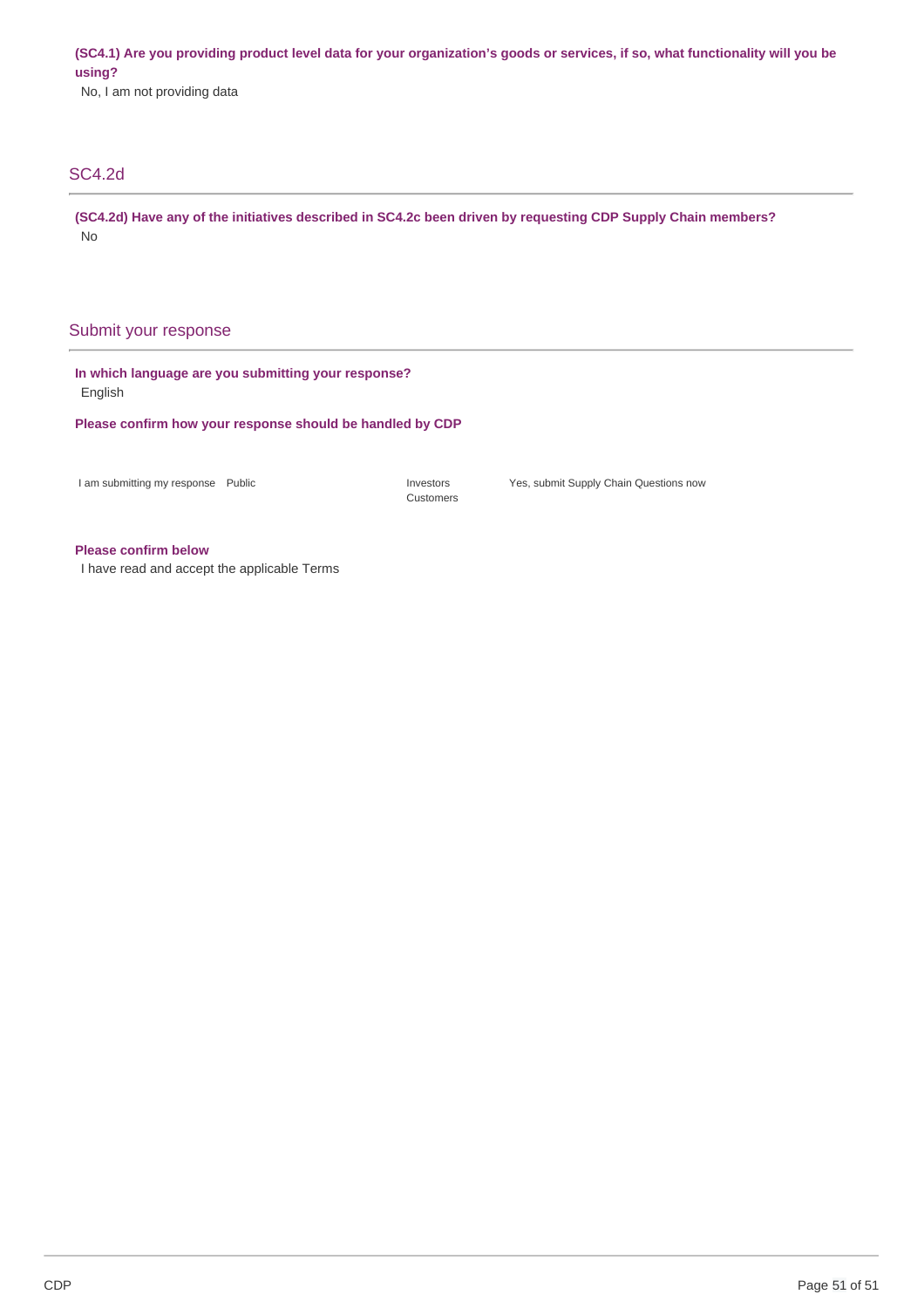**(SC4.1) Are you providing product level data for your organization's goods or services, if so, what functionality will you be using?**

No, I am not providing data

## SC4.2d

**(SC4.2d) Have any of the initiatives described in SC4.2c been driven by requesting CDP Supply Chain members?**

No

## Submit your response

**In which language are you submitting your response?**

English

**Please confirm how your response should be handled by CDP**

| | | | |
|---|---|---|---|
| I am submitting my response | Public | Investors<br>Customers | Yes, submit Supply Chain Questions now |

**Please confirm below**

I have read and accept the applicable Terms